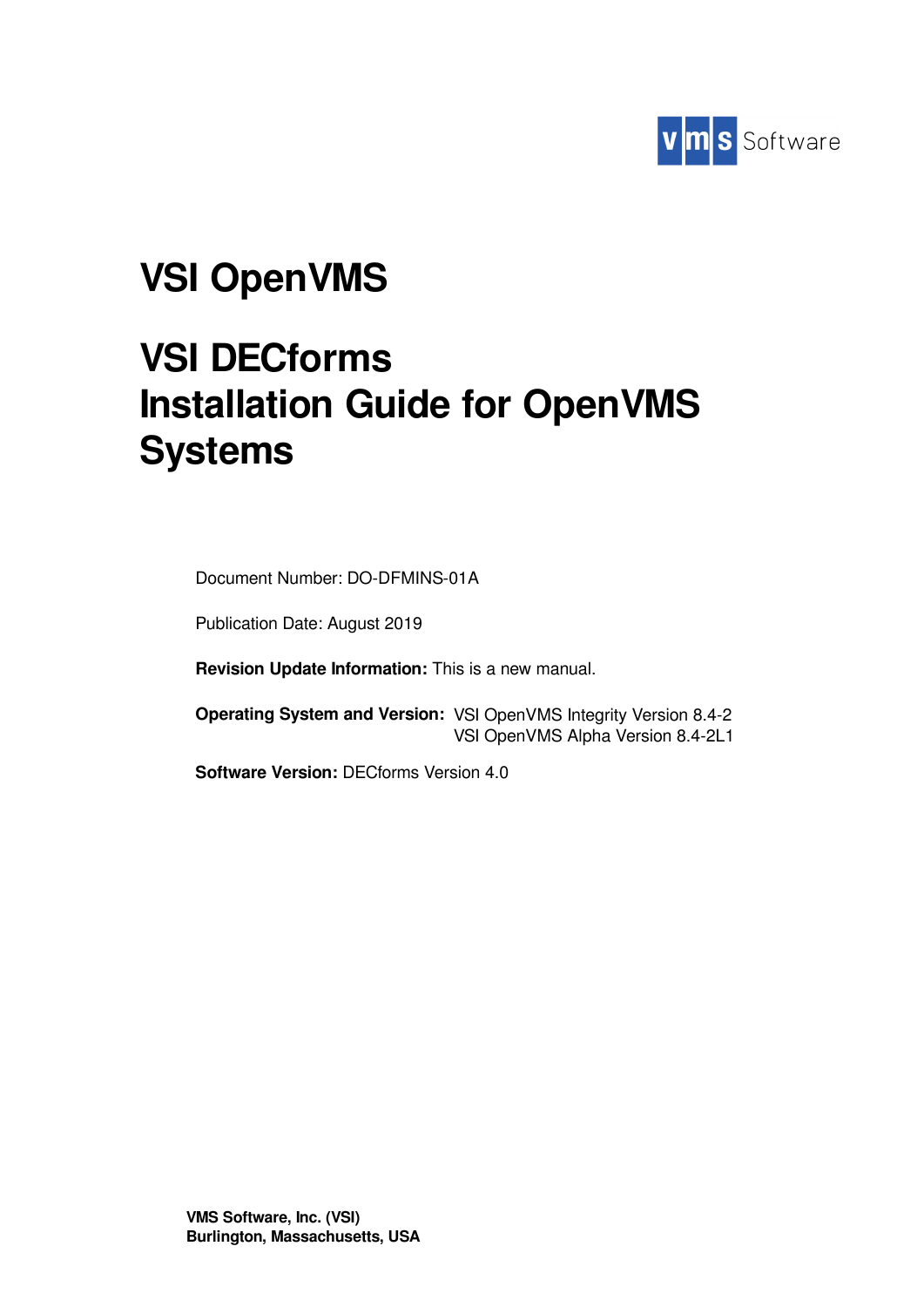vms Software

# VSI OpenVMS

# VSI DECforms Installation Guide for OpenVMS Systems

Document Number: DO-DFMINS-01A

Publication Date: August 2019

**Revision Update Information:** This is a new manual.

**Operating System and Version:** VSI OpenVMS Integrity Version 8.4-2
VSI OpenVMS Alpha Version 8.4-2L1

**Software Version:** DECforms Version 4.0

**VMS Software, Inc. (VSI)**
**Burlington, Massachusetts, USA**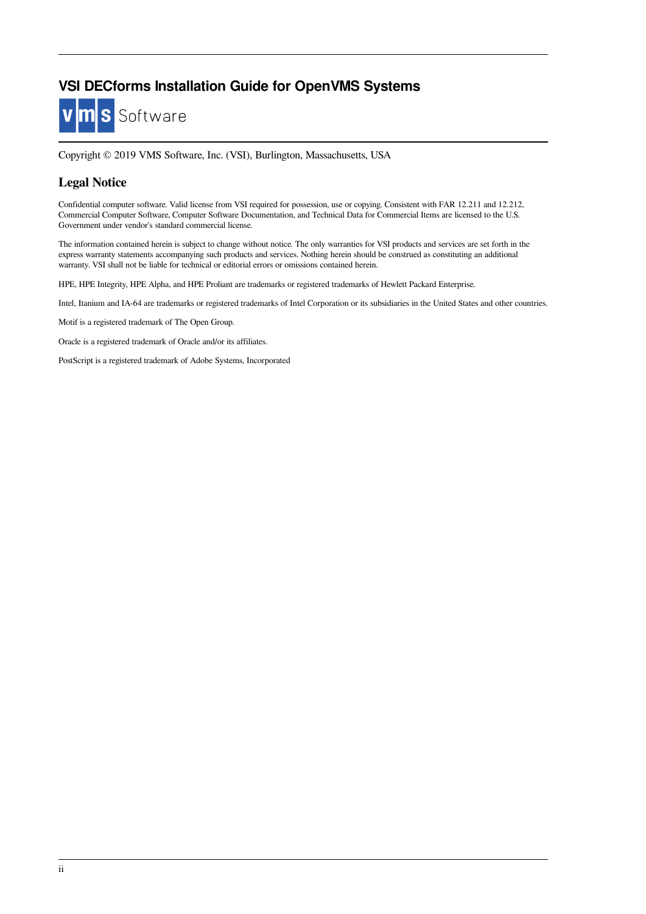# VSI DECforms Installation Guide for OpenVMS Systems

Copyright © 2019 VMS Software, Inc. (VSI), Burlington, Massachusetts, USA

## Legal Notice

Confidential computer software. Valid license from VSI required for possession, use or copying. Consistent with FAR 12.211 and 12.212, Commercial Computer Software, Computer Software Documentation, and Technical Data for Commercial Items are licensed to the U.S. Government under vendor's standard commercial license.

The information contained herein is subject to change without notice. The only warranties for VSI products and services are set forth in the express warranty statements accompanying such products and services. Nothing herein should be construed as constituting an additional warranty. VSI shall not be liable for technical or editorial errors or omissions contained herein.

HPE, HPE Integrity, HPE Alpha, and HPE Proliant are trademarks or registered trademarks of Hewlett Packard Enterprise.

Intel, Itanium and IA-64 are trademarks or registered trademarks of Intel Corporation or its subsidiaries in the United States and other countries.

Motif is a registered trademark of The Open Group.

Oracle is a registered trademark of Oracle and/or its affiliates.

PostScript is a registered trademark of Adobe Systems, Incorporated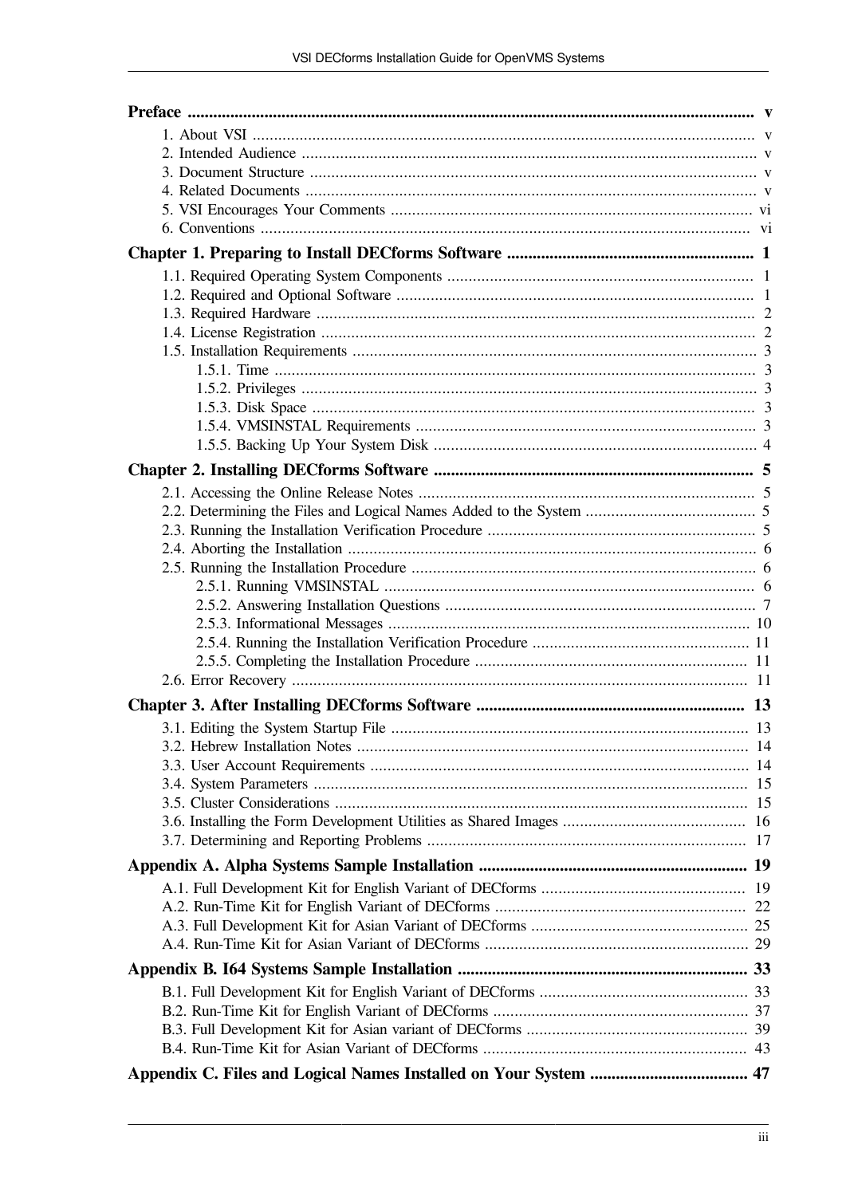**Preface** ..... v

- 1. About VSI ..... v
- 2. Intended Audience ..... v
- 3. Document Structure ..... v
- 4. Related Documents ..... v
- 5. VSI Encourages Your Comments ..... vi
- 6. Conventions ..... vi

**Chapter 1. Preparing to Install DECforms Software** ..... 1

- 1.1. Required Operating System Components ..... 1
- 1.2. Required and Optional Software ..... 1
- 1.3. Required Hardware ..... 2
- 1.4. License Registration ..... 2
- 1.5. Installation Requirements ..... 3
  - 1.5.1. Time ..... 3
  - 1.5.2. Privileges ..... 3
  - 1.5.3. Disk Space ..... 3
  - 1.5.4. VMSINSTAL Requirements ..... 3
  - 1.5.5. Backing Up Your System Disk ..... 4

**Chapter 2. Installing DECforms Software** ..... 5

- 2.1. Accessing the Online Release Notes ..... 5
- 2.2. Determining the Files and Logical Names Added to the System ..... 5
- 2.3. Running the Installation Verification Procedure ..... 5
- 2.4. Aborting the Installation ..... 6
- 2.5. Running the Installation Procedure ..... 6
  - 2.5.1. Running VMSINSTAL ..... 6
  - 2.5.2. Answering Installation Questions ..... 7
  - 2.5.3. Informational Messages ..... 10
  - 2.5.4. Running the Installation Verification Procedure ..... 11
  - 2.5.5. Completing the Installation Procedure ..... 11
- 2.6. Error Recovery ..... 11

**Chapter 3. After Installing DECforms Software** ..... 13

- 3.1. Editing the System Startup File ..... 13
- 3.2. Hebrew Installation Notes ..... 14
- 3.3. User Account Requirements ..... 14
- 3.4. System Parameters ..... 15
- 3.5. Cluster Considerations ..... 15
- 3.6. Installing the Form Development Utilities as Shared Images ..... 16
- 3.7. Determining and Reporting Problems ..... 17

**Appendix A. Alpha Systems Sample Installation** ..... 19

- A.1. Full Development Kit for English Variant of DECforms ..... 19
- A.2. Run-Time Kit for English Variant of DECforms ..... 22
- A.3. Full Development Kit for Asian Variant of DECforms ..... 25
- A.4. Run-Time Kit for Asian Variant of DECforms ..... 29

**Appendix B. I64 Systems Sample Installation** ..... 33

- B.1. Full Development Kit for English Variant of DECforms ..... 33
- B.2. Run-Time Kit for English Variant of DECforms ..... 37
- B.3. Full Development Kit for Asian variant of DECforms ..... 39
- B.4. Run-Time Kit for Asian Variant of DECforms ..... 43

**Appendix C. Files and Logical Names Installed on Your System** ..... 47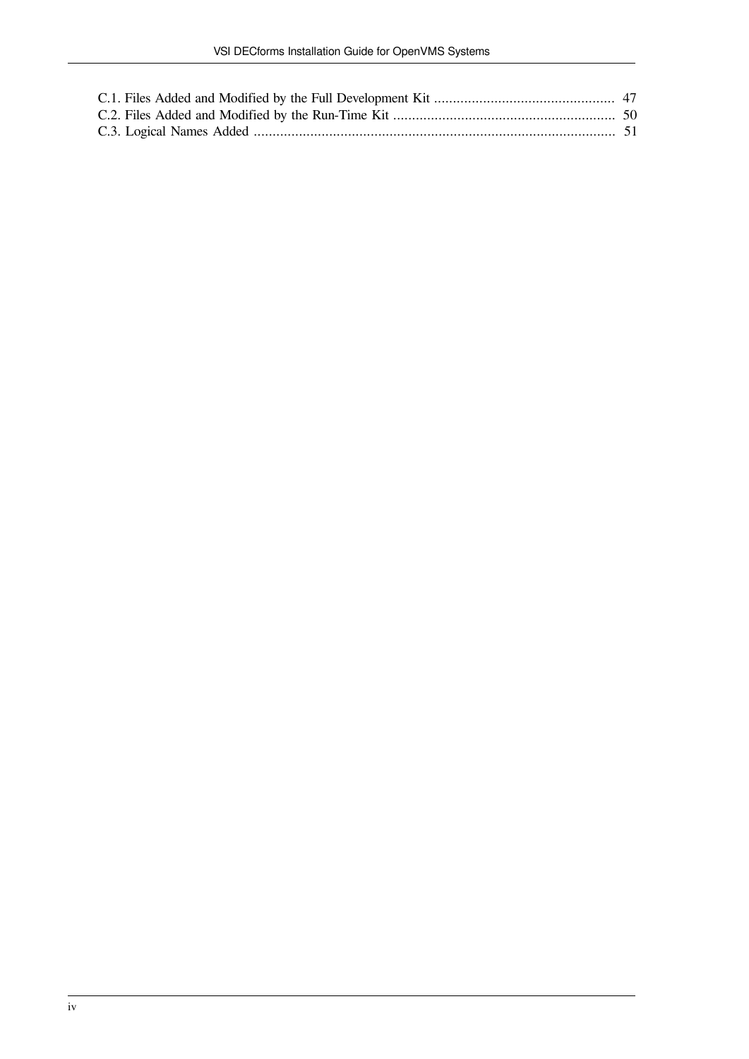C.1. Files Added and Modified by the Full Development Kit ................................................ 47
C.2. Files Added and Modified by the Run-Time Kit ........................................................... 50
C.3. Logical Names Added ................................................................................................ 51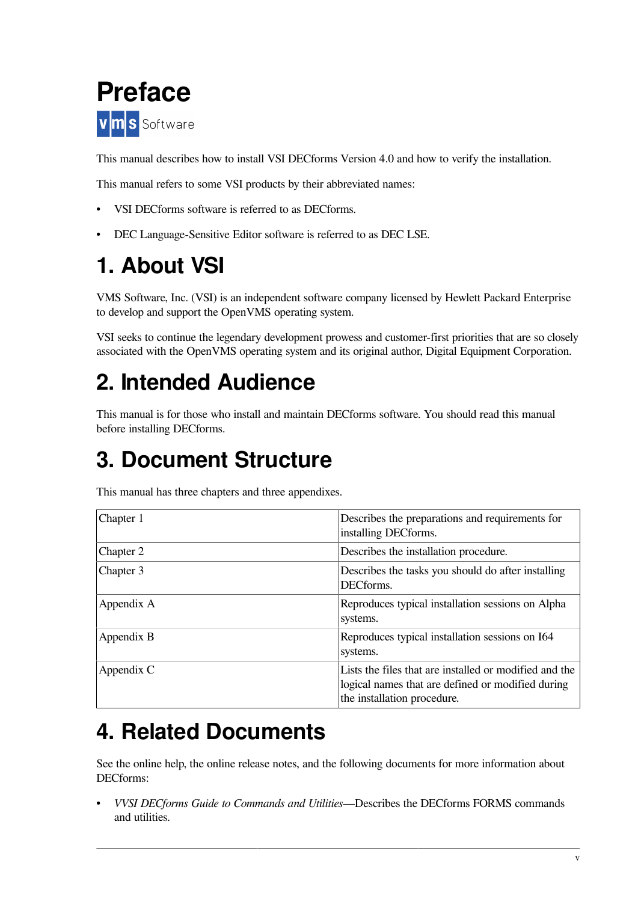# Preface

This manual describes how to install VSI DECforms Version 4.0 and how to verify the installation.

This manual refers to some VSI products by their abbreviated names:

- VSI DECforms software is referred to as DECforms.
- DEC Language-Sensitive Editor software is referred to as DEC LSE.

# 1. About VSI

VMS Software, Inc. (VSI) is an independent software company licensed by Hewlett Packard Enterprise to develop and support the OpenVMS operating system.

VSI seeks to continue the legendary development prowess and customer-first priorities that are so closely associated with the OpenVMS operating system and its original author, Digital Equipment Corporation.

# 2. Intended Audience

This manual is for those who install and maintain DECforms software. You should read this manual before installing DECforms.

# 3. Document Structure

This manual has three chapters and three appendixes.

| | |
|---|---|
| Chapter 1 | Describes the preparations and requirements for installing DECforms. |
| Chapter 2 | Describes the installation procedure. |
| Chapter 3 | Describes the tasks you should do after installing DECforms. |
| Appendix A | Reproduces typical installation sessions on Alpha systems. |
| Appendix B | Reproduces typical installation sessions on I64 systems. |
| Appendix C | Lists the files that are installed or modified and the logical names that are defined or modified during the installation procedure. |

# 4. Related Documents

See the online help, the online release notes, and the following documents for more information about DECforms:

- *VVSI DECforms Guide to Commands and Utilities*—Describes the DECforms FORMS commands and utilities.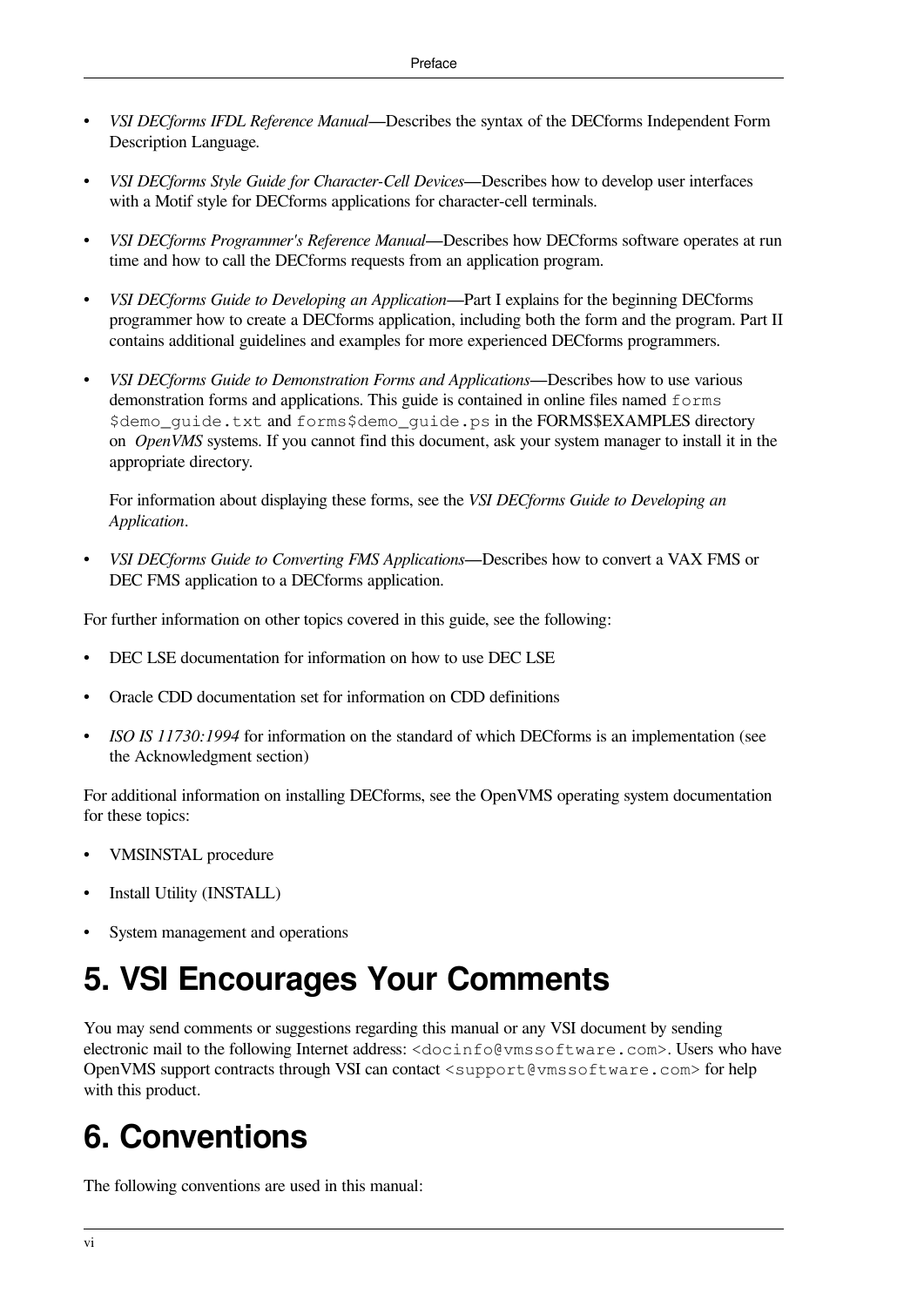- *VSI DECforms IFDL Reference Manual*—Describes the syntax of the DECforms Independent Form Description Language.
- *VSI DECforms Style Guide for Character-Cell Devices*—Describes how to develop user interfaces with a Motif style for DECforms applications for character-cell terminals.
- *VSI DECforms Programmer's Reference Manual*—Describes how DECforms software operates at run time and how to call the DECforms requests from an application program.
- *VSI DECforms Guide to Developing an Application*—Part I explains for the beginning DECforms programmer how to create a DECforms application, including both the form and the program. Part II contains additional guidelines and examples for more experienced DECforms programmers.
- *VSI DECforms Guide to Demonstration Forms and Applications*—Describes how to use various demonstration forms and applications. This guide is contained in online files named `forms$demo_guide.txt` and `forms$demo_guide.ps` in the FORMS$EXAMPLES directory on *OpenVMS* systems. If you cannot find this document, ask your system manager to install it in the appropriate directory.

  For information about displaying these forms, see the *VSI DECforms Guide to Developing an Application*.
- *VSI DECforms Guide to Converting FMS Applications*—Describes how to convert a VAX FMS or DEC FMS application to a DECforms application.

For further information on other topics covered in this guide, see the following:

- DEC LSE documentation for information on how to use DEC LSE
- Oracle CDD documentation set for information on CDD definitions
- *ISO IS 11730:1994* for information on the standard of which DECforms is an implementation (see the Acknowledgment section)

For additional information on installing DECforms, see the OpenVMS operating system documentation for these topics:

- VMSINSTAL procedure
- Install Utility (INSTALL)
- System management and operations

# 5. VSI Encourages Your Comments

You may send comments or suggestions regarding this manual or any VSI document by sending electronic mail to the following Internet address: `<docinfo@vmssoftware.com>`. Users who have OpenVMS support contracts through VSI can contact `<support@vmssoftware.com>` for help with this product.

# 6. Conventions

The following conventions are used in this manual: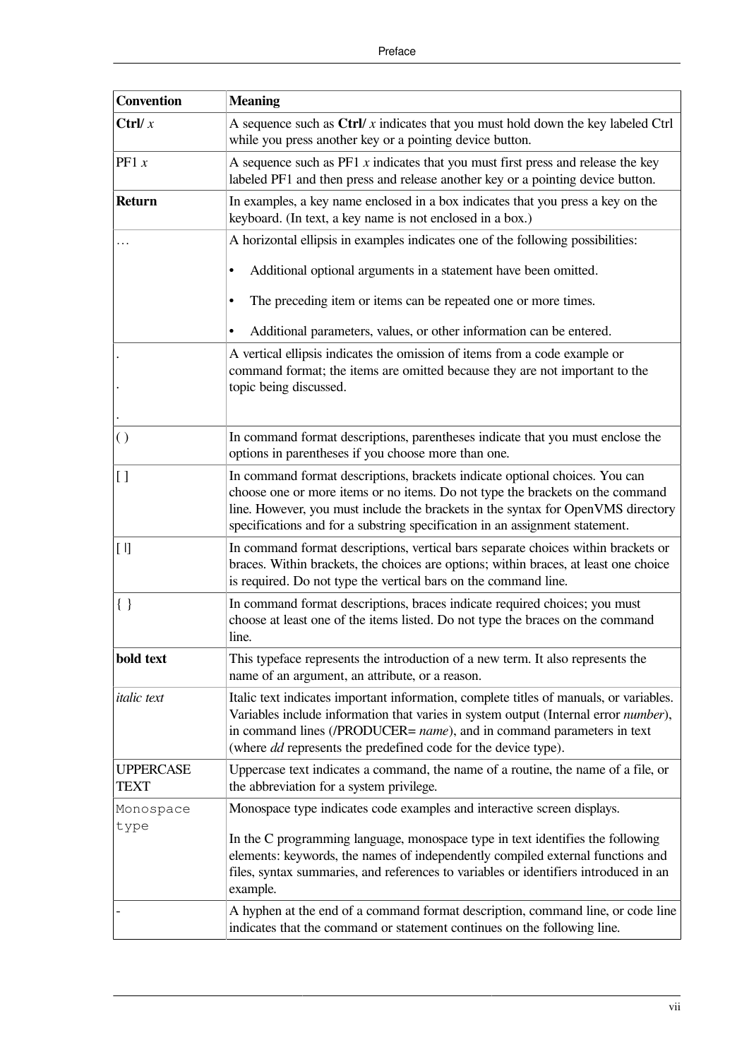| Convention | Meaning |
| --- | --- |
| **Ctrl/** *x* | A sequence such as **Ctrl/** *x* indicates that you must hold down the key labeled Ctrl while you press another key or a pointing device button. |
| PF1 *x* | A sequence such as PF1 *x* indicates that you must first press and release the key labeled PF1 and then press and release another key or a pointing device button. |
| **Return** | In examples, a key name enclosed in a box indicates that you press a key on the keyboard. (In text, a key name is not enclosed in a box.) |
| … | A horizontal ellipsis in examples indicates one of the following possibilities: <br> • Additional optional arguments in a statement have been omitted. <br> • The preceding item or items can be repeated one or more times. <br> • Additional parameters, values, or other information can be entered. |
| . <br> . <br> . | A vertical ellipsis indicates the omission of items from a code example or command format; the items are omitted because they are not important to the topic being discussed. |
| ( ) | In command format descriptions, parentheses indicate that you must enclose the options in parentheses if you choose more than one. |
| [ ] | In command format descriptions, brackets indicate optional choices. You can choose one or more items or no items. Do not type the brackets on the command line. However, you must include the brackets in the syntax for OpenVMS directory specifications and for a substring specification in an assignment statement. |
| [ \|] | In command format descriptions, vertical bars separate choices within brackets or braces. Within brackets, the choices are options; within braces, at least one choice is required. Do not type the vertical bars on the command line. |
| { } | In command format descriptions, braces indicate required choices; you must choose at least one of the items listed. Do not type the braces on the command line. |
| **bold text** | This typeface represents the introduction of a new term. It also represents the name of an argument, an attribute, or a reason. |
| *italic text* | Italic text indicates important information, complete titles of manuals, or variables. Variables include information that varies in system output (Internal error *number*), in command lines (/PRODUCER= *name*), and in command parameters in text (where *dd* represents the predefined code for the device type). |
| UPPERCASE TEXT | Uppercase text indicates a command, the name of a routine, the name of a file, or the abbreviation for a system privilege. |
| `Monospace type` | Monospace type indicates code examples and interactive screen displays. <br> In the C programming language, monospace type in text identifies the following elements: keywords, the names of independently compiled external functions and files, syntax summaries, and references to variables or identifiers introduced in an example. |
| - | A hyphen at the end of a command format description, command line, or code line indicates that the command or statement continues on the following line. |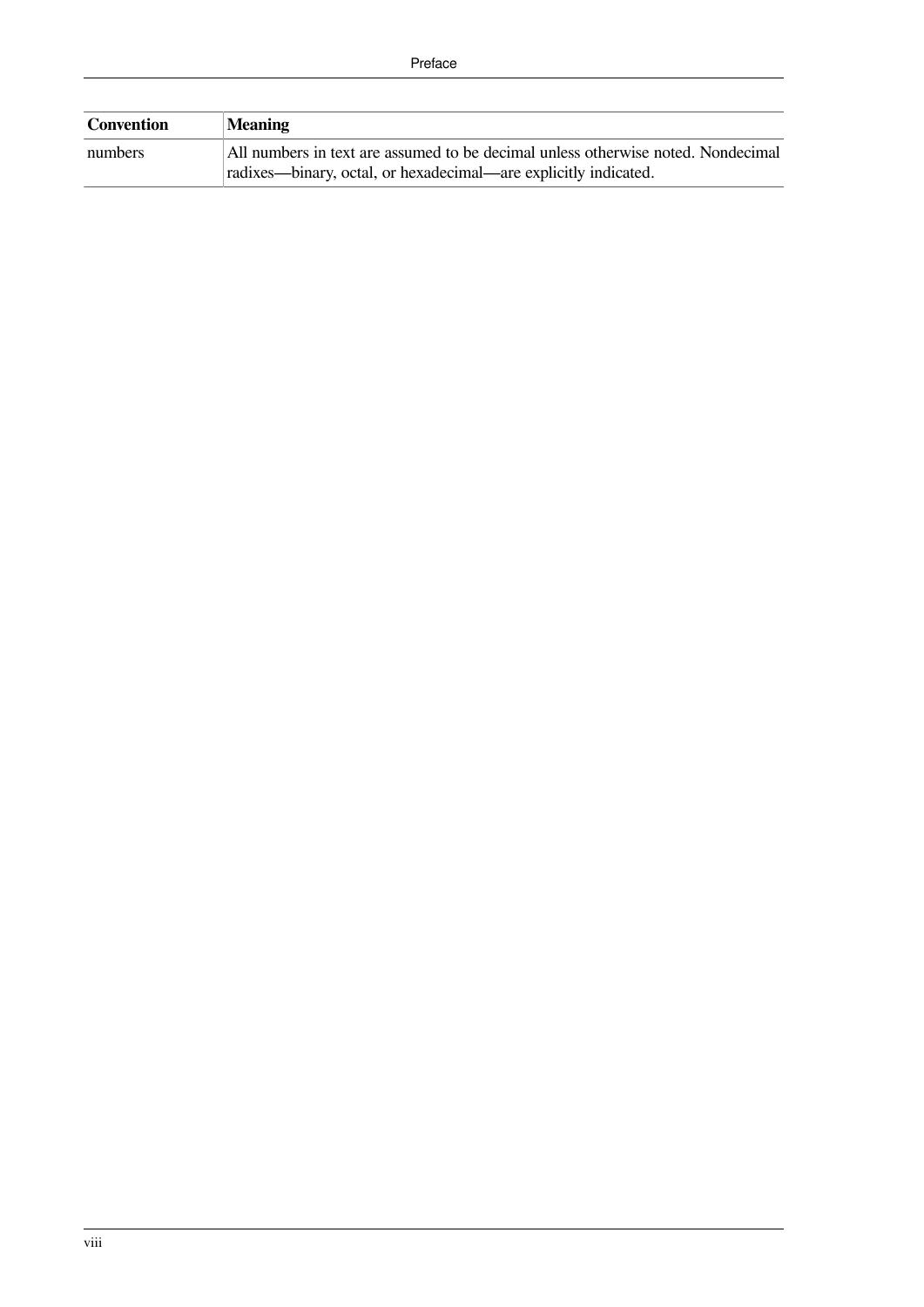| Convention | Meaning |
|---|---|
| numbers | All numbers in text are assumed to be decimal unless otherwise noted. Nondecimal radixes—binary, octal, or hexadecimal—are explicitly indicated. |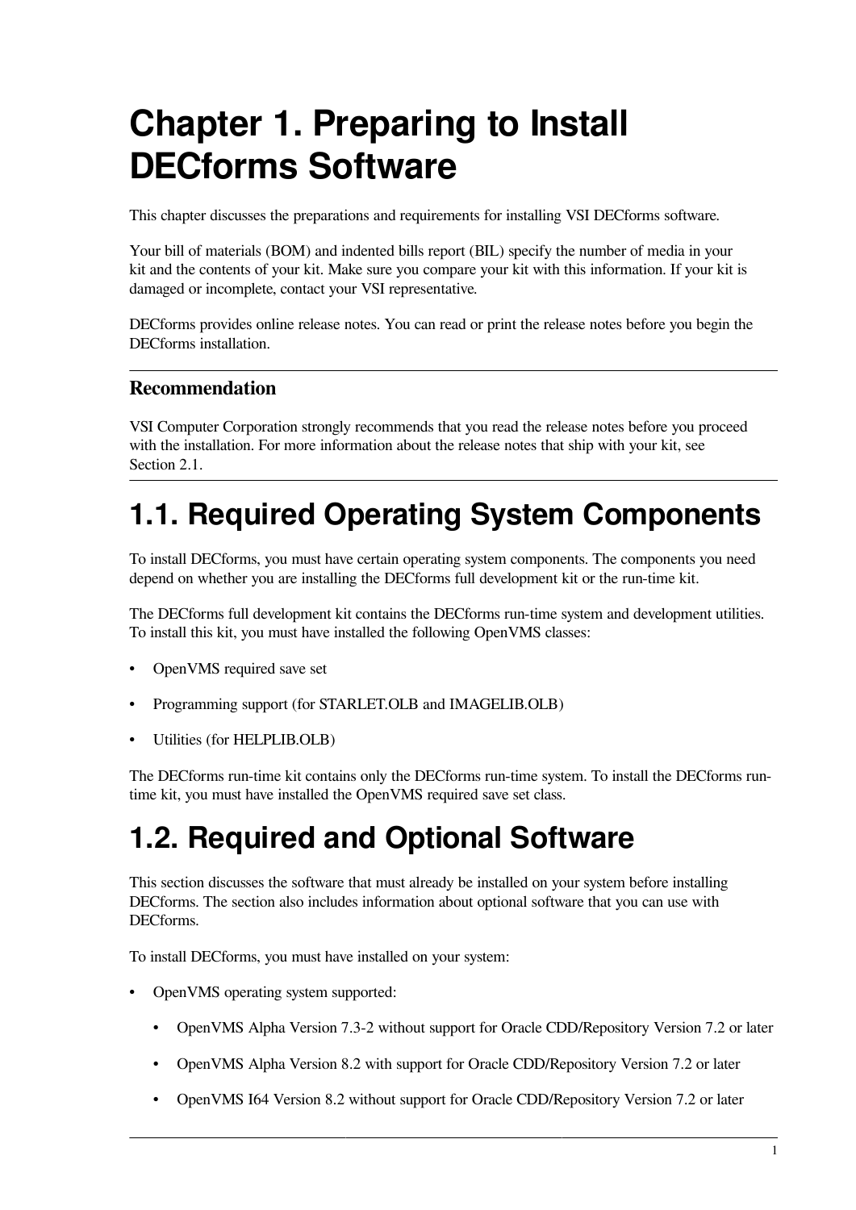# Chapter 1. Preparing to Install DECforms Software

This chapter discusses the preparations and requirements for installing VSI DECforms software.

Your bill of materials (BOM) and indented bills report (BIL) specify the number of media in your kit and the contents of your kit. Make sure you compare your kit with this information. If your kit is damaged or incomplete, contact your VSI representative.

DECforms provides online release notes. You can read or print the release notes before you begin the DECforms installation.

---

### Recommendation

VSI Computer Corporation strongly recommends that you read the release notes before you proceed with the installation. For more information about the release notes that ship with your kit, see Section 2.1.

---

## 1.1. Required Operating System Components

To install DECforms, you must have certain operating system components. The components you need depend on whether you are installing the DECforms full development kit or the run-time kit.

The DECforms full development kit contains the DECforms run-time system and development utilities. To install this kit, you must have installed the following OpenVMS classes:

- OpenVMS required save set
- Programming support (for STARLET.OLB and IMAGELIB.OLB)
- Utilities (for HELPLIB.OLB)

The DECforms run-time kit contains only the DECforms run-time system. To install the DECforms run-time kit, you must have installed the OpenVMS required save set class.

## 1.2. Required and Optional Software

This section discusses the software that must already be installed on your system before installing DECforms. The section also includes information about optional software that you can use with DECforms.

To install DECforms, you must have installed on your system:

- OpenVMS operating system supported:
  - OpenVMS Alpha Version 7.3-2 without support for Oracle CDD/Repository Version 7.2 or later
  - OpenVMS Alpha Version 8.2 with support for Oracle CDD/Repository Version 7.2 or later
  - OpenVMS I64 Version 8.2 without support for Oracle CDD/Repository Version 7.2 or later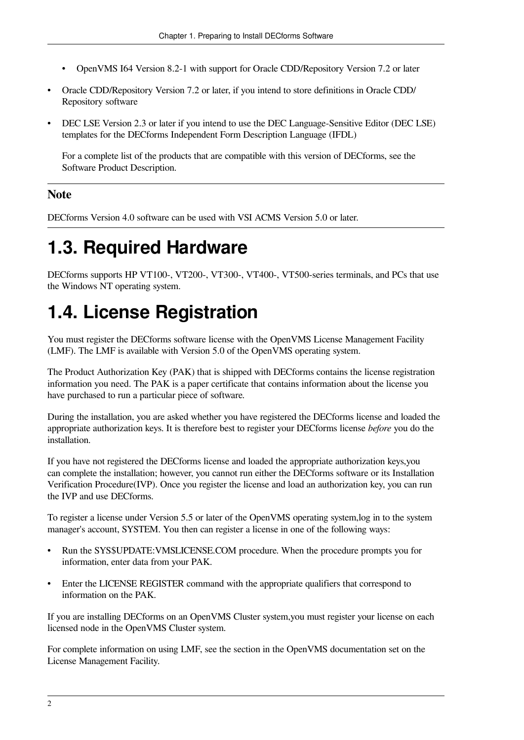- OpenVMS I64 Version 8.2-1 with support for Oracle CDD/Repository Version 7.2 or later

- Oracle CDD/Repository Version 7.2 or later, if you intend to store definitions in Oracle CDD/Repository software
- DEC LSE Version 2.3 or later if you intend to use the DEC Language-Sensitive Editor (DEC LSE) templates for the DECforms Independent Form Description Language (IFDL)

  For a complete list of the products that are compatible with this version of DECforms, see the Software Product Description.

---

**Note**

DECforms Version 4.0 software can be used with VSI ACMS Version 5.0 or later.

---

## 1.3. Required Hardware

DECforms supports HP VT100-, VT200-, VT300-, VT400-, VT500-series terminals, and PCs that use the Windows NT operating system.

## 1.4. License Registration

You must register the DECforms software license with the OpenVMS License Management Facility (LMF). The LMF is available with Version 5.0 of the OpenVMS operating system.

The Product Authorization Key (PAK) that is shipped with DECforms contains the license registration information you need. The PAK is a paper certificate that contains information about the license you have purchased to run a particular piece of software.

During the installation, you are asked whether you have registered the DECforms license and loaded the appropriate authorization keys. It is therefore best to register your DECforms license *before* you do the installation.

If you have not registered the DECforms license and loaded the appropriate authorization keys,you can complete the installation; however, you cannot run either the DECforms software or its Installation Verification Procedure(IVP). Once you register the license and load an authorization key, you can run the IVP and use DECforms.

To register a license under Version 5.5 or later of the OpenVMS operating system,log in to the system manager's account, SYSTEM. You then can register a license in one of the following ways:

- Run the SYS$UPDATE:VMSLICENSE.COM procedure. When the procedure prompts you for information, enter data from your PAK.
- Enter the LICENSE REGISTER command with the appropriate qualifiers that correspond to information on the PAK.

If you are installing DECforms on an OpenVMS Cluster system,you must register your license on each licensed node in the OpenVMS Cluster system.

For complete information on using LMF, see the section in the OpenVMS documentation set on the License Management Facility.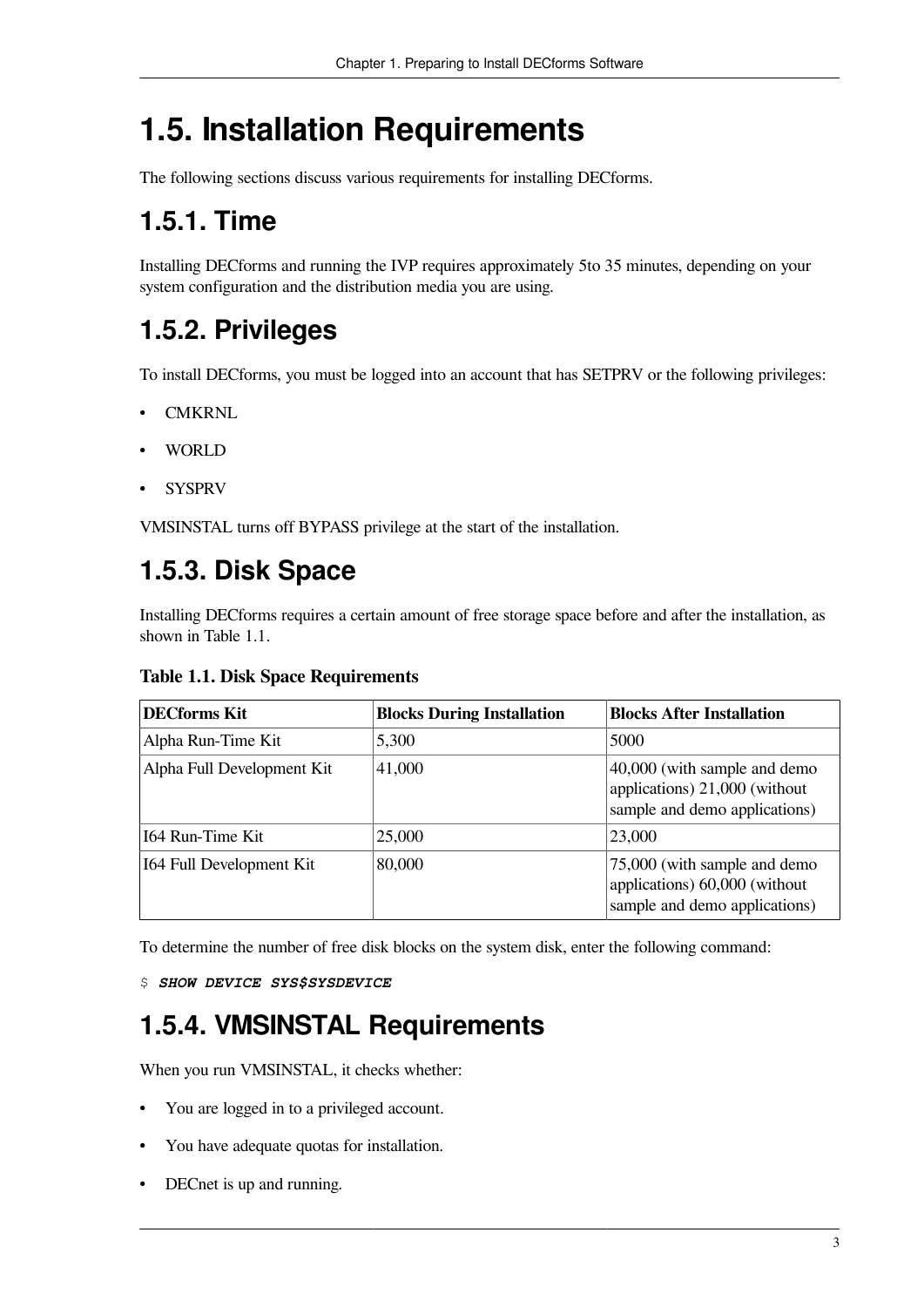# 1.5. Installation Requirements

The following sections discuss various requirements for installing DECforms.

## 1.5.1. Time

Installing DECforms and running the IVP requires approximately 5to 35 minutes, depending on your system configuration and the distribution media you are using.

## 1.5.2. Privileges

To install DECforms, you must be logged into an account that has SETPRV or the following privileges:

- CMKRNL
- WORLD
- SYSPRV

VMSINSTAL turns off BYPASS privilege at the start of the installation.

## 1.5.3. Disk Space

Installing DECforms requires a certain amount of free storage space before and after the installation, as shown in Table 1.1.

**Table 1.1. Disk Space Requirements**

| DECforms Kit | Blocks During Installation | Blocks After Installation |
|---|---|---|
| Alpha Run-Time Kit | 5,300 | 5000 |
| Alpha Full Development Kit | 41,000 | 40,000 (with sample and demo applications) 21,000 (without sample and demo applications) |
| I64 Run-Time Kit | 25,000 | 23,000 |
| I64 Full Development Kit | 80,000 | 75,000 (with sample and demo applications) 60,000 (without sample and demo applications) |

To determine the number of free disk blocks on the system disk, enter the following command:

```
$ SHOW DEVICE SYS$SYSDEVICE
```

## 1.5.4. VMSINSTAL Requirements

When you run VMSINSTAL, it checks whether:

- You are logged in to a privileged account.
- You have adequate quotas for installation.
- DECnet is up and running.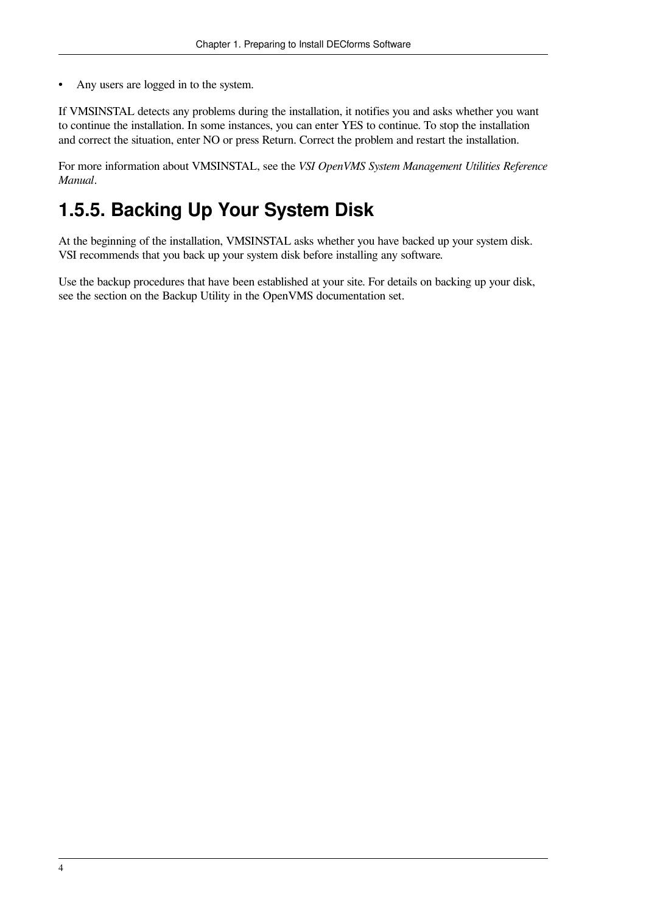- Any users are logged in to the system.

If VMSINSTAL detects any problems during the installation, it notifies you and asks whether you want to continue the installation. In some instances, you can enter YES to continue. To stop the installation and correct the situation, enter NO or press Return. Correct the problem and restart the installation.

For more information about VMSINSTAL, see the *VSI OpenVMS System Management Utilities Reference Manual*.

### 1.5.5. Backing Up Your System Disk

At the beginning of the installation, VMSINSTAL asks whether you have backed up your system disk. VSI recommends that you back up your system disk before installing any software.

Use the backup procedures that have been established at your site. For details on backing up your disk, see the section on the Backup Utility in the OpenVMS documentation set.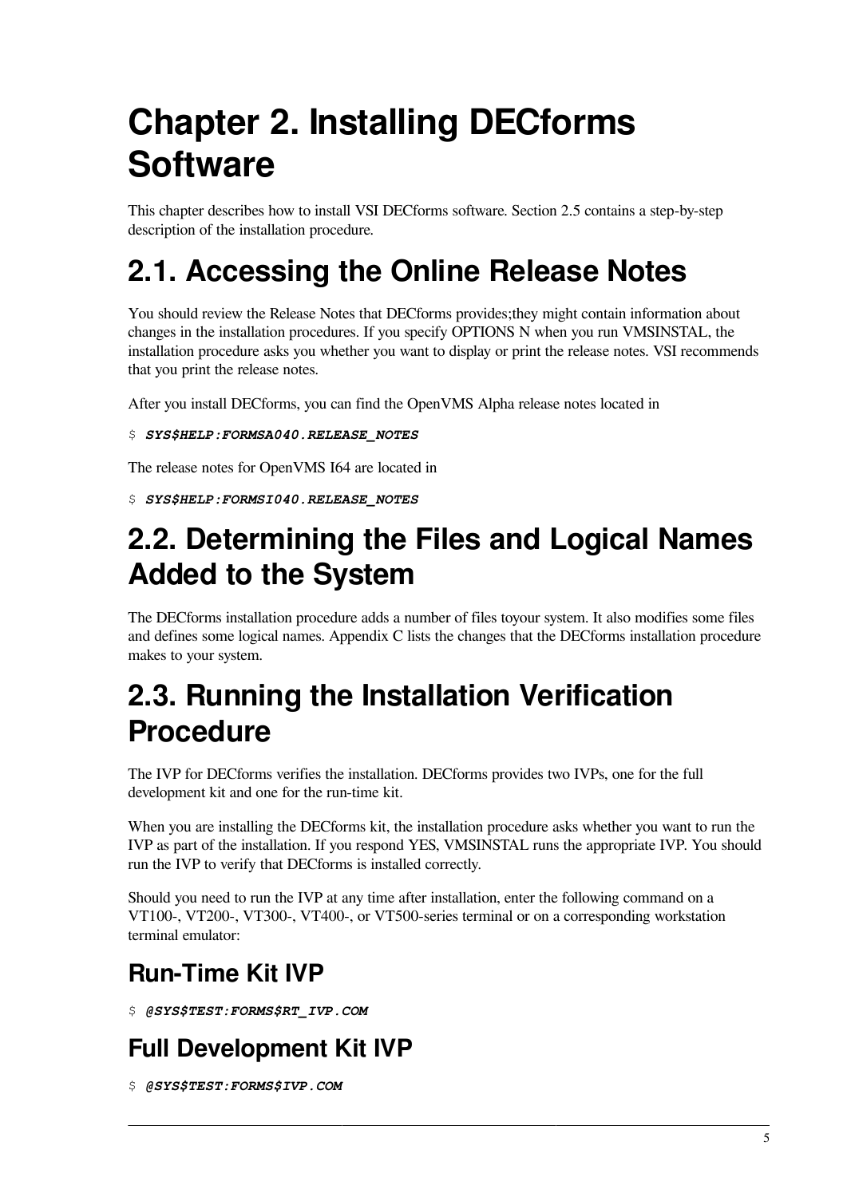# Chapter 2. Installing DECforms Software

This chapter describes how to install VSI DECforms software. Section 2.5 contains a step-by-step description of the installation procedure.

## 2.1. Accessing the Online Release Notes

You should review the Release Notes that DECforms provides;they might contain information about changes in the installation procedures. If you specify OPTIONS N when you run VMSINSTAL, the installation procedure asks you whether you want to display or print the release notes. VSI recommends that you print the release notes.

After you install DECforms, you can find the OpenVMS Alpha release notes located in

```
$ SYS$HELP:FORMSA040.RELEASE_NOTES
```

The release notes for OpenVMS I64 are located in

```
$ SYS$HELP:FORMSI040.RELEASE_NOTES
```

## 2.2. Determining the Files and Logical Names Added to the System

The DECforms installation procedure adds a number of files toyour system. It also modifies some files and defines some logical names. Appendix C lists the changes that the DECforms installation procedure makes to your system.

## 2.3. Running the Installation Verification Procedure

The IVP for DECforms verifies the installation. DECforms provides two IVPs, one for the full development kit and one for the run-time kit.

When you are installing the DECforms kit, the installation procedure asks whether you want to run the IVP as part of the installation. If you respond YES, VMSINSTAL runs the appropriate IVP. You should run the IVP to verify that DECforms is installed correctly.

Should you need to run the IVP at any time after installation, enter the following command on a VT100-, VT200-, VT300-, VT400-, or VT500-series terminal or on a corresponding workstation terminal emulator:

### Run-Time Kit IVP

```
$ @SYS$TEST:FORMS$RT_IVP.COM
```

### Full Development Kit IVP

```
$ @SYS$TEST:FORMS$IVP.COM
```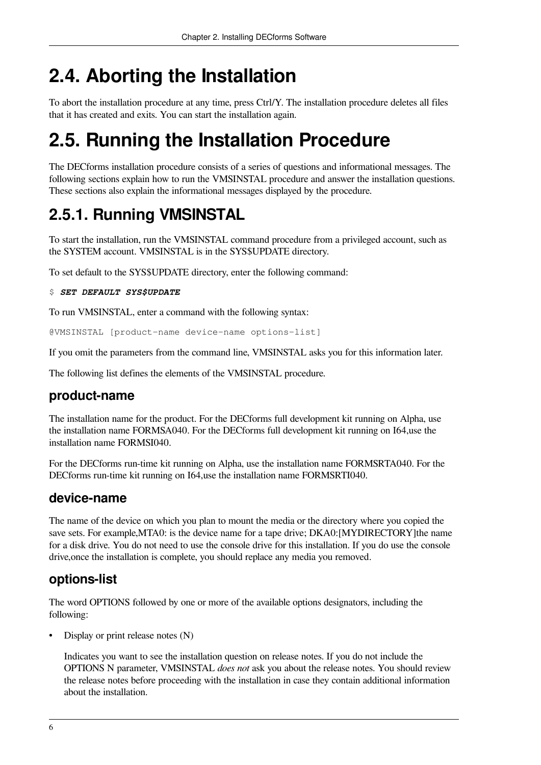# 2.4. Aborting the Installation

To abort the installation procedure at any time, press Ctrl/Y. The installation procedure deletes all files that it has created and exits. You can start the installation again.

# 2.5. Running the Installation Procedure

The DECforms installation procedure consists of a series of questions and informational messages. The following sections explain how to run the VMSINSTAL procedure and answer the installation questions. These sections also explain the informational messages displayed by the procedure.

## 2.5.1. Running VMSINSTAL

To start the installation, run the VMSINSTAL command procedure from a privileged account, such as the SYSTEM account. VMSINSTAL is in the SYS$UPDATE directory.

To set default to the SYS$UPDATE directory, enter the following command:

```
$ SET DEFAULT SYS$UPDATE
```

To run VMSINSTAL, enter a command with the following syntax:

```
@VMSINSTAL [product-name device-name options-list]
```

If you omit the parameters from the command line, VMSINSTAL asks you for this information later.

The following list defines the elements of the VMSINSTAL procedure.

### product-name

The installation name for the product. For the DECforms full development kit running on Alpha, use the installation name FORMSA040. For the DECforms full development kit running on I64,use the installation name FORMSI040.

For the DECforms run-time kit running on Alpha, use the installation name FORMSRTA040. For the DECforms run-time kit running on I64,use the installation name FORMSRTI040.

### device-name

The name of the device on which you plan to mount the media or the directory where you copied the save sets. For example,MTA0: is the device name for a tape drive; DKA0:[MYDIRECTORY]the name for a disk drive. You do not need to use the console drive for this installation. If you do use the console drive,once the installation is complete, you should replace any media you removed.

### options-list

The word OPTIONS followed by one or more of the available options designators, including the following:

- Display or print release notes (N)

  Indicates you want to see the installation question on release notes. If you do not include the OPTIONS N parameter, VMSINSTAL *does not* ask you about the release notes. You should review the release notes before proceeding with the installation in case they contain additional information about the installation.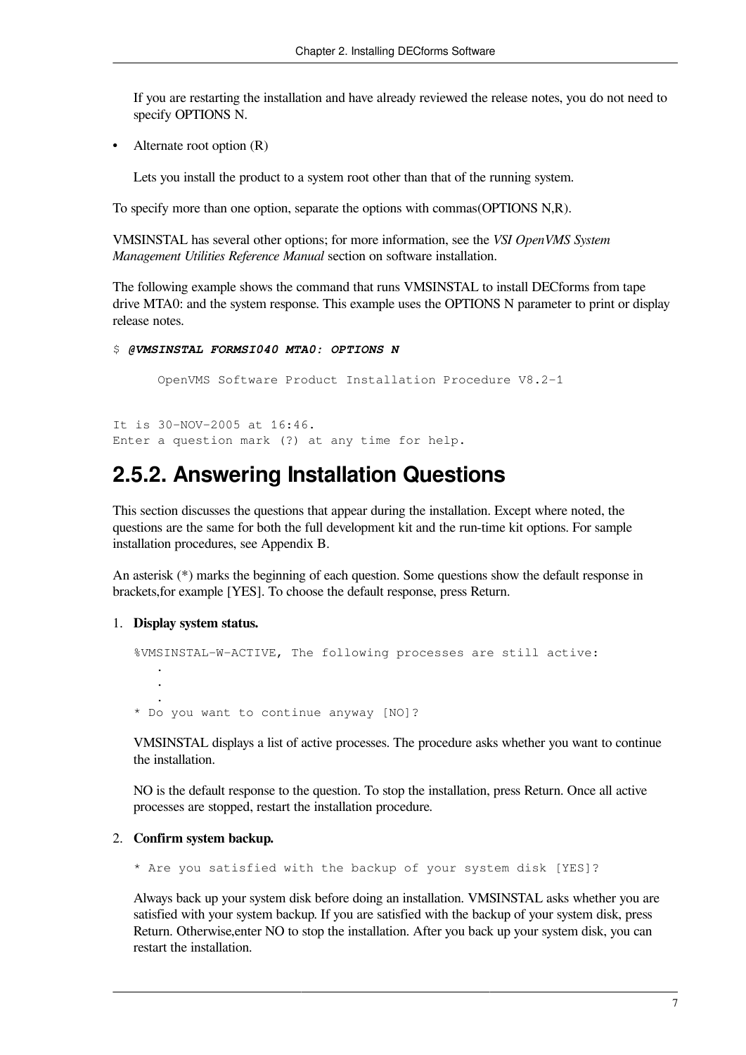If you are restarting the installation and have already reviewed the release notes, you do not need to specify OPTIONS N.

- Alternate root option (R)

  Lets you install the product to a system root other than that of the running system.

To specify more than one option, separate the options with commas(OPTIONS N,R).

VMSINSTAL has several other options; for more information, see the *VSI OpenVMS System Management Utilities Reference Manual* section on software installation.

The following example shows the command that runs VMSINSTAL to install DECforms from tape drive MTA0: and the system response. This example uses the OPTIONS N parameter to print or display release notes.

```
$ @VMSINSTAL FORMSI040 MTA0: OPTIONS N

      OpenVMS Software Product Installation Procedure V8.2-1


It is 30-NOV-2005 at 16:46.
Enter a question mark (?) at any time for help.
```

## 2.5.2. Answering Installation Questions

This section discusses the questions that appear during the installation. Except where noted, the questions are the same for both the full development kit and the run-time kit options. For sample installation procedures, see Appendix B.

An asterisk (*) marks the beginning of each question. Some questions show the default response in brackets,for example [YES]. To choose the default response, press Return.

1. **Display system status.**

   ```
   %VMSINSTAL-W-ACTIVE, The following processes are still active:
       .
       .
       .
   * Do you want to continue anyway [NO]?
   ```

   VMSINSTAL displays a list of active processes. The procedure asks whether you want to continue the installation.

   NO is the default response to the question. To stop the installation, press Return. Once all active processes are stopped, restart the installation procedure.

2. **Confirm system backup.**

   ```
   * Are you satisfied with the backup of your system disk [YES]?
   ```

   Always back up your system disk before doing an installation. VMSINSTAL asks whether you are satisfied with your system backup. If you are satisfied with the backup of your system disk, press Return. Otherwise,enter NO to stop the installation. After you back up your system disk, you can restart the installation.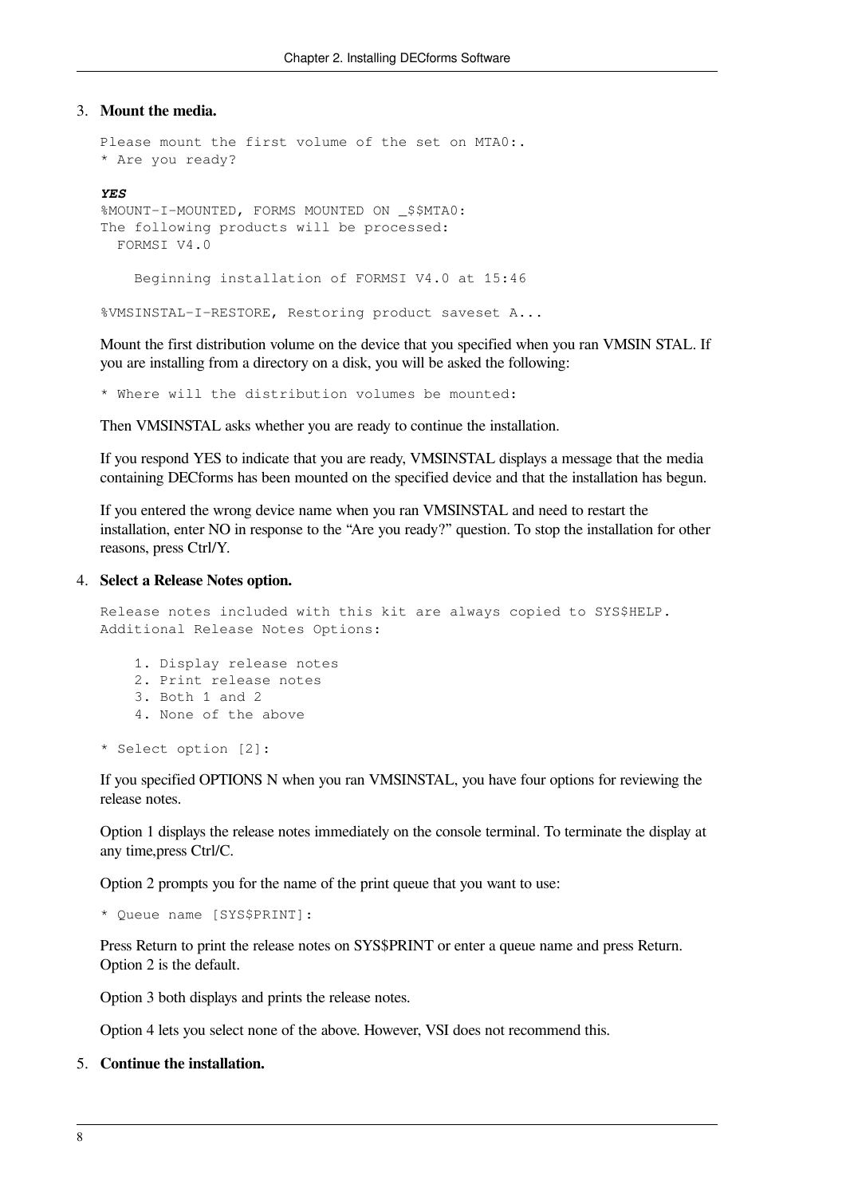3. **Mount the media.**

   ```
   Please mount the first volume of the set on MTA0:.
   * Are you ready?

   YES
   %MOUNT-I-MOUNTED, FORMS MOUNTED ON _$$MTA0:
   The following products will be processed:
     FORMSI V4.0

       Beginning installation of FORMSI V4.0 at 15:46

   %VMSINSTAL-I-RESTORE, Restoring product saveset A...
   ```

   Mount the first distribution volume on the device that you specified when you ran VMSIN STAL. If you are installing from a directory on a disk, you will be asked the following:

   ```
   * Where will the distribution volumes be mounted:
   ```

   Then VMSINSTAL asks whether you are ready to continue the installation.

   If you respond YES to indicate that you are ready, VMSINSTAL displays a message that the media containing DECforms has been mounted on the specified device and that the installation has begun.

   If you entered the wrong device name when you ran VMSINSTAL and need to restart the installation, enter NO in response to the “Are you ready?” question. To stop the installation for other reasons, press Ctrl/Y.

4. **Select a Release Notes option.**

   ```
   Release notes included with this kit are always copied to SYS$HELP.
   Additional Release Notes Options:

       1. Display release notes
       2. Print release notes
       3. Both 1 and 2
       4. None of the above

   * Select option [2]:
   ```

   If you specified OPTIONS N when you ran VMSINSTAL, you have four options for reviewing the release notes.

   Option 1 displays the release notes immediately on the console terminal. To terminate the display at any time,press Ctrl/C.

   Option 2 prompts you for the name of the print queue that you want to use:

   ```
   * Queue name [SYS$PRINT]:
   ```

   Press Return to print the release notes on SYS$PRINT or enter a queue name and press Return. Option 2 is the default.

   Option 3 both displays and prints the release notes.

   Option 4 lets you select none of the above. However, VSI does not recommend this.

5. **Continue the installation.**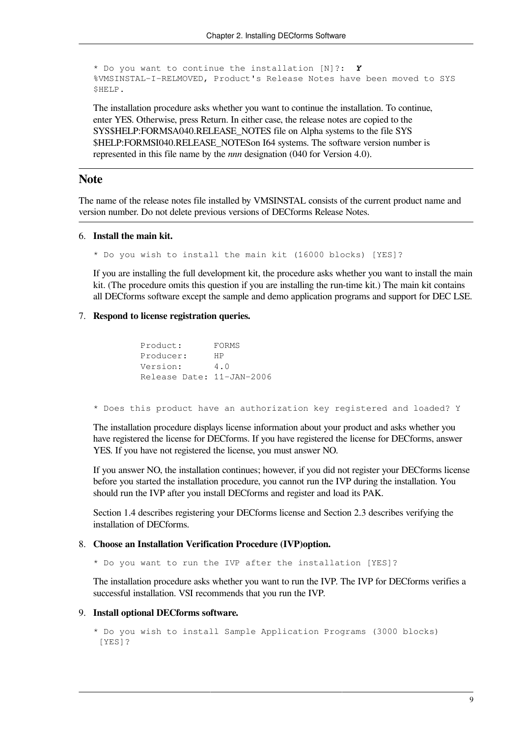```
* Do you want to continue the installation [N]?:  Y
%VMSINSTAL-I-RELMOVED, Product's Release Notes have been moved to SYS
$HELP.
```

The installation procedure asks whether you want to continue the installation. To continue, enter YES. Otherwise, press Return. In either case, the release notes are copied to the SYS$HELP:FORMSA040.RELEASE_NOTES file on Alpha systems to the file SYS $HELP:FORMSI040.RELEASE_NOTESon I64 systems. The software version number is represented in this file name by the *nnn* designation (040 for Version 4.0).

## Note

The name of the release notes file installed by VMSINSTAL consists of the current product name and version number. Do not delete previous versions of DECforms Release Notes.

6. **Install the main kit.**

   ```
   * Do you wish to install the main kit (16000 blocks) [YES]?
   ```

   If you are installing the full development kit, the procedure asks whether you want to install the main kit. (The procedure omits this question if you are installing the run-time kit.) The main kit contains all DECforms software except the sample and demo application programs and support for DEC LSE.

7. **Respond to license registration queries.**

   ```
           Product:      FORMS
           Producer:     HP
           Version:      4.0
           Release Date: 11-JAN-2006


   * Does this product have an authorization key registered and loaded? Y
   ```

   The installation procedure displays license information about your product and asks whether you have registered the license for DECforms. If you have registered the license for DECforms, answer YES. If you have not registered the license, you must answer NO.

   If you answer NO, the installation continues; however, if you did not register your DECforms license before you started the installation procedure, you cannot run the IVP during the installation. You should run the IVP after you install DECforms and register and load its PAK.

   Section 1.4 describes registering your DECforms license and Section 2.3 describes verifying the installation of DECforms.

8. **Choose an Installation Verification Procedure (IVP)option.**

   ```
   * Do you want to run the IVP after the installation [YES]?
   ```

   The installation procedure asks whether you want to run the IVP. The IVP for DECforms verifies a successful installation. VSI recommends that you run the IVP.

9. **Install optional DECforms software.**

   ```
   * Do you wish to install Sample Application Programs (3000 blocks)
    [YES]?
   ```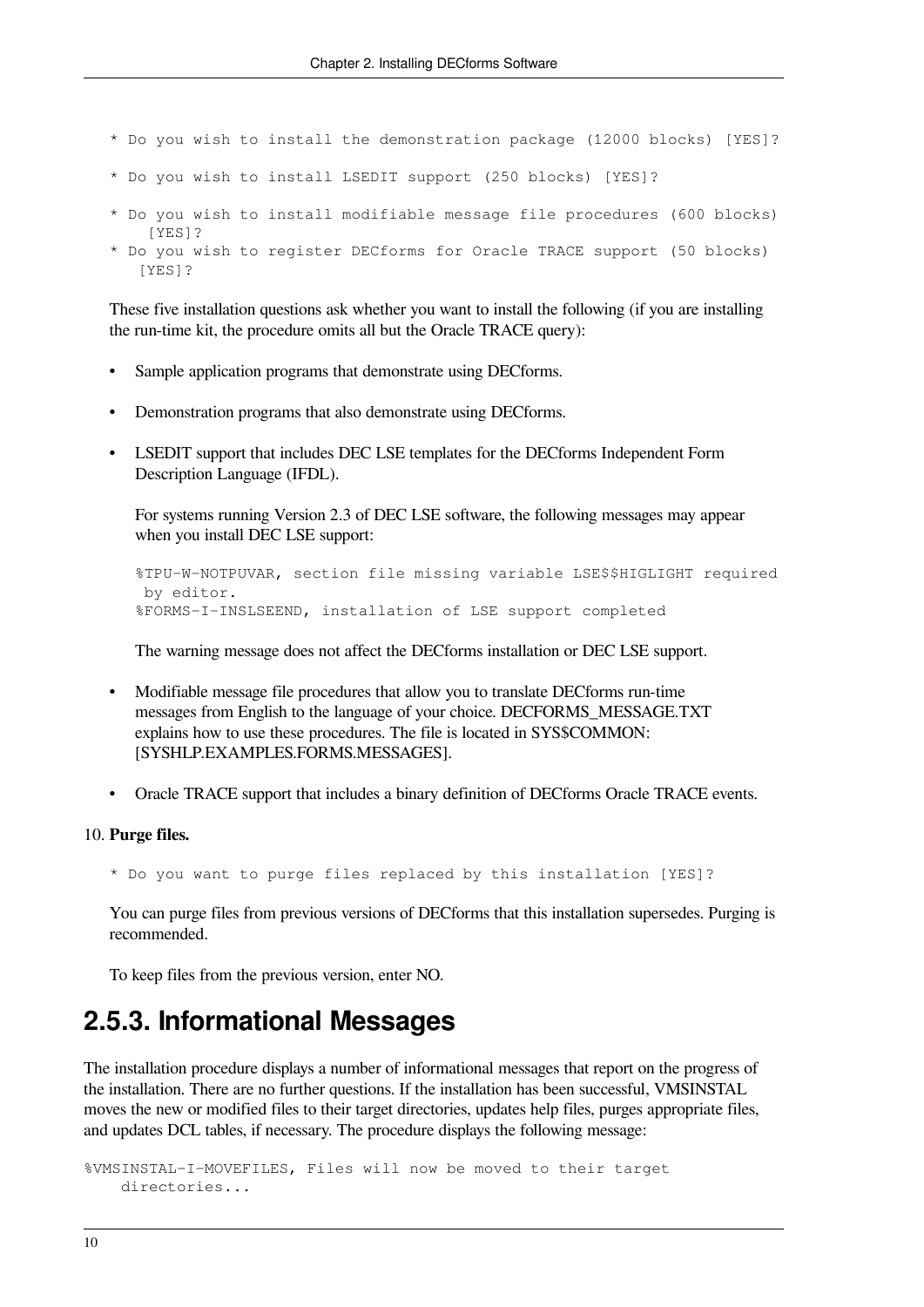```
* Do you wish to install the demonstration package (12000 blocks) [YES]?

* Do you wish to install LSEDIT support (250 blocks) [YES]?

* Do you wish to install modifiable message file procedures (600 blocks)
    [YES]?
* Do you wish to register DECforms for Oracle TRACE support (50 blocks)
   [YES]?
```

These five installation questions ask whether you want to install the following (if you are installing the run-time kit, the procedure omits all but the Oracle TRACE query):

- Sample application programs that demonstrate using DECforms.
- Demonstration programs that also demonstrate using DECforms.
- LSEDIT support that includes DEC LSE templates for the DECforms Independent Form Description Language (IFDL).

  For systems running Version 2.3 of DEC LSE software, the following messages may appear when you install DEC LSE support:

  ```
  %TPU-W-NOTPUVAR, section file missing variable LSE$$HIGLIGHT required
   by editor.
  %FORMS-I-INSLSEEND, installation of LSE support completed
  ```

  The warning message does not affect the DECforms installation or DEC LSE support.

- Modifiable message file procedures that allow you to translate DECforms run-time messages from English to the language of your choice. DECFORMS_MESSAGE.TXT explains how to use these procedures. The file is located in SYS$COMMON:[SYSHLP.EXAMPLES.FORMS.MESSAGES].
- Oracle TRACE support that includes a binary definition of DECforms Oracle TRACE events.

10. **Purge files.**

    ```
    * Do you want to purge files replaced by this installation [YES]?
    ```

    You can purge files from previous versions of DECforms that this installation supersedes. Purging is recommended.

    To keep files from the previous version, enter NO.

## 2.5.3. Informational Messages

The installation procedure displays a number of informational messages that report on the progress of the installation. There are no further questions. If the installation has been successful, VMSINSTAL moves the new or modified files to their target directories, updates help files, purges appropriate files, and updates DCL tables, if necessary. The procedure displays the following message:

```
%VMSINSTAL-I-MOVEFILES, Files will now be moved to their target
    directories...
```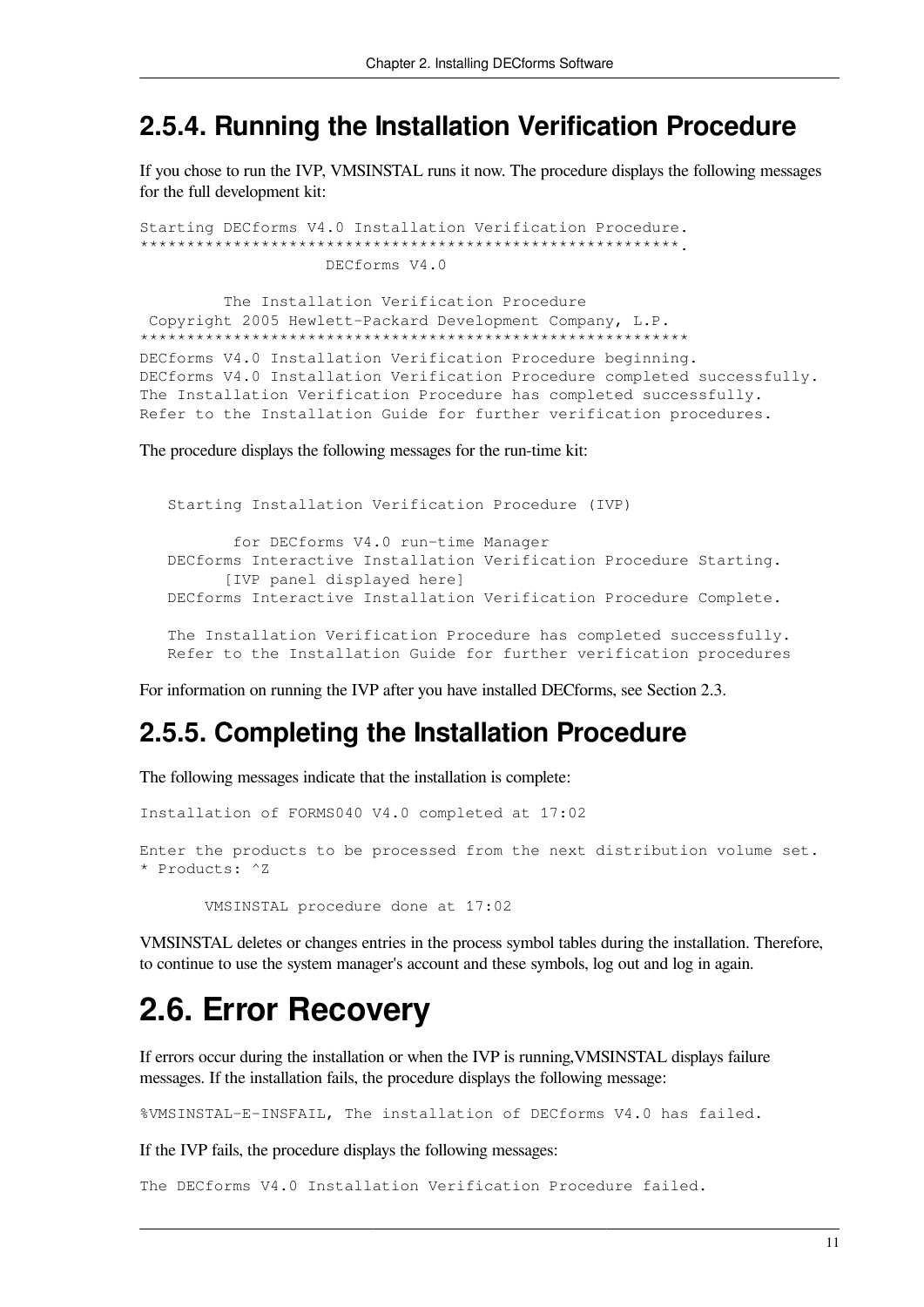### 2.5.4. Running the Installation Verification Procedure

If you chose to run the IVP, VMSINSTAL runs it now. The procedure displays the following messages for the full development kit:

```
Starting DECforms V4.0 Installation Verification Procedure.
**********************************************************.
                    DECforms V4.0

         The Installation Verification Procedure
 Copyright 2005 Hewlett-Packard Development Company, L.P.
***********************************************************
DECforms V4.0 Installation Verification Procedure beginning.
DECforms V4.0 Installation Verification Procedure completed successfully.
The Installation Verification Procedure has completed successfully.
Refer to the Installation Guide for further verification procedures.
```

The procedure displays the following messages for the run-time kit:

```
   Starting Installation Verification Procedure (IVP)

          for DECforms V4.0 run-time Manager
   DECforms Interactive Installation Verification Procedure Starting.
         [IVP panel displayed here]
   DECforms Interactive Installation Verification Procedure Complete.

   The Installation Verification Procedure has completed successfully.
   Refer to the Installation Guide for further verification procedures
```

For information on running the IVP after you have installed DECforms, see Section 2.3.

### 2.5.5. Completing the Installation Procedure

The following messages indicate that the installation is complete:

```
Installation of FORMS040 V4.0 completed at 17:02

Enter the products to be processed from the next distribution volume set.
* Products: ^Z

       VMSINSTAL procedure done at 17:02
```

VMSINSTAL deletes or changes entries in the process symbol tables during the installation. Therefore, to continue to use the system manager's account and these symbols, log out and log in again.

## 2.6. Error Recovery

If errors occur during the installation or when the IVP is running,VMSINSTAL displays failure messages. If the installation fails, the procedure displays the following message:

```
%VMSINSTAL-E-INSFAIL, The installation of DECforms V4.0 has failed.
```

If the IVP fails, the procedure displays the following messages:

```
The DECforms V4.0 Installation Verification Procedure failed.
```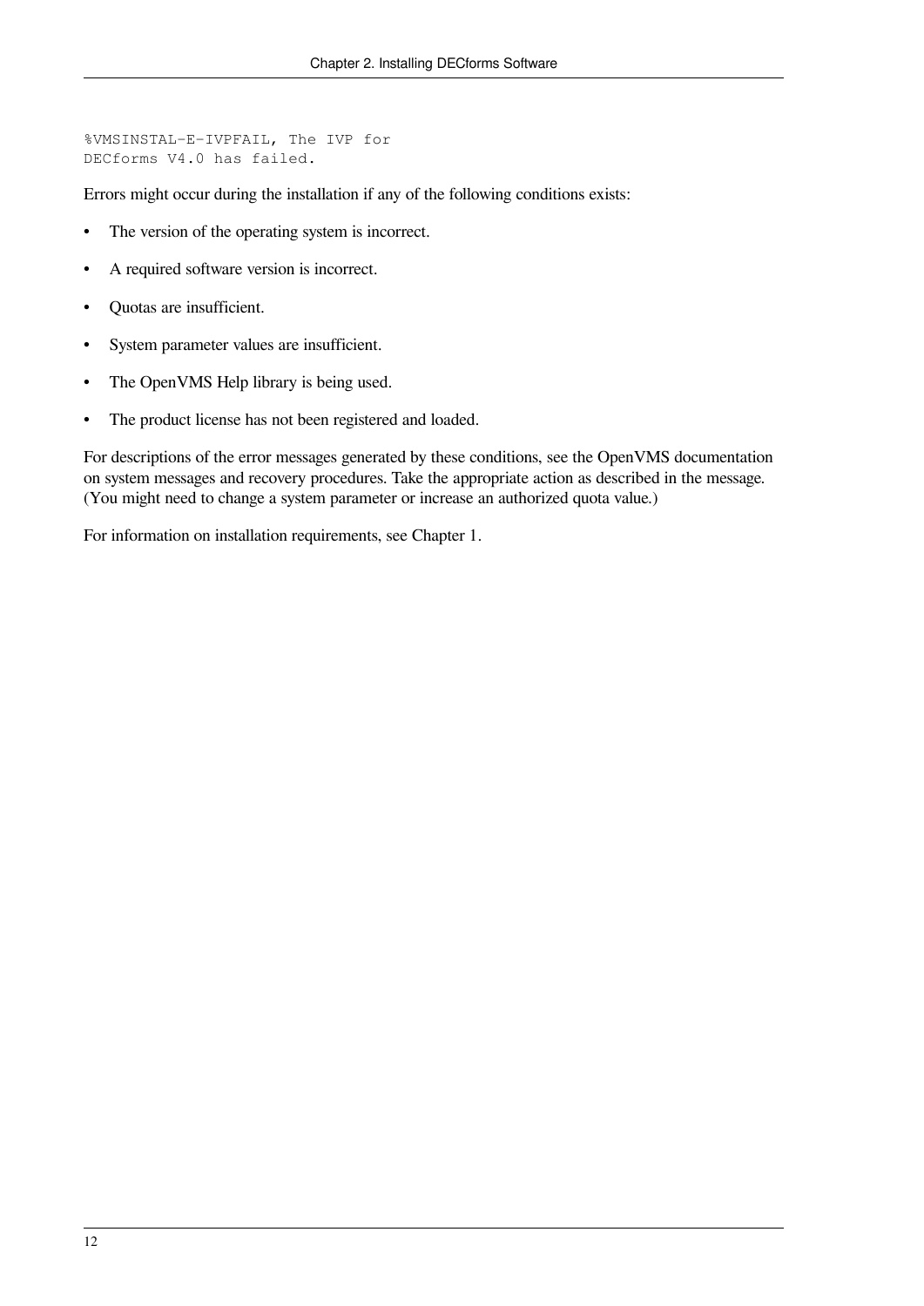```
%VMSINSTAL-E-IVPFAIL, The IVP for
DECforms V4.0 has failed.
```

Errors might occur during the installation if any of the following conditions exists:

- The version of the operating system is incorrect.
- A required software version is incorrect.
- Quotas are insufficient.
- System parameter values are insufficient.
- The OpenVMS Help library is being used.
- The product license has not been registered and loaded.

For descriptions of the error messages generated by these conditions, see the OpenVMS documentation on system messages and recovery procedures. Take the appropriate action as described in the message. (You might need to change a system parameter or increase an authorized quota value.)

For information on installation requirements, see Chapter 1.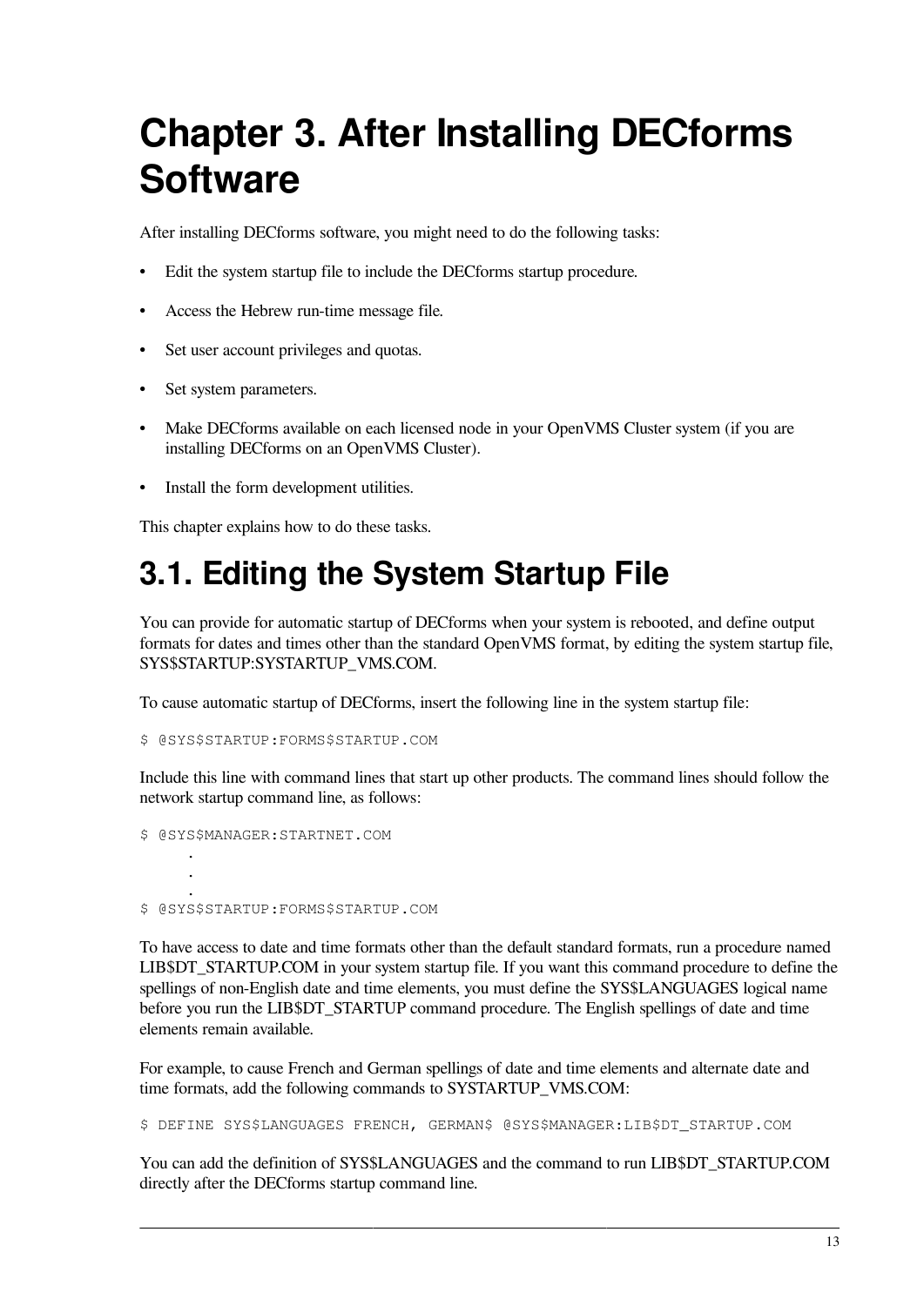# Chapter 3. After Installing DECforms Software

After installing DECforms software, you might need to do the following tasks:

- Edit the system startup file to include the DECforms startup procedure.
- Access the Hebrew run-time message file.
- Set user account privileges and quotas.
- Set system parameters.
- Make DECforms available on each licensed node in your OpenVMS Cluster system (if you are installing DECforms on an OpenVMS Cluster).
- Install the form development utilities.

This chapter explains how to do these tasks.

## 3.1. Editing the System Startup File

You can provide for automatic startup of DECforms when your system is rebooted, and define output formats for dates and times other than the standard OpenVMS format, by editing the system startup file, SYS$STARTUP:SYSTARTUP_VMS.COM.

To cause automatic startup of DECforms, insert the following line in the system startup file:

```
$ @SYS$STARTUP:FORMS$STARTUP.COM
```

Include this line with command lines that start up other products. The command lines should follow the network startup command line, as follows:

```
$ @SYS$MANAGER:STARTNET.COM
      .
      .
      .
$ @SYS$STARTUP:FORMS$STARTUP.COM
```

To have access to date and time formats other than the default standard formats, run a procedure named LIB$DT_STARTUP.COM in your system startup file. If you want this command procedure to define the spellings of non-English date and time elements, you must define the SYS$LANGUAGES logical name before you run the LIB$DT_STARTUP command procedure. The English spellings of date and time elements remain available.

For example, to cause French and German spellings of date and time elements and alternate date and time formats, add the following commands to SYSTARTUP_VMS.COM:

```
$ DEFINE SYS$LANGUAGES FRENCH, GERMAN$ @SYS$MANAGER:LIB$DT_STARTUP.COM
```

You can add the definition of SYS$LANGUAGES and the command to run LIB$DT_STARTUP.COM directly after the DECforms startup command line.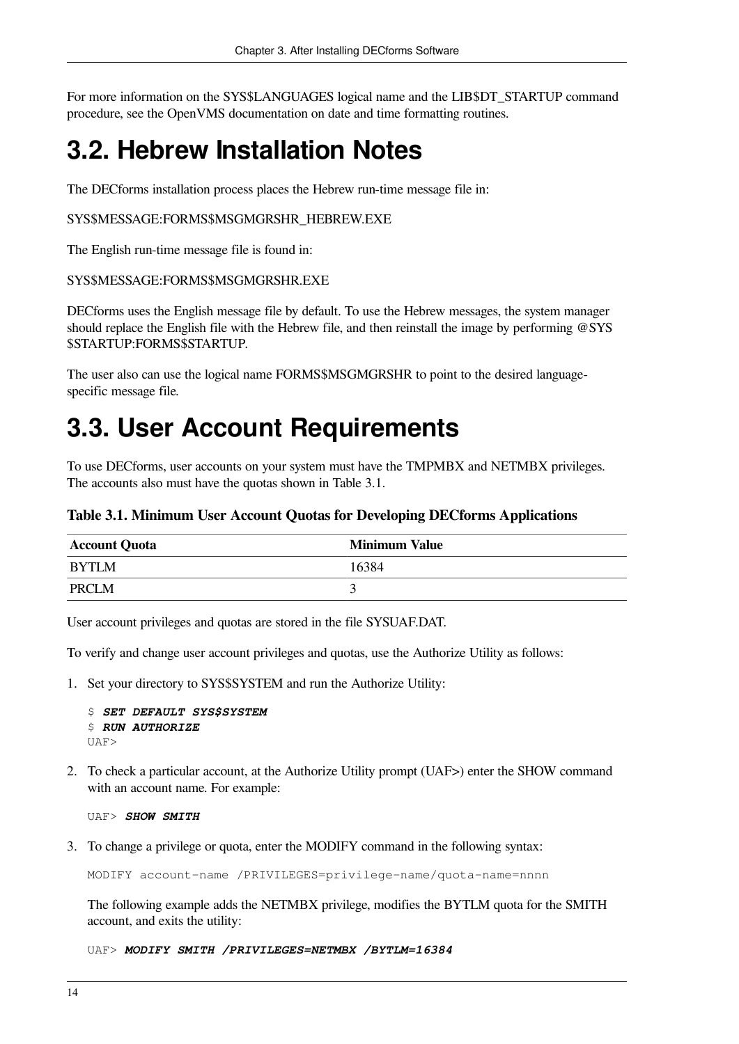For more information on the SYS$LANGUAGES logical name and the LIB$DT_STARTUP command procedure, see the OpenVMS documentation on date and time formatting routines.

# 3.2. Hebrew Installation Notes

The DECforms installation process places the Hebrew run-time message file in:

SYS$MESSAGE:FORMS$MSGMGRSHR_HEBREW.EXE

The English run-time message file is found in:

SYS$MESSAGE:FORMS$MSGMGRSHR.EXE

DECforms uses the English message file by default. To use the Hebrew messages, the system manager should replace the English file with the Hebrew file, and then reinstall the image by performing @SYS $STARTUP:FORMS$STARTUP.

The user also can use the logical name FORMS$MSGMGRSHR to point to the desired language-specific message file.

# 3.3. User Account Requirements

To use DECforms, user accounts on your system must have the TMPMBX and NETMBX privileges. The accounts also must have the quotas shown in Table 3.1.

**Table 3.1. Minimum User Account Quotas for Developing DECforms Applications**

| Account Quota | Minimum Value |
| --- | --- |
| BYTLM | 16384 |
| PRCLM | 3 |

User account privileges and quotas are stored in the file SYSUAF.DAT.

To verify and change user account privileges and quotas, use the Authorize Utility as follows:

1. Set your directory to SYS$SYSTEM and run the Authorize Utility:

   ```
   $ SET DEFAULT SYS$SYSTEM
   $ RUN AUTHORIZE
   UAF>
   ```

2. To check a particular account, at the Authorize Utility prompt (UAF>) enter the SHOW command with an account name. For example:

   ```
   UAF> SHOW SMITH
   ```

3. To change a privilege or quota, enter the MODIFY command in the following syntax:

   ```
   MODIFY account-name /PRIVILEGES=privilege-name/quota-name=nnnn
   ```

   The following example adds the NETMBX privilege, modifies the BYTLM quota for the SMITH account, and exits the utility:

   ```
   UAF> MODIFY SMITH /PRIVILEGES=NETMBX /BYTLM=16384
   ```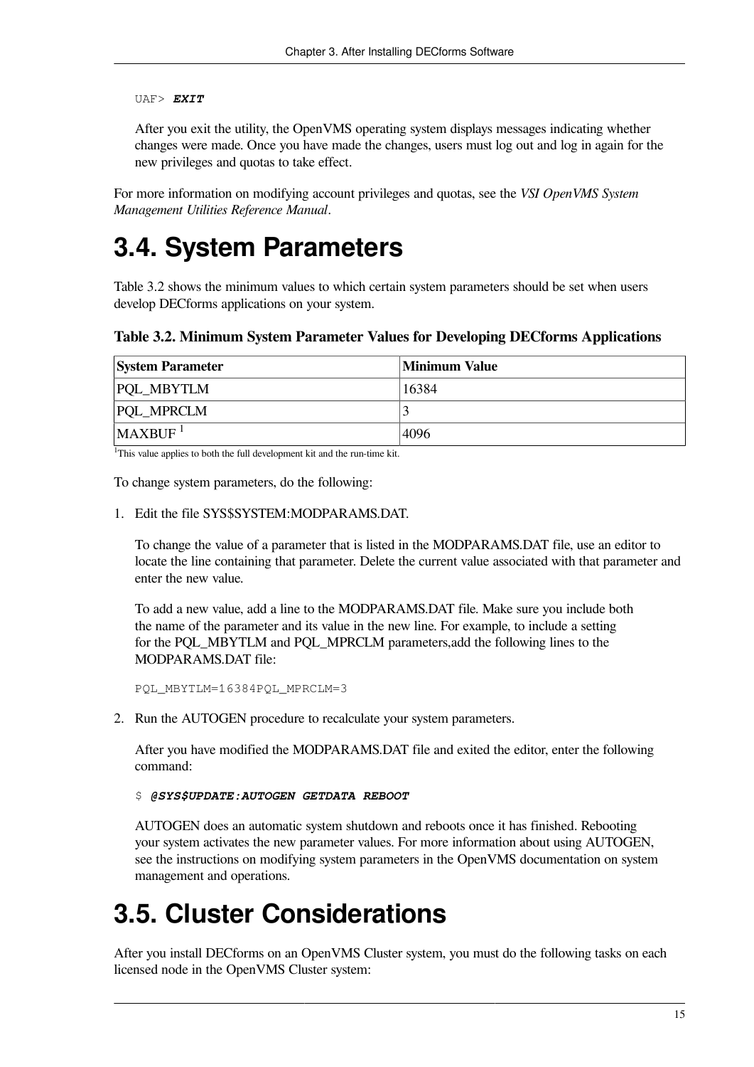```
UAF> EXIT
```

After you exit the utility, the OpenVMS operating system displays messages indicating whether changes were made. Once you have made the changes, users must log out and log in again for the new privileges and quotas to take effect.

For more information on modifying account privileges and quotas, see the *VSI OpenVMS System Management Utilities Reference Manual*.

# 3.4. System Parameters

Table 3.2 shows the minimum values to which certain system parameters should be set when users develop DECforms applications on your system.

**Table 3.2. Minimum System Parameter Values for Developing DECforms Applications**

| System Parameter | Minimum Value |
| --- | --- |
| PQL_MBYTLM | 16384 |
| PQL_MPRCLM | 3 |
| MAXBUF [1] | 4096 |

[1]This value applies to both the full development kit and the run-time kit.

To change system parameters, do the following:

1. Edit the file SYS$SYSTEM:MODPARAMS.DAT.

   To change the value of a parameter that is listed in the MODPARAMS.DAT file, use an editor to locate the line containing that parameter. Delete the current value associated with that parameter and enter the new value.

   To add a new value, add a line to the MODPARAMS.DAT file. Make sure you include both the name of the parameter and its value in the new line. For example, to include a setting for the PQL_MBYTLM and PQL_MPRCLM parameters,add the following lines to the MODPARAMS.DAT file:

   ```
   PQL_MBYTLM=16384PQL_MPRCLM=3
   ```

2. Run the AUTOGEN procedure to recalculate your system parameters.

   After you have modified the MODPARAMS.DAT file and exited the editor, enter the following command:

   ```
   $ @SYS$UPDATE:AUTOGEN GETDATA REBOOT
   ```

   AUTOGEN does an automatic system shutdown and reboots once it has finished. Rebooting your system activates the new parameter values. For more information about using AUTOGEN, see the instructions on modifying system parameters in the OpenVMS documentation on system management and operations.

# 3.5. Cluster Considerations

After you install DECforms on an OpenVMS Cluster system, you must do the following tasks on each licensed node in the OpenVMS Cluster system: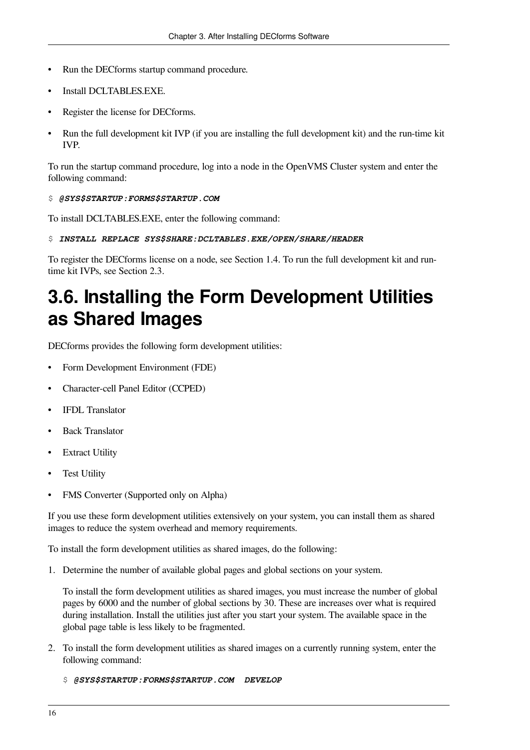- Run the DECforms startup command procedure.
- Install DCLTABLES.EXE.
- Register the license for DECforms.
- Run the full development kit IVP (if you are installing the full development kit) and the run-time kit IVP.

To run the startup command procedure, log into a node in the OpenVMS Cluster system and enter the following command:

```
$ @SYS$STARTUP:FORMS$STARTUP.COM
```

To install DCLTABLES.EXE, enter the following command:

```
$ INSTALL REPLACE SYS$SHARE:DCLTABLES.EXE/OPEN/SHARE/HEADER
```

To register the DECforms license on a node, see Section 1.4. To run the full development kit and run-time kit IVPs, see Section 2.3.

## 3.6. Installing the Form Development Utilities as Shared Images

DECforms provides the following form development utilities:

- Form Development Environment (FDE)
- Character-cell Panel Editor (CCPED)
- IFDL Translator
- Back Translator
- Extract Utility
- Test Utility
- FMS Converter (Supported only on Alpha)

If you use these form development utilities extensively on your system, you can install them as shared images to reduce the system overhead and memory requirements.

To install the form development utilities as shared images, do the following:

1. Determine the number of available global pages and global sections on your system.

   To install the form development utilities as shared images, you must increase the number of global pages by 6000 and the number of global sections by 30. These are increases over what is required during installation. Install the utilities just after you start your system. The available space in the global page table is less likely to be fragmented.

2. To install the form development utilities as shared images on a currently running system, enter the following command:

   ```
   $ @SYS$STARTUP:FORMS$STARTUP.COM  DEVELOP
   ```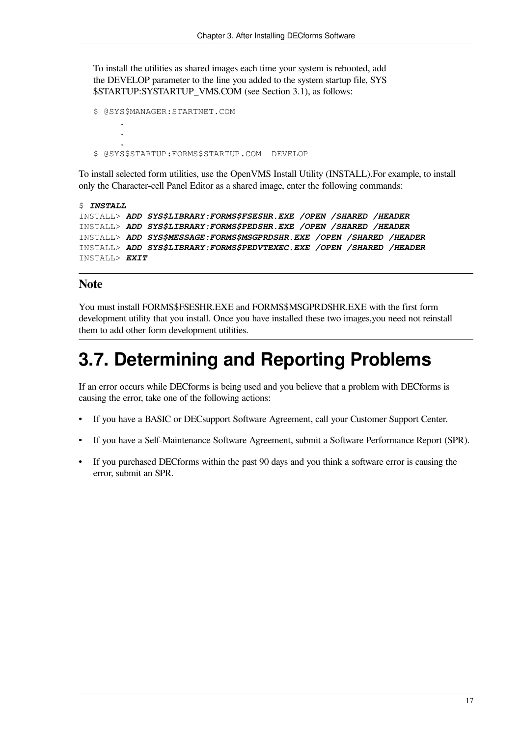To install the utilities as shared images each time your system is rebooted, add the DEVELOP parameter to the line you added to the system startup file, SYS $STARTUP:SYSTARTUP_VMS.COM (see Section 3.1), as follows:

```
$ @SYS$MANAGER:STARTNET.COM
      .
      .
      .
$ @SYS$STARTUP:FORMS$STARTUP.COM  DEVELOP
```

To install selected form utilities, use the OpenVMS Install Utility (INSTALL).For example, to install only the Character-cell Panel Editor as a shared image, enter the following commands:

```
$ INSTALL
INSTALL> ADD SYS$LIBRARY:FORMS$FSESHR.EXE /OPEN /SHARED /HEADER
INSTALL> ADD SYS$LIBRARY:FORMS$PEDSHR.EXE /OPEN /SHARED /HEADER
INSTALL> ADD SYS$MESSAGE:FORMS$MSGPRDSHR.EXE /OPEN /SHARED /HEADER
INSTALL> ADD SYS$LIBRARY:FORMS$PEDVTEXEC.EXE /OPEN /SHARED /HEADER
INSTALL> EXIT
```

### Note

You must install FORMS$FSESHR.EXE and FORMS$MSGPRDSHR.EXE with the first form development utility that you install. Once you have installed these two images,you need not reinstall them to add other form development utilities.

## 3.7. Determining and Reporting Problems

If an error occurs while DECforms is being used and you believe that a problem with DECforms is causing the error, take one of the following actions:

- If you have a BASIC or DECsupport Software Agreement, call your Customer Support Center.
- If you have a Self-Maintenance Software Agreement, submit a Software Performance Report (SPR).
- If you purchased DECforms within the past 90 days and you think a software error is causing the error, submit an SPR.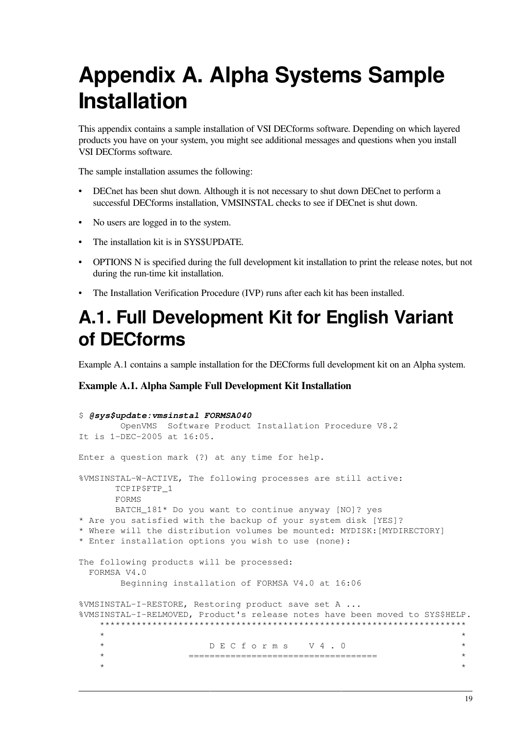# Appendix A. Alpha Systems Sample Installation

This appendix contains a sample installation of VSI DECforms software. Depending on which layered products you have on your system, you might see additional messages and questions when you install VSI DECforms software.

The sample installation assumes the following:

- DECnet has been shut down. Although it is not necessary to shut down DECnet to perform a successful DECforms installation, VMSINSTAL checks to see if DECnet is shut down.
- No users are logged in to the system.
- The installation kit is in SYS$UPDATE.
- OPTIONS N is specified during the full development kit installation to print the release notes, but not during the run-time kit installation.
- The Installation Verification Procedure (IVP) runs after each kit has been installed.

# A.1. Full Development Kit for English Variant of DECforms

Example A.1 contains a sample installation for the DECforms full development kit on an Alpha system.

**Example A.1. Alpha Sample Full Development Kit Installation**

```
$ @sys$update:vmsinstal FORMSA040
        OpenVMS  Software Product Installation Procedure V8.2
It is 1-DEC-2005 at 16:05.

Enter a question mark (?) at any time for help.

%VMSINSTAL-W-ACTIVE, The following processes are still active:
       TCPIP$FTP_1
       FORMS
       BATCH_181* Do you want to continue anyway [NO]? yes
* Are you satisfied with the backup of your system disk [YES]?
* Where will the distribution volumes be mounted: MYDISK:[MYDIRECTORY]
* Enter installation options you wish to use (none):

The following products will be processed:
  FORMSA V4.0
        Beginning installation of FORMSA V4.0 at 16:06

%VMSINSTAL-I-RESTORE, Restoring product save set A ...
%VMSINSTAL-I-RELMOVED, Product's release notes have been moved to SYS$HELP.
    ***********************************************************************
    *                                                                     *
    *                  D E C f o r m s   V 4 . 0                          *
    *               ===================================                   *
    *                                                                     *
```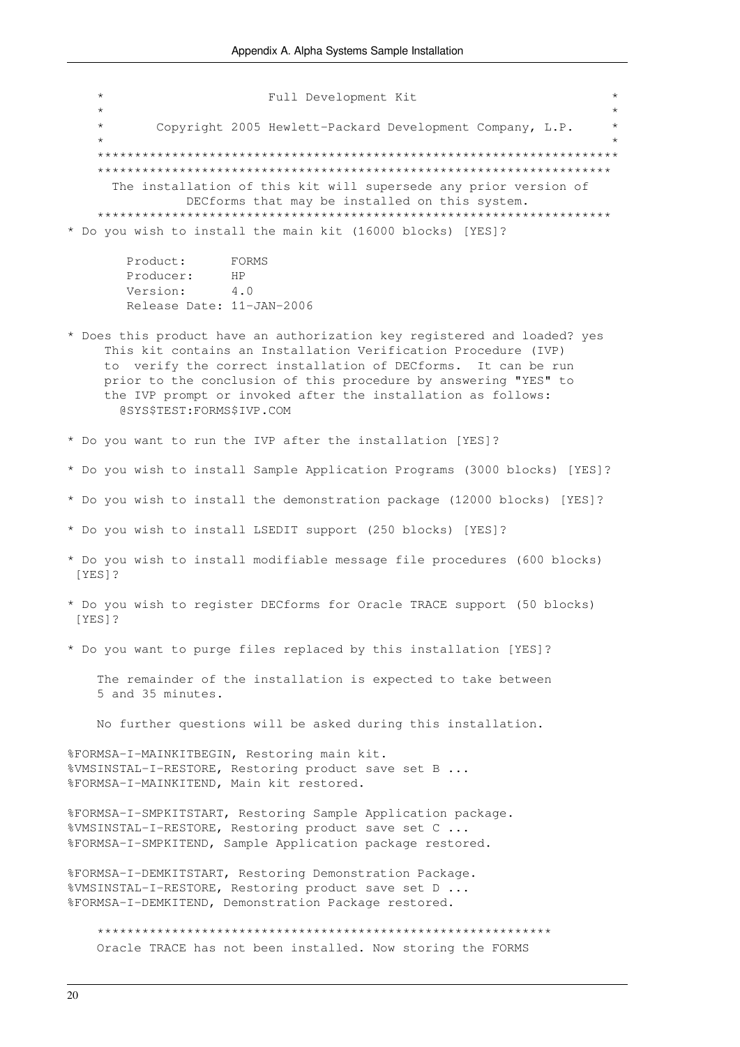```
    *                       Full Development Kit                        *
    *                                                                   *
    *       Copyright 2005 Hewlett-Packard Development Company, L.P.    *
    *                                                                   *
    *********************************************************************
    *********************************************************************
      The installation of this kit will supersede any prior version of
               DECforms that may be installed on this system.
    *********************************************************************
* Do you wish to install the main kit (16000 blocks) [YES]?

        Product:      FORMS
        Producer:     HP
        Version:      4.0
        Release Date: 11-JAN-2006

* Does this product have an authorization key registered and loaded? yes
     This kit contains an Installation Verification Procedure (IVP)
     to  verify the correct installation of DECforms.  It can be run
     prior to the conclusion of this procedure by answering "YES" to
     the IVP prompt or invoked after the installation as follows:
       @SYS$TEST:FORMS$IVP.COM

* Do you want to run the IVP after the installation [YES]?

* Do you wish to install Sample Application Programs (3000 blocks) [YES]?

* Do you wish to install the demonstration package (12000 blocks) [YES]?

* Do you wish to install LSEDIT support (250 blocks) [YES]?

* Do you wish to install modifiable message file procedures (600 blocks)
 [YES]?

* Do you wish to register DECforms for Oracle TRACE support (50 blocks)
 [YES]?

* Do you want to purge files replaced by this installation [YES]?

    The remainder of the installation is expected to take between
    5 and 35 minutes.

    No further questions will be asked during this installation.

%FORMSA-I-MAINKITBEGIN, Restoring main kit.
%VMSINSTAL-I-RESTORE, Restoring product save set B ...
%FORMSA-I-MAINKITEND, Main kit restored.

%FORMSA-I-SMPKITSTART, Restoring Sample Application package.
%VMSINSTAL-I-RESTORE, Restoring product save set C ...
%FORMSA-I-SMPKITEND, Sample Application package restored.

%FORMSA-I-DEMKITSTART, Restoring Demonstration Package.
%VMSINSTAL-I-RESTORE, Restoring product save set D ...
%FORMSA-I-DEMKITEND, Demonstration Package restored.

    ************************************************************
    Oracle TRACE has not been installed. Now storing the FORMS
```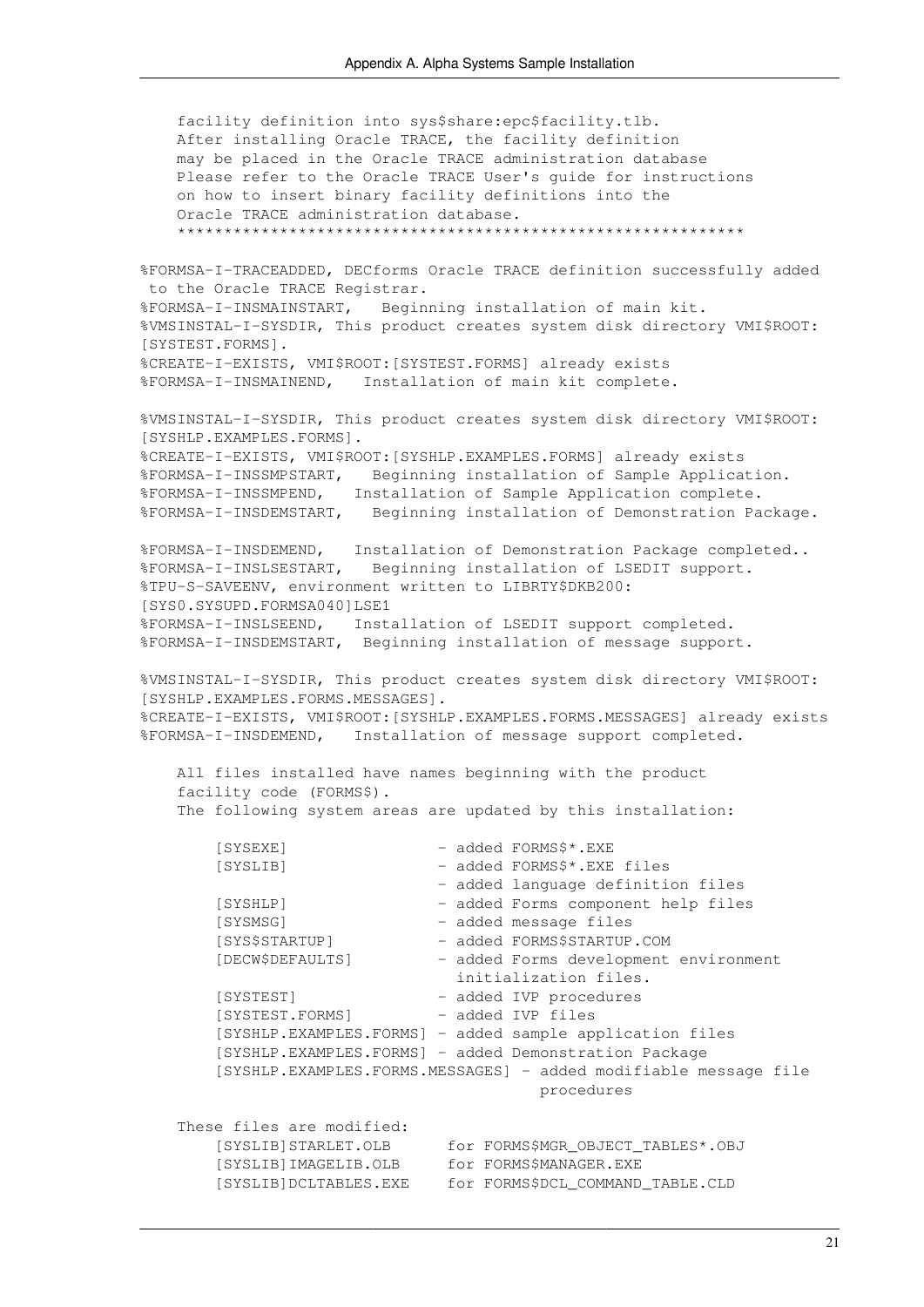```
    facility definition into sys$share:epc$facility.tlb.
    After installing Oracle TRACE, the facility definition
    may be placed in the Oracle TRACE administration database
    Please refer to the Oracle TRACE User's guide for instructions
    on how to insert binary facility definitions into the
    Oracle TRACE administration database.
    ************************************************************

%FORMSA-I-TRACEADDED, DECforms Oracle TRACE definition successfully added
 to the Oracle TRACE Registrar.
%FORMSA-I-INSMAINSTART,   Beginning installation of main kit.
%VMSINSTAL-I-SYSDIR, This product creates system disk directory VMI$ROOT:
[SYSTEST.FORMS].
%CREATE-I-EXISTS, VMI$ROOT:[SYSTEST.FORMS] already exists
%FORMSA-I-INSMAINEND,   Installation of main kit complete.

%VMSINSTAL-I-SYSDIR, This product creates system disk directory VMI$ROOT:
[SYSHLP.EXAMPLES.FORMS].
%CREATE-I-EXISTS, VMI$ROOT:[SYSHLP.EXAMPLES.FORMS] already exists
%FORMSA-I-INSSMPSTART,   Beginning installation of Sample Application.
%FORMSA-I-INSSMPEND,   Installation of Sample Application complete.
%FORMSA-I-INSDEMSTART,   Beginning installation of Demonstration Package.

%FORMSA-I-INSDEMEND,   Installation of Demonstration Package completed..
%FORMSA-I-INSLSESTART,   Beginning installation of LSEDIT support.
%TPU-S-SAVEENV, environment written to LIBRTY$DKB200:
[SYS0.SYSUPD.FORMSA040]LSE1
%FORMSA-I-INSLSEEND,   Installation of LSEDIT support completed.
%FORMSA-I-INSDEMSTART,  Beginning installation of message support.

%VMSINSTAL-I-SYSDIR, This product creates system disk directory VMI$ROOT:
[SYSHLP.EXAMPLES.FORMS.MESSAGES].
%CREATE-I-EXISTS, VMI$ROOT:[SYSHLP.EXAMPLES.FORMS.MESSAGES] already exists
%FORMSA-I-INSDEMEND,   Installation of message support completed.

    All files installed have names beginning with the product
    facility code (FORMS$).
    The following system areas are updated by this installation:

        [SYSEXE]                - added FORMS$*.EXE
        [SYSLIB]                - added FORMS$*.EXE files
                                - added language definition files
        [SYSHLP]                - added Forms component help files
        [SYSMSG]                - added message files
        [SYS$STARTUP]           - added FORMS$STARTUP.COM
        [DECW$DEFAULTS]         - added Forms development environment
                                  initialization files.
        [SYSTEST]               - added IVP procedures
        [SYSTEST.FORMS]         - added IVP files
        [SYSHLP.EXAMPLES.FORMS] - added sample application files
        [SYSHLP.EXAMPLES.FORMS] - added Demonstration Package
        [SYSHLP.EXAMPLES.FORMS.MESSAGES] - added modifiable message file
                                           procedures

    These files are modified:
        [SYSLIB]STARLET.OLB       for FORMS$MGR_OBJECT_TABLES*.OBJ
        [SYSLIB]IMAGELIB.OLB      for FORMS$MANAGER.EXE
        [SYSLIB]DCLTABLES.EXE     for FORMS$DCL_COMMAND_TABLE.CLD
```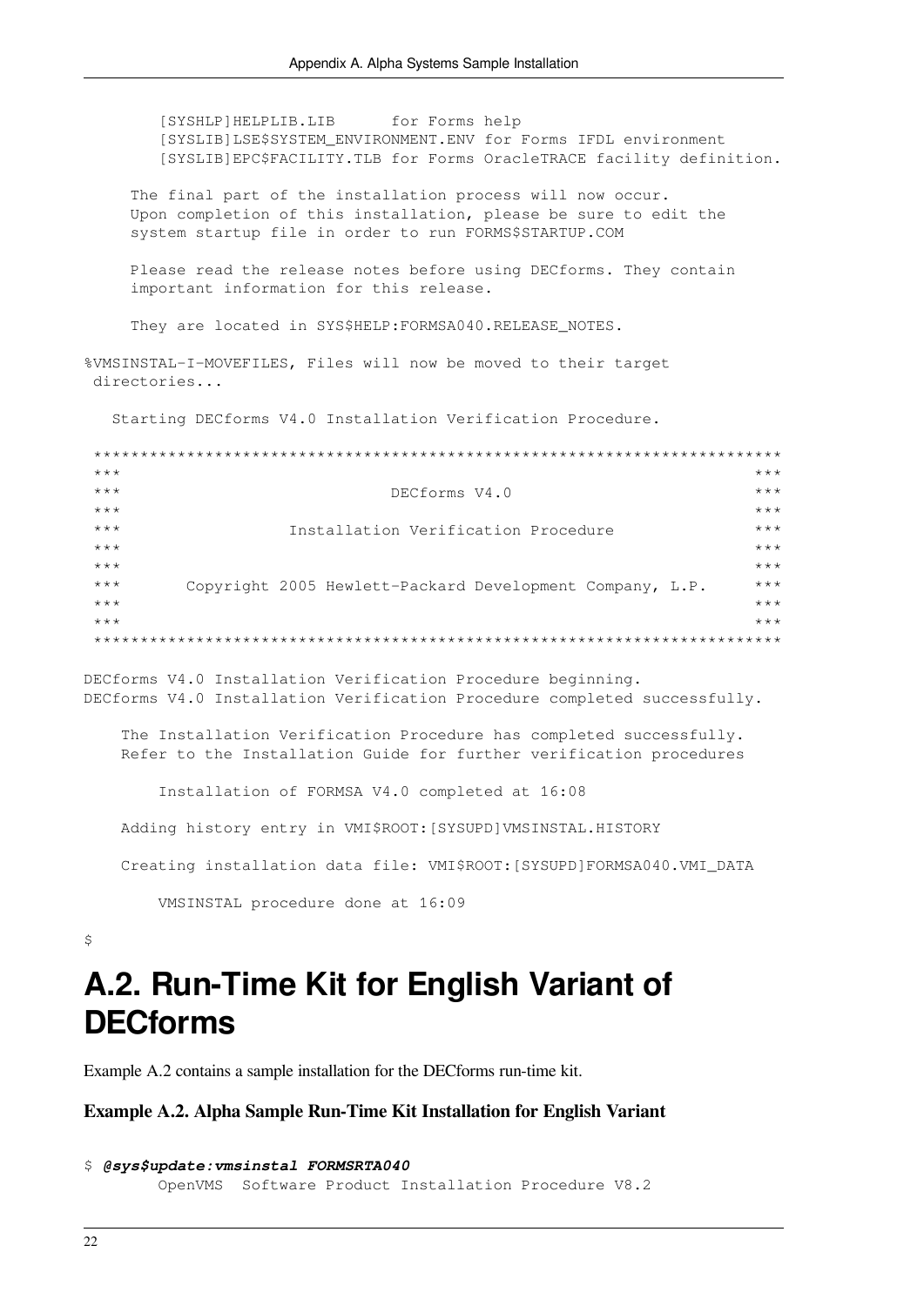```
        [SYSHLP]HELPLIB.LIB      for Forms help
        [SYSLIB]LSE$SYSTEM_ENVIRONMENT.ENV for Forms IFDL environment
        [SYSLIB]EPC$FACILITY.TLB for Forms OracleTRACE facility definition.

     The final part of the installation process will now occur.
     Upon completion of this installation, please be sure to edit the
     system startup file in order to run FORMS$STARTUP.COM

     Please read the release notes before using DECforms. They contain
     important information for this release.

     They are located in SYS$HELP:FORMSA040.RELEASE_NOTES.

%VMSINSTAL-I-MOVEFILES, Files will now be moved to their target
 directories...

   Starting DECforms V4.0 Installation Verification Procedure.

 ************************************************************************
 ***                                                                  ***
 ***                           DECforms V4.0                          ***
 ***                                                                  ***
 ***                Installation Verification Procedure               ***
 ***                                                                  ***
 ***                                                                  ***
 ***      Copyright 2005 Hewlett-Packard Development Company, L.P.    ***
 ***                                                                  ***
 ***                                                                  ***
 ************************************************************************

DECforms V4.0 Installation Verification Procedure beginning.
DECforms V4.0 Installation Verification Procedure completed successfully.

    The Installation Verification Procedure has completed successfully.
    Refer to the Installation Guide for further verification procedures

        Installation of FORMSA V4.0 completed at 16:08

    Adding history entry in VMI$ROOT:[SYSUPD]VMSINSTAL.HISTORY

    Creating installation data file: VMI$ROOT:[SYSUPD]FORMSA040.VMI_DATA

        VMSINSTAL procedure done at 16:09

$
```

## A.2. Run-Time Kit for English Variant of DECforms

Example A.2 contains a sample installation for the DECforms run-time kit.

**Example A.2. Alpha Sample Run-Time Kit Installation for English Variant**

```
$ @sys$update:vmsinstal FORMSRTA040
        OpenVMS  Software Product Installation Procedure V8.2
```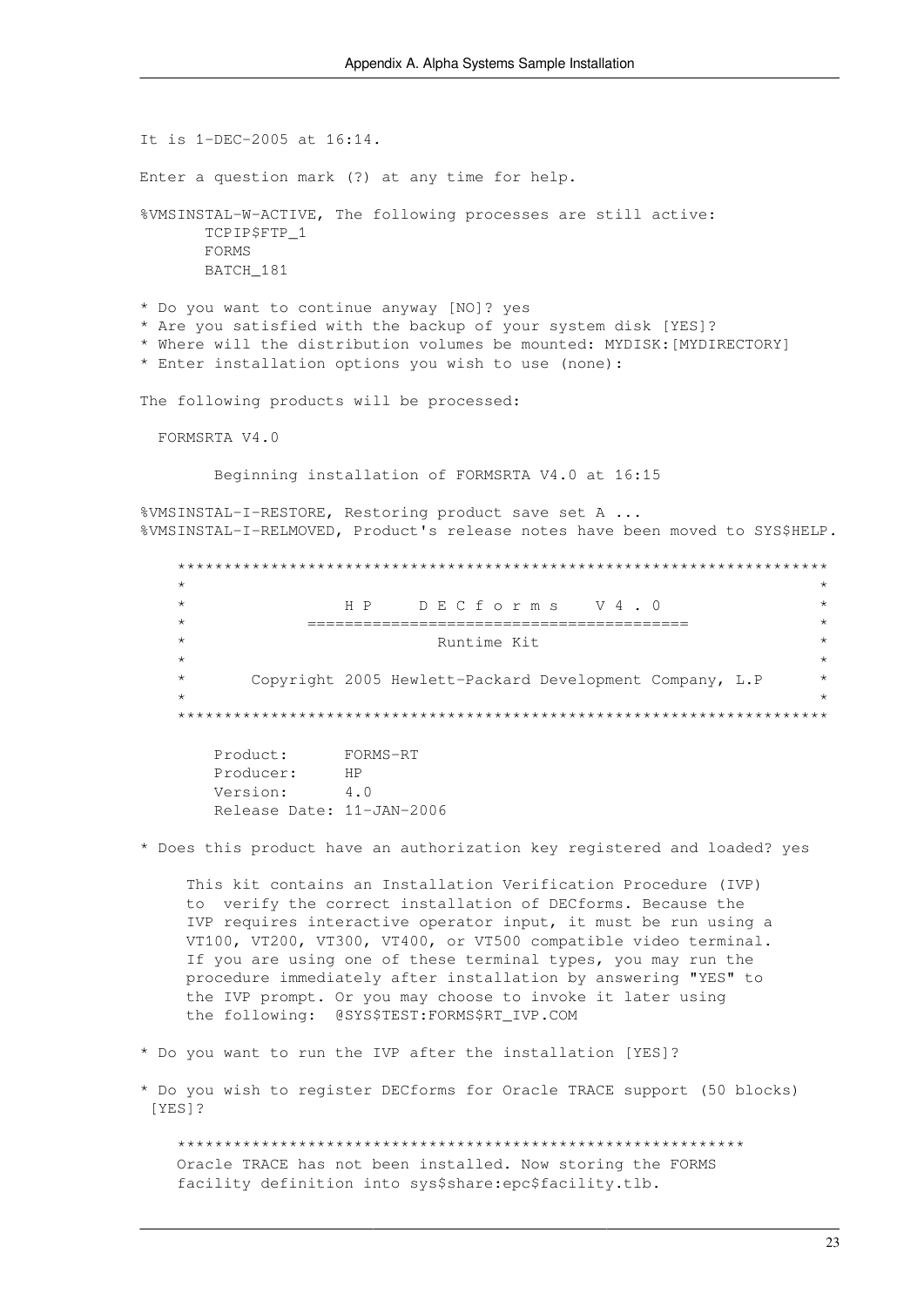```
It is 1-DEC-2005 at 16:14.

Enter a question mark (?) at any time for help.

%VMSINSTAL-W-ACTIVE, The following processes are still active:
       TCPIP$FTP_1
       FORMS
       BATCH_181

* Do you want to continue anyway [NO]? yes
* Are you satisfied with the backup of your system disk [YES]?
* Where will the distribution volumes be mounted: MYDISK:[MYDIRECTORY]
* Enter installation options you wish to use (none):

The following products will be processed:

  FORMSRTA V4.0

        Beginning installation of FORMSRTA V4.0 at 16:15

%VMSINSTAL-I-RESTORE, Restoring product save set A ...
%VMSINSTAL-I-RELMOVED, Product's release notes have been moved to SYS$HELP.

    ********************************************************************
    *                                                                  *
    *               H P    D E C f o r m s    V 4 . 0                 *
    *           ========================================               *
    *                          Runtime Kit                             *
    *                                                                  *
    *       Copyright 2005 Hewlett-Packard Development Company, L.P    *
    *                                                                  *
    ********************************************************************

        Product:      FORMS-RT
        Producer:     HP
        Version:      4.0
        Release Date: 11-JAN-2006

* Does this product have an authorization key registered and loaded? yes

     This kit contains an Installation Verification Procedure (IVP)
     to  verify the correct installation of DECforms. Because the
     IVP requires interactive operator input, it must be run using a
     VT100, VT200, VT300, VT400, or VT500 compatible video terminal.
     If you are using one of these terminal types, you may run the
     procedure immediately after installation by answering "YES" to
     the IVP prompt. Or you may choose to invoke it later using
     the following:  @SYS$TEST:FORMS$RT_IVP.COM

* Do you want to run the IVP after the installation [YES]?

* Do you wish to register DECforms for Oracle TRACE support (50 blocks)
 [YES]?

    ***********************************************************
    Oracle TRACE has not been installed. Now storing the FORMS
    facility definition into sys$share:epc$facility.tlb.
```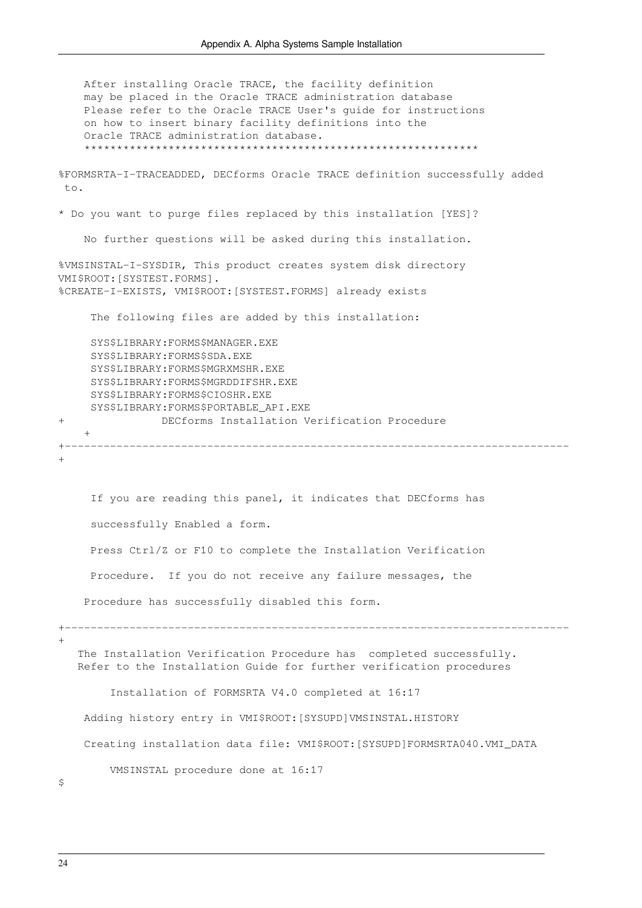```
    After installing Oracle TRACE, the facility definition
    may be placed in the Oracle TRACE administration database
    Please refer to the Oracle TRACE User's guide for instructions
    on how to insert binary facility definitions into the
    Oracle TRACE administration database.
    ************************************************************

%FORMSRTA-I-TRACEADDED, DECforms Oracle TRACE definition successfully added
 to.

* Do you want to purge files replaced by this installation [YES]?

    No further questions will be asked during this installation.

%VMSINSTAL-I-SYSDIR, This product creates system disk directory
VMI$ROOT:[SYSTEST.FORMS].
%CREATE-I-EXISTS, VMI$ROOT:[SYSTEST.FORMS] already exists

     The following files are added by this installation:

     SYS$LIBRARY:FORMS$MANAGER.EXE
     SYS$LIBRARY:FORMS$SDA.EXE
     SYS$LIBRARY:FORMS$MGRXMSHR.EXE
     SYS$LIBRARY:FORMS$MGRDDIFSHR.EXE
     SYS$LIBRARY:FORMS$CIOSHR.EXE
     SYS$LIBRARY:FORMS$PORTABLE_API.EXE
+               DECforms Installation Verification Procedure
    +
+-----------------------------------------------------------------------------
+


     If you are reading this panel, it indicates that DECforms has

     successfully Enabled a form.

     Press Ctrl/Z or F10 to complete the Installation Verification

     Procedure.  If you do not receive any failure messages, the

    Procedure has successfully disabled this form.

+-----------------------------------------------------------------------------
+
   The Installation Verification Procedure has  completed successfully.
   Refer to the Installation Guide for further verification procedures

        Installation of FORMSRTA V4.0 completed at 16:17

    Adding history entry in VMI$ROOT:[SYSUPD]VMSINSTAL.HISTORY

    Creating installation data file: VMI$ROOT:[SYSUPD]FORMSRTA040.VMI_DATA

        VMSINSTAL procedure done at 16:17
$
```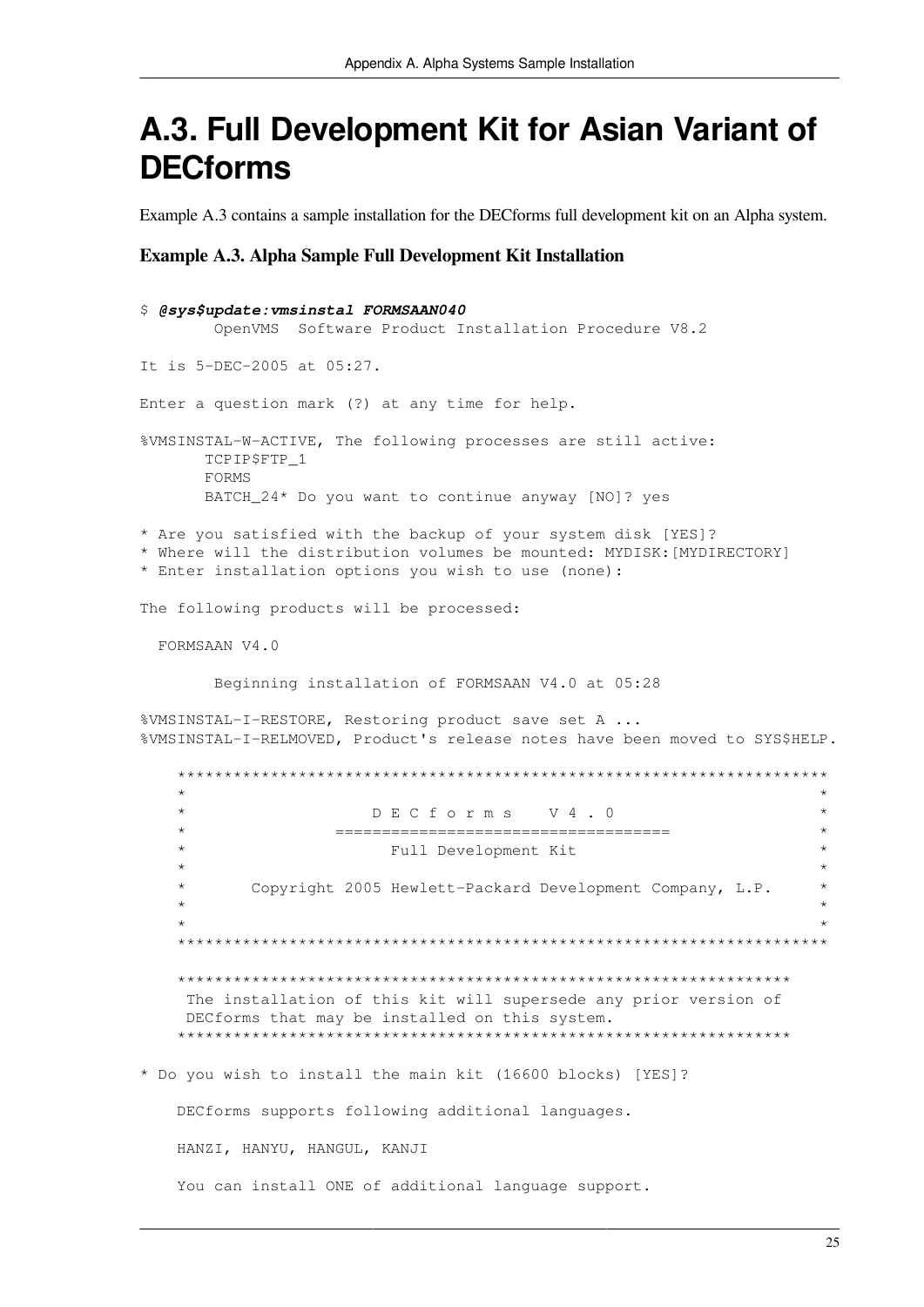## A.3. Full Development Kit for Asian Variant of DECforms

Example A.3 contains a sample installation for the DECforms full development kit on an Alpha system.

**Example A.3. Alpha Sample Full Development Kit Installation**

```
$ @sys$update:vmsinstal FORMSAAN040
        OpenVMS  Software Product Installation Procedure V8.2

It is 5-DEC-2005 at 05:27.

Enter a question mark (?) at any time for help.

%VMSINSTAL-W-ACTIVE, The following processes are still active:
       TCPIP$FTP_1
       FORMS
       BATCH_24* Do you want to continue anyway [NO]? yes

* Are you satisfied with the backup of your system disk [YES]?
* Where will the distribution volumes be mounted: MYDISK:[MYDIRECTORY]
* Enter installation options you wish to use (none):

The following products will be processed:

  FORMSAAN V4.0

        Beginning installation of FORMSAAN V4.0 at 05:28

%VMSINSTAL-I-RESTORE, Restoring product save set A ...
%VMSINSTAL-I-RELMOVED, Product's release notes have been moved to SYS$HELP.

    *********************************************************************
    *                                                                   *
    *                  D E C f o r m s    V 4 . 0                       *
    *              ====================================                 *
    *                    Full Development Kit                           *
    *                                                                   *
    *       Copyright 2005 Hewlett-Packard Development Company, L.P.    *
    *                                                                   *
    *                                                                   *
    *********************************************************************

    ****************************************************************
     The installation of this kit will supersede any prior version of
     DECforms that may be installed on this system.
    ****************************************************************

* Do you wish to install the main kit (16600 blocks) [YES]?

    DECforms supports following additional languages.

    HANZI, HANYU, HANGUL, KANJI

    You can install ONE of additional language support.
```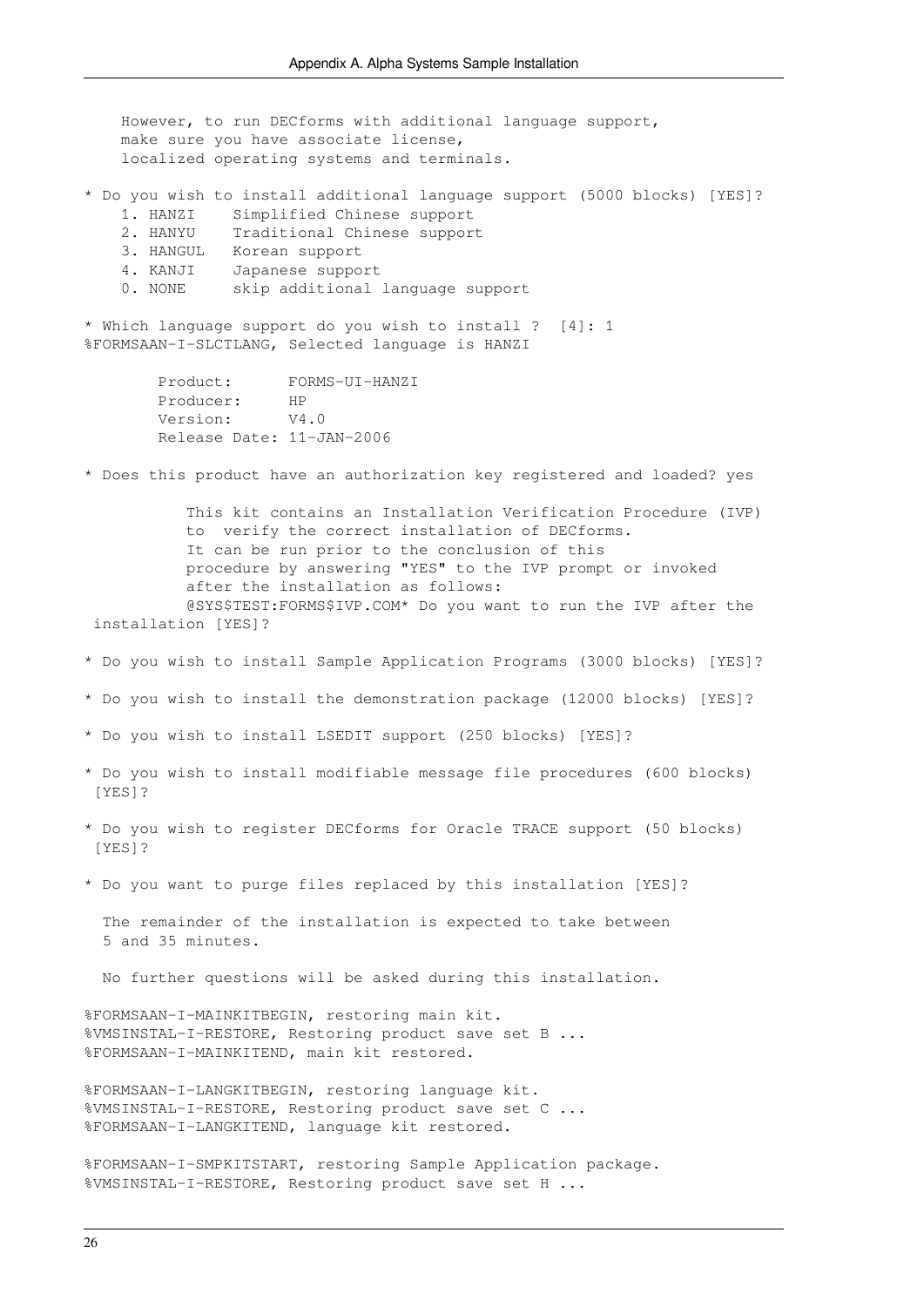```
    However, to run DECforms with additional language support,
    make sure you have associate license,
    localized operating systems and terminals.

* Do you wish to install additional language support (5000 blocks) [YES]?
    1. HANZI    Simplified Chinese support
    2. HANYU    Traditional Chinese support
    3. HANGUL   Korean support
    4. KANJI    Japanese support
    0. NONE     skip additional language support

* Which language support do you wish to install ?  [4]: 1
%FORMSAAN-I-SLCTLANG, Selected language is HANZI

        Product:      FORMS-UI-HANZI
        Producer:     HP
        Version:      V4.0
        Release Date: 11-JAN-2006

* Does this product have an authorization key registered and loaded? yes

           This kit contains an Installation Verification Procedure (IVP)
           to  verify the correct installation of DECforms.
           It can be run prior to the conclusion of this
           procedure by answering "YES" to the IVP prompt or invoked
           after the installation as follows:
           @SYS$TEST:FORMS$IVP.COM* Do you want to run the IVP after the
 installation [YES]?

* Do you wish to install Sample Application Programs (3000 blocks) [YES]?

* Do you wish to install the demonstration package (12000 blocks) [YES]?

* Do you wish to install LSEDIT support (250 blocks) [YES]?

* Do you wish to install modifiable message file procedures (600 blocks)
 [YES]?

* Do you wish to register DECforms for Oracle TRACE support (50 blocks)
 [YES]?

* Do you want to purge files replaced by this installation [YES]?

  The remainder of the installation is expected to take between
  5 and 35 minutes.

  No further questions will be asked during this installation.

%FORMSAAN-I-MAINKITBEGIN, restoring main kit.
%VMSINSTAL-I-RESTORE, Restoring product save set B ...
%FORMSAAN-I-MAINKITEND, main kit restored.

%FORMSAAN-I-LANGKITBEGIN, restoring language kit.
%VMSINSTAL-I-RESTORE, Restoring product save set C ...
%FORMSAAN-I-LANGKITEND, language kit restored.

%FORMSAAN-I-SMPKITSTART, restoring Sample Application package.
%VMSINSTAL-I-RESTORE, Restoring product save set H ...
```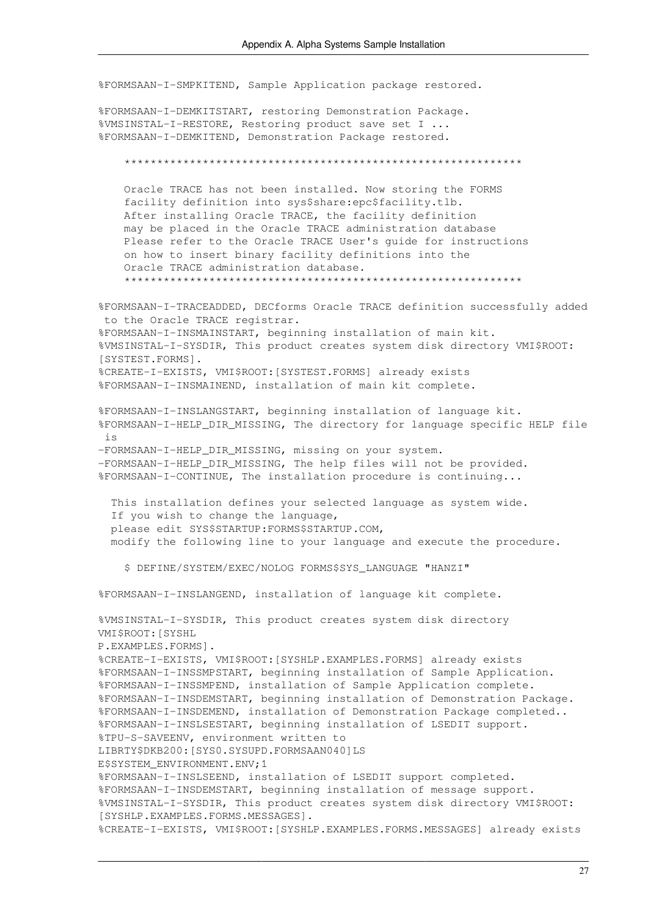```
%FORMSAAN-I-SMPKITEND, Sample Application package restored.

%FORMSAAN-I-DEMKITSTART, restoring Demonstration Package.
%VMSINSTAL-I-RESTORE, Restoring product save set I ...
%FORMSAAN-I-DEMKITEND, Demonstration Package restored.

    ************************************************************

    Oracle TRACE has not been installed. Now storing the FORMS
    facility definition into sys$share:epc$facility.tlb.
    After installing Oracle TRACE, the facility definition
    may be placed in the Oracle TRACE administration database
    Please refer to the Oracle TRACE User's guide for instructions
    on how to insert binary facility definitions into the
    Oracle TRACE administration database.
    ************************************************************

%FORMSAAN-I-TRACEADDED, DECforms Oracle TRACE definition successfully added
 to the Oracle TRACE registrar.
%FORMSAAN-I-INSMAINSTART, beginning installation of main kit.
%VMSINSTAL-I-SYSDIR, This product creates system disk directory VMI$ROOT:
[SYSTEST.FORMS].
%CREATE-I-EXISTS, VMI$ROOT:[SYSTEST.FORMS] already exists
%FORMSAAN-I-INSMAINEND, installation of main kit complete.

%FORMSAAN-I-INSLANGSTART, beginning installation of language kit.
%FORMSAAN-I-HELP_DIR_MISSING, The directory for language specific HELP file
 is
-FORMSAAN-I-HELP_DIR_MISSING, missing on your system.
-FORMSAAN-I-HELP_DIR_MISSING, The help files will not be provided.
%FORMSAAN-I-CONTINUE, The installation procedure is continuing...

  This installation defines your selected language as system wide.
  If you wish to change the language,
  please edit SYS$STARTUP:FORMS$STARTUP.COM,
  modify the following line to your language and execute the procedure.

    $ DEFINE/SYSTEM/EXEC/NOLOG FORMS$SYS_LANGUAGE "HANZI"

%FORMSAAN-I-INSLANGEND, installation of language kit complete.

%VMSINSTAL-I-SYSDIR, This product creates system disk directory
VMI$ROOT:[SYSHL
P.EXAMPLES.FORMS].
%CREATE-I-EXISTS, VMI$ROOT:[SYSHLP.EXAMPLES.FORMS] already exists
%FORMSAAN-I-INSSMPSTART, beginning installation of Sample Application.
%FORMSAAN-I-INSSMPEND, installation of Sample Application complete.
%FORMSAAN-I-INSDEMSTART, beginning installation of Demonstration Package.
%FORMSAAN-I-INSDEMEND, installation of Demonstration Package completed..
%FORMSAAN-I-INSLSESTART, beginning installation of LSEDIT support.
%TPU-S-SAVEENV, environment written to
LIBRTY$DKB200:[SYS0.SYSUPD.FORMSAAN040]LS
E$SYSTEM_ENVIRONMENT.ENV;1
%FORMSAAN-I-INSLSEEND, installation of LSEDIT support completed.
%FORMSAAN-I-INSDEMSTART, beginning installation of message support.
%VMSINSTAL-I-SYSDIR, This product creates system disk directory VMI$ROOT:
[SYSHLP.EXAMPLES.FORMS.MESSAGES].
%CREATE-I-EXISTS, VMI$ROOT:[SYSHLP.EXAMPLES.FORMS.MESSAGES] already exists
```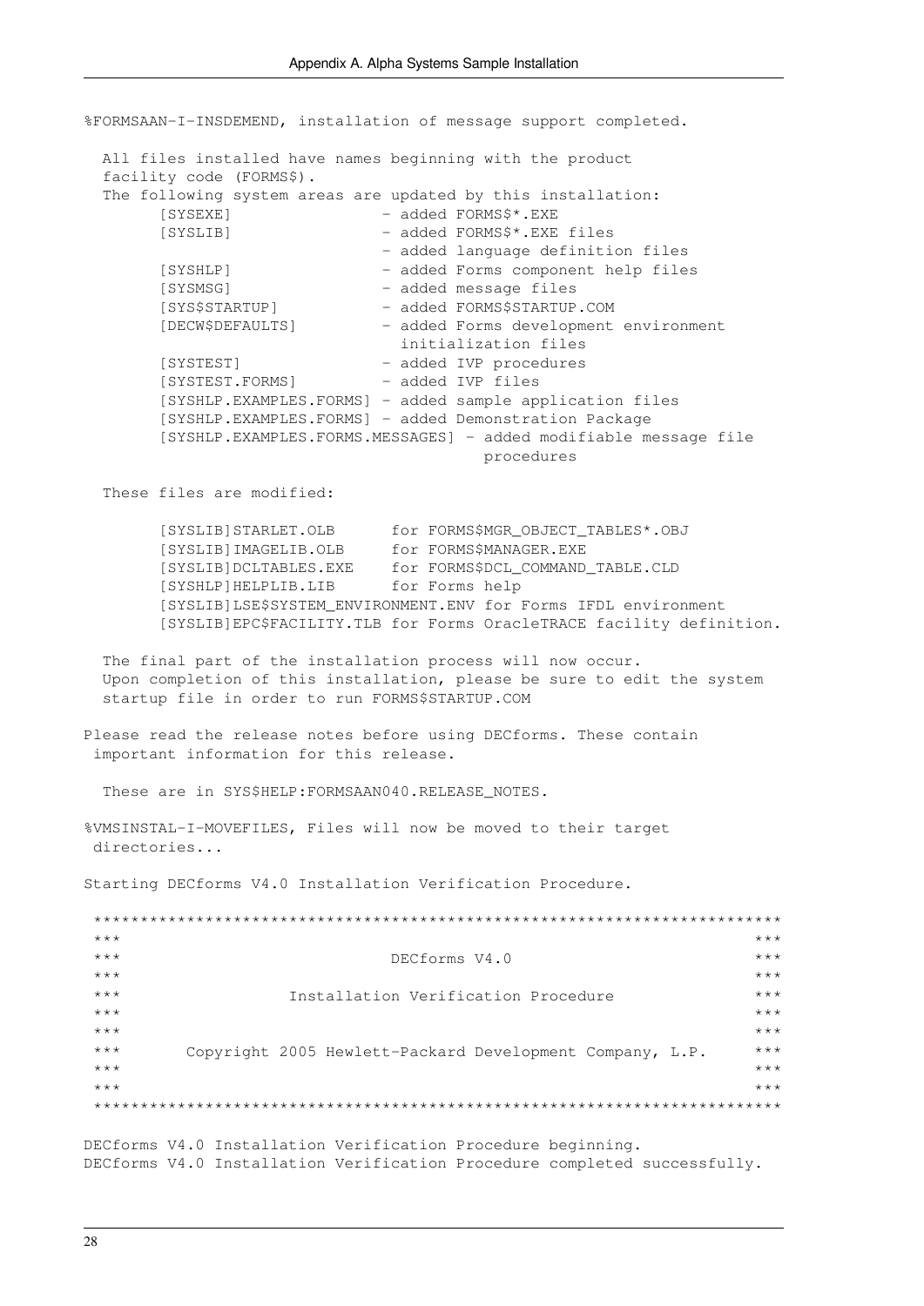```
%FORMSAAN-I-INSDEMEND, installation of message support completed.

  All files installed have names beginning with the product
  facility code (FORMS$).
  The following system areas are updated by this installation:
       [SYSEXE]                 - added FORMS$*.EXE
       [SYSLIB]                 - added FORMS$*.EXE files
                                - added language definition files
       [SYSHLP]                 - added Forms component help files
       [SYSMSG]                 - added message files
       [SYS$STARTUP]            - added FORMS$STARTUP.COM
       [DECW$DEFAULTS]          - added Forms development environment
                                  initialization files
       [SYSTEST]                - added IVP procedures
       [SYSTEST.FORMS]          - added IVP files
       [SYSHLP.EXAMPLES.FORMS] - added sample application files
       [SYSHLP.EXAMPLES.FORMS] - added Demonstration Package
       [SYSHLP.EXAMPLES.FORMS.MESSAGES] - added modifiable message file
                                          procedures

  These files are modified:

       [SYSLIB]STARLET.OLB       for FORMS$MGR_OBJECT_TABLES*.OBJ
       [SYSLIB]IMAGELIB.OLB      for FORMS$MANAGER.EXE
       [SYSLIB]DCLTABLES.EXE     for FORMS$DCL_COMMAND_TABLE.CLD
       [SYSHLP]HELPLIB.LIB       for Forms help
       [SYSLIB]LSE$SYSTEM_ENVIRONMENT.ENV for Forms IFDL environment
       [SYSLIB]EPC$FACILITY.TLB for Forms OracleTRACE facility definition.

  The final part of the installation process will now occur.
  Upon completion of this installation, please be sure to edit the system
  startup file in order to run FORMS$STARTUP.COM

Please read the release notes before using DECforms. These contain
 important information for this release.

  These are in SYS$HELP:FORMSAAN040.RELEASE_NOTES.

%VMSINSTAL-I-MOVEFILES, Files will now be moved to their target
 directories...

Starting DECforms V4.0 Installation Verification Procedure.

 **********************************************************************
 ***                                                                ***
 ***                        DECforms V4.0                           ***
 ***                                                                ***
 ***              Installation Verification Procedure               ***
 ***                                                                ***
 ***                                                                ***
 ***     Copyright 2005 Hewlett-Packard Development Company, L.P.   ***
 ***                                                                ***
 ***                                                                ***
 **********************************************************************

DECforms V4.0 Installation Verification Procedure beginning.
DECforms V4.0 Installation Verification Procedure completed successfully.
```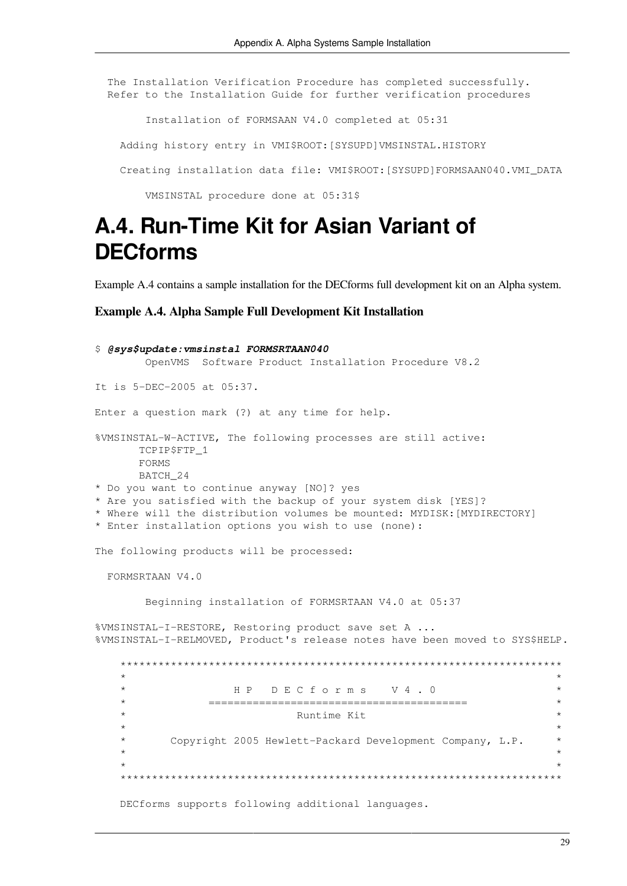```
  The Installation Verification Procedure has completed successfully.
  Refer to the Installation Guide for further verification procedures

        Installation of FORMSAAN V4.0 completed at 05:31

    Adding history entry in VMI$ROOT:[SYSUPD]VMSINSTAL.HISTORY

    Creating installation data file: VMI$ROOT:[SYSUPD]FORMSAAN040.VMI_DATA

        VMSINSTAL procedure done at 05:31$
```

## A.4. Run-Time Kit for Asian Variant of DECforms

Example A.4 contains a sample installation for the DECforms full development kit on an Alpha system.

**Example A.4. Alpha Sample Full Development Kit Installation**

```
$ @sys$update:vmsinstal FORMSRTAAN040
        OpenVMS  Software Product Installation Procedure V8.2

It is 5-DEC-2005 at 05:37.

Enter a question mark (?) at any time for help.

%VMSINSTAL-W-ACTIVE, The following processes are still active:
       TCPIP$FTP_1
       FORMS
       BATCH_24
* Do you want to continue anyway [NO]? yes
* Are you satisfied with the backup of your system disk [YES]?
* Where will the distribution volumes be mounted: MYDISK:[MYDIRECTORY]
* Enter installation options you wish to use (none):

The following products will be processed:

  FORMSRTAAN V4.0

        Beginning installation of FORMSRTAAN V4.0 at 05:37

%VMSINSTAL-I-RESTORE, Restoring product save set A ...
%VMSINSTAL-I-RELMOVED, Product's release notes have been moved to SYS$HELP.

    *********************************************************************
    *                                                                   *
    *               H P   D E C f o r m s    V 4 . 0                   *
    *            ========================================               *
    *                           Runtime Kit                             *
    *                                                                   *
    *       Copyright 2005 Hewlett-Packard Development Company, L.P.    *
    *                                                                   *
    *                                                                   *
    *********************************************************************

    DECforms supports following additional languages.
```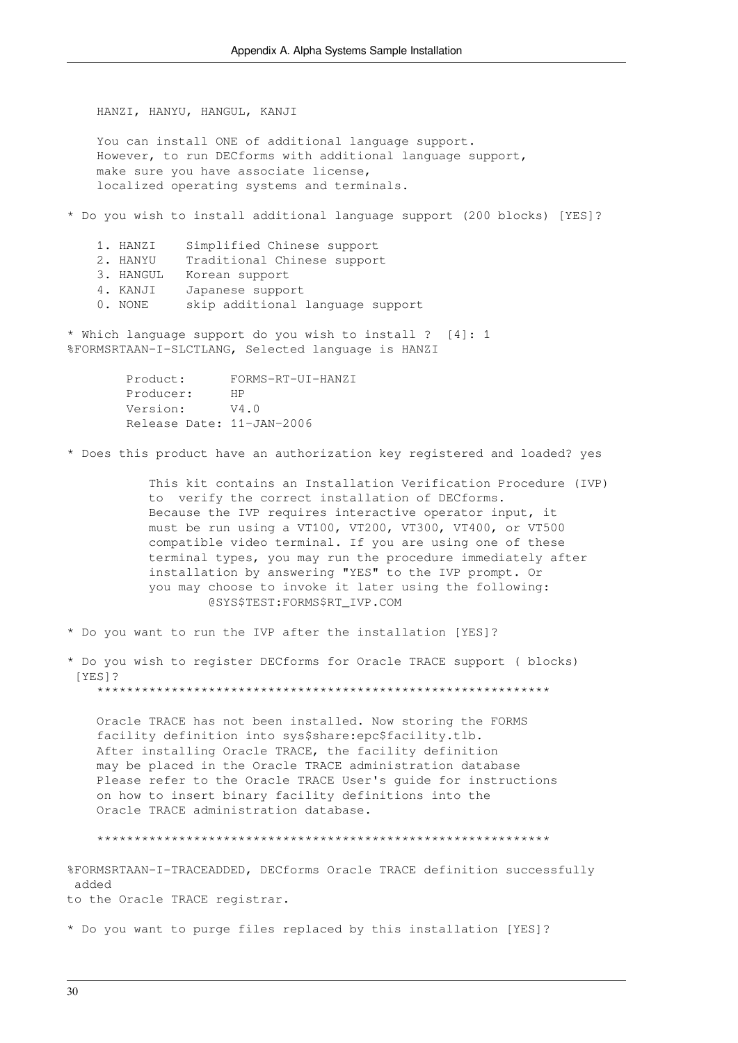```
    HANZI, HANYU, HANGUL, KANJI

    You can install ONE of additional language support.
    However, to run DECforms with additional language support,
    make sure you have associate license,
    localized operating systems and terminals.

* Do you wish to install additional language support (200 blocks) [YES]?

    1. HANZI    Simplified Chinese support
    2. HANYU    Traditional Chinese support
    3. HANGUL   Korean support
    4. KANJI    Japanese support
    0. NONE     skip additional language support

* Which language support do you wish to install ?  [4]: 1
%FORMSRTAAN-I-SLCTLANG, Selected language is HANZI

        Product:      FORMS-RT-UI-HANZI
        Producer:     HP
        Version:      V4.0
        Release Date: 11-JAN-2006

* Does this product have an authorization key registered and loaded? yes

           This kit contains an Installation Verification Procedure (IVP)
           to  verify the correct installation of DECforms.
           Because the IVP requires interactive operator input, it
           must be run using a VT100, VT200, VT300, VT400, or VT500
           compatible video terminal. If you are using one of these
           terminal types, you may run the procedure immediately after
           installation by answering "YES" to the IVP prompt. Or
           you may choose to invoke it later using the following:
                   @SYS$TEST:FORMS$RT_IVP.COM

* Do you want to run the IVP after the installation [YES]?

* Do you wish to register DECforms for Oracle TRACE support ( blocks)
 [YES]?
    ************************************************************

    Oracle TRACE has not been installed. Now storing the FORMS
    facility definition into sys$share:epc$facility.tlb.
    After installing Oracle TRACE, the facility definition
    may be placed in the Oracle TRACE administration database
    Please refer to the Oracle TRACE User's guide for instructions
    on how to insert binary facility definitions into the
    Oracle TRACE administration database.

    ************************************************************

%FORMSRTAAN-I-TRACEADDED, DECforms Oracle TRACE definition successfully
 added
to the Oracle TRACE registrar.

* Do you want to purge files replaced by this installation [YES]?
```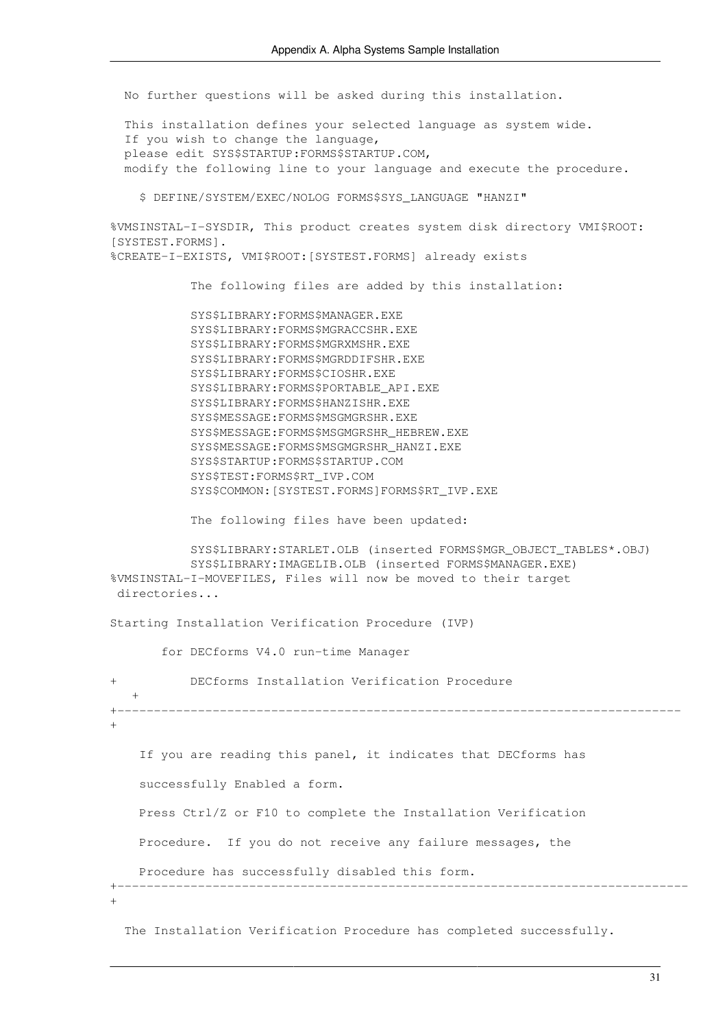```
  No further questions will be asked during this installation.

  This installation defines your selected language as system wide.
  If you wish to change the language,
  please edit SYS$STARTUP:FORMS$STARTUP.COM,
  modify the following line to your language and execute the procedure.

    $ DEFINE/SYSTEM/EXEC/NOLOG FORMS$SYS_LANGUAGE "HANZI"

%VMSINSTAL-I-SYSDIR, This product creates system disk directory VMI$ROOT:
[SYSTEST.FORMS].
%CREATE-I-EXISTS, VMI$ROOT:[SYSTEST.FORMS] already exists

          The following files are added by this installation:

          SYS$LIBRARY:FORMS$MANAGER.EXE
          SYS$LIBRARY:FORMS$MGRACCSHR.EXE
          SYS$LIBRARY:FORMS$MGRXMSHR.EXE
          SYS$LIBRARY:FORMS$MGRDDIFSHR.EXE
          SYS$LIBRARY:FORMS$CIOSHR.EXE
          SYS$LIBRARY:FORMS$PORTABLE_API.EXE
          SYS$LIBRARY:FORMS$HANZISHR.EXE
          SYS$MESSAGE:FORMS$MSGMGRSHR.EXE
          SYS$MESSAGE:FORMS$MSGMGRSHR_HEBREW.EXE
          SYS$MESSAGE:FORMS$MSGMGRSHR_HANZI.EXE
          SYS$STARTUP:FORMS$STARTUP.COM
          SYS$TEST:FORMS$RT_IVP.COM
          SYS$COMMON:[SYSTEST.FORMS]FORMS$RT_IVP.EXE

          The following files have been updated:

          SYS$LIBRARY:STARLET.OLB (inserted FORMS$MGR_OBJECT_TABLES*.OBJ)
          SYS$LIBRARY:IMAGELIB.OLB (inserted FORMS$MANAGER.EXE)
%VMSINSTAL-I-MOVEFILES, Files will now be moved to their target
 directories...

Starting Installation Verification Procedure (IVP)

       for DECforms V4.0 run-time Manager

+          DECforms Installation Verification Procedure
   +
+--------------------------------------------------------------------------
+

    If you are reading this panel, it indicates that DECforms has

    successfully Enabled a form.

    Press Ctrl/Z or F10 to complete the Installation Verification

    Procedure.  If you do not receive any failure messages, the

    Procedure has successfully disabled this form.
+----------------------------------------------------------------------------
+

  The Installation Verification Procedure has completed successfully.
```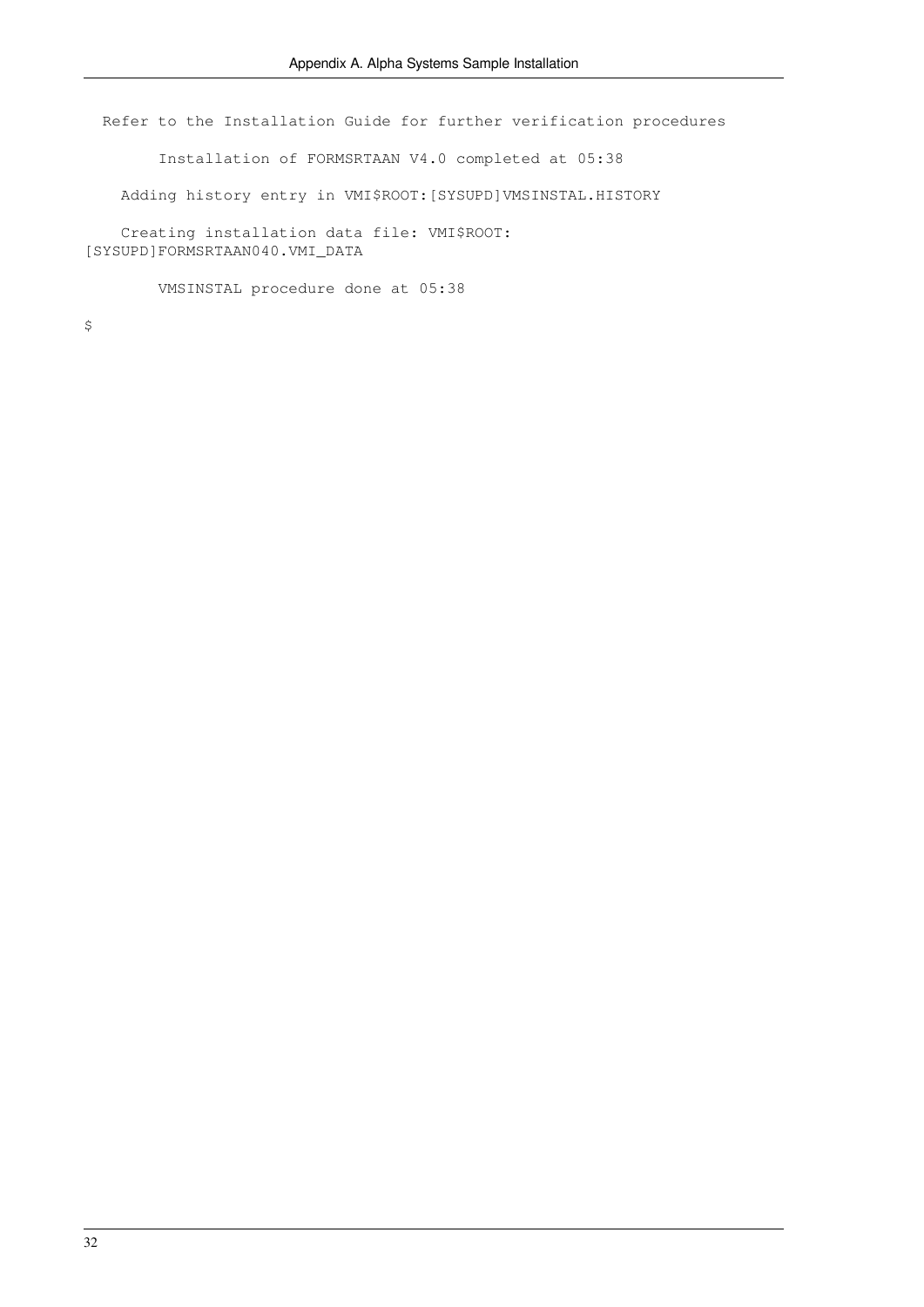```
  Refer to the Installation Guide for further verification procedures

        Installation of FORMSRTAAN V4.0 completed at 05:38

    Adding history entry in VMI$ROOT:[SYSUPD]VMSINSTAL.HISTORY

    Creating installation data file: VMI$ROOT:
[SYSUPD]FORMSRTAAN040.VMI_DATA

        VMSINSTAL procedure done at 05:38

$
```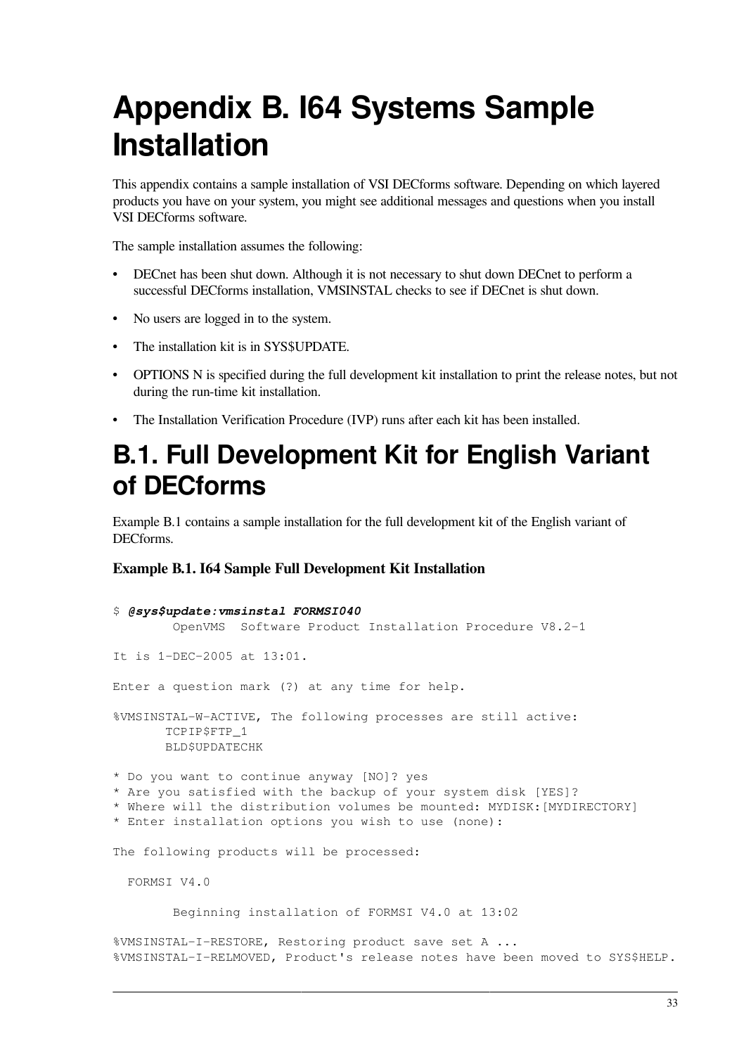# Appendix B. I64 Systems Sample Installation

This appendix contains a sample installation of VSI DECforms software. Depending on which layered products you have on your system, you might see additional messages and questions when you install VSI DECforms software.

The sample installation assumes the following:

- DECnet has been shut down. Although it is not necessary to shut down DECnet to perform a successful DECforms installation, VMSINSTAL checks to see if DECnet is shut down.
- No users are logged in to the system.
- The installation kit is in SYS$UPDATE.
- OPTIONS N is specified during the full development kit installation to print the release notes, but not during the run-time kit installation.
- The Installation Verification Procedure (IVP) runs after each kit has been installed.

## B.1. Full Development Kit for English Variant of DECforms

Example B.1 contains a sample installation for the full development kit of the English variant of DECforms.

**Example B.1. I64 Sample Full Development Kit Installation**

```
$ @sys$update:vmsinstal FORMSI040
        OpenVMS  Software Product Installation Procedure V8.2-1

It is 1-DEC-2005 at 13:01.

Enter a question mark (?) at any time for help.

%VMSINSTAL-W-ACTIVE, The following processes are still active:
       TCPIP$FTP_1
       BLD$UPDATECHK

* Do you want to continue anyway [NO]? yes
* Are you satisfied with the backup of your system disk [YES]?
* Where will the distribution volumes be mounted: MYDISK:[MYDIRECTORY]
* Enter installation options you wish to use (none):

The following products will be processed:

  FORMSI V4.0

        Beginning installation of FORMSI V4.0 at 13:02

%VMSINSTAL-I-RESTORE, Restoring product save set A ...
%VMSINSTAL-I-RELMOVED, Product's release notes have been moved to SYS$HELP.
```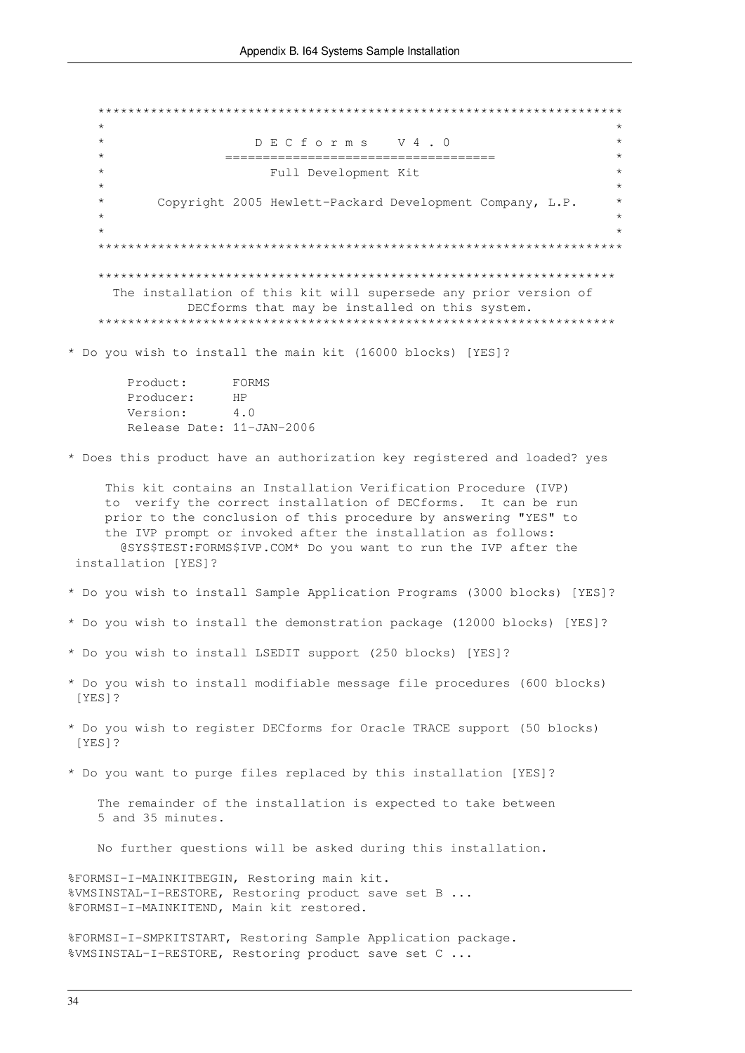```
    *******************************************************************
    *                                                                 *
    *                D E C f o r m s    V 4 . 0                       *
    *            ===================================                  *
    *                   Full Development Kit                          *
    *                                                                 *
    *     Copyright 2005 Hewlett-Packard Development Company, L.P.    *
    *                                                                 *
    *                                                                 *
    *******************************************************************

    *******************************************************************
      The installation of this kit will supersede any prior version of
                DECforms that may be installed on this system.
    *******************************************************************

* Do you wish to install the main kit (16000 blocks) [YES]?

        Product:      FORMS
        Producer:     HP
        Version:      4.0
        Release Date: 11-JAN-2006

* Does this product have an authorization key registered and loaded? yes

     This kit contains an Installation Verification Procedure (IVP)
     to  verify the correct installation of DECforms.  It can be run
     prior to the conclusion of this procedure by answering "YES" to
     the IVP prompt or invoked after the installation as follows:
       @SYS$TEST:FORMS$IVP.COM* Do you want to run the IVP after the
 installation [YES]?

* Do you wish to install Sample Application Programs (3000 blocks) [YES]?

* Do you wish to install the demonstration package (12000 blocks) [YES]?

* Do you wish to install LSEDIT support (250 blocks) [YES]?

* Do you wish to install modifiable message file procedures (600 blocks)
 [YES]?

* Do you wish to register DECforms for Oracle TRACE support (50 blocks)
 [YES]?

* Do you want to purge files replaced by this installation [YES]?

    The remainder of the installation is expected to take between
    5 and 35 minutes.

    No further questions will be asked during this installation.

%FORMSI-I-MAINKITBEGIN, Restoring main kit.
%VMSINSTAL-I-RESTORE, Restoring product save set B ...
%FORMSI-I-MAINKITEND, Main kit restored.

%FORMSI-I-SMPKITSTART, Restoring Sample Application package.
%VMSINSTAL-I-RESTORE, Restoring product save set C ...
```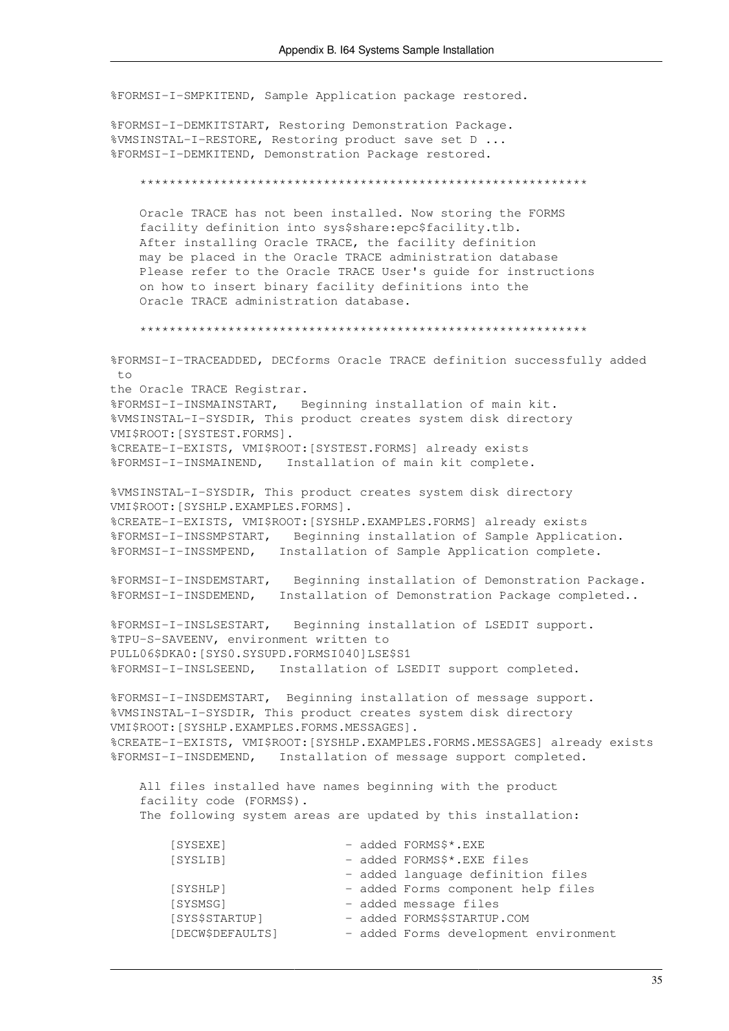```
%FORMSI-I-SMPKITEND, Sample Application package restored.

%FORMSI-I-DEMKITSTART, Restoring Demonstration Package.
%VMSINSTAL-I-RESTORE, Restoring product save set D ...
%FORMSI-I-DEMKITEND, Demonstration Package restored.

    ************************************************************

    Oracle TRACE has not been installed. Now storing the FORMS
    facility definition into sys$share:epc$facility.tlb.
    After installing Oracle TRACE, the facility definition
    may be placed in the Oracle TRACE administration database
    Please refer to the Oracle TRACE User's guide for instructions
    on how to insert binary facility definitions into the
    Oracle TRACE administration database.

    ************************************************************

%FORMSI-I-TRACEADDED, DECforms Oracle TRACE definition successfully added
 to
the Oracle TRACE Registrar.
%FORMSI-I-INSMAINSTART,   Beginning installation of main kit.
%VMSINSTAL-I-SYSDIR, This product creates system disk directory
VMI$ROOT:[SYSTEST.FORMS].
%CREATE-I-EXISTS, VMI$ROOT:[SYSTEST.FORMS] already exists
%FORMSI-I-INSMAINEND,   Installation of main kit complete.

%VMSINSTAL-I-SYSDIR, This product creates system disk directory
VMI$ROOT:[SYSHLP.EXAMPLES.FORMS].
%CREATE-I-EXISTS, VMI$ROOT:[SYSHLP.EXAMPLES.FORMS] already exists
%FORMSI-I-INSSMPSTART,   Beginning installation of Sample Application.
%FORMSI-I-INSSMPEND,   Installation of Sample Application complete.

%FORMSI-I-INSDEMSTART,   Beginning installation of Demonstration Package.
%FORMSI-I-INSDEMEND,   Installation of Demonstration Package completed..

%FORMSI-I-INSLSESTART,   Beginning installation of LSEDIT support.
%TPU-S-SAVEENV, environment written to
PULL06$DKA0:[SYS0.SYSUPD.FORMSI040]LSE$S1
%FORMSI-I-INSLSEEND,   Installation of LSEDIT support completed.

%FORMSI-I-INSDEMSTART,  Beginning installation of message support.
%VMSINSTAL-I-SYSDIR, This product creates system disk directory
VMI$ROOT:[SYSHLP.EXAMPLES.FORMS.MESSAGES].
%CREATE-I-EXISTS, VMI$ROOT:[SYSHLP.EXAMPLES.FORMS.MESSAGES] already exists
%FORMSI-I-INSDEMEND,   Installation of message support completed.

    All files installed have names beginning with the product
    facility code (FORMS$).
    The following system areas are updated by this installation:

        [SYSEXE]                - added FORMS$*.EXE
        [SYSLIB]                - added FORMS$*.EXE files
                                - added language definition files
        [SYSHLP]                - added Forms component help files
        [SYSMSG]                - added message files
        [SYS$STARTUP]           - added FORMS$STARTUP.COM
        [DECW$DEFAULTS]         - added Forms development environment
```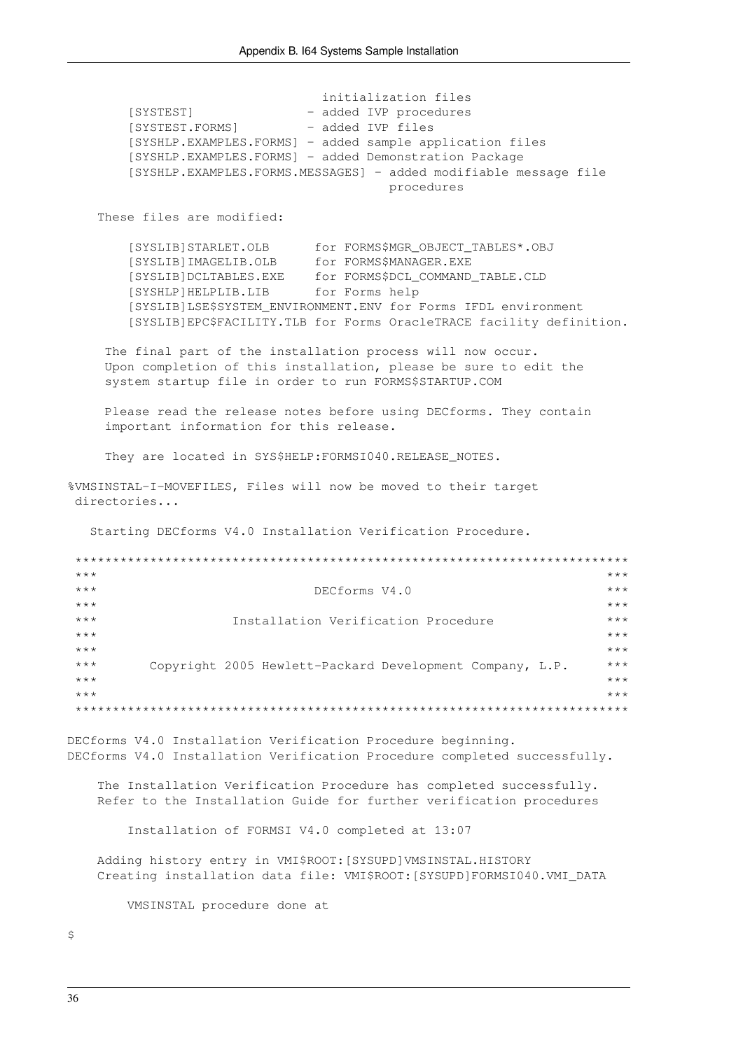```
                                initialization files
        [SYSTEST]              - added IVP procedures
        [SYSTEST.FORMS]        - added IVP files
        [SYSHLP.EXAMPLES.FORMS] - added sample application files
        [SYSHLP.EXAMPLES.FORMS] - added Demonstration Package
        [SYSHLP.EXAMPLES.FORMS.MESSAGES] - added modifiable message file
                                         procedures

    These files are modified:

        [SYSLIB]STARLET.OLB       for FORMS$MGR_OBJECT_TABLES*.OBJ
        [SYSLIB]IMAGELIB.OLB      for FORMS$MANAGER.EXE
        [SYSLIB]DCLTABLES.EXE     for FORMS$DCL_COMMAND_TABLE.CLD
        [SYSHLP]HELPLIB.LIB       for Forms help
        [SYSLIB]LSE$SYSTEM_ENVIRONMENT.ENV for Forms IFDL environment
        [SYSLIB]EPC$FACILITY.TLB for Forms OracleTRACE facility definition.

     The final part of the installation process will now occur.
     Upon completion of this installation, please be sure to edit the
     system startup file in order to run FORMS$STARTUP.COM

     Please read the release notes before using DECforms. They contain
     important information for this release.

     They are located in SYS$HELP:FORMSI040.RELEASE_NOTES.

%VMSINSTAL-I-MOVEFILES, Files will now be moved to their target
 directories...

   Starting DECforms V4.0 Installation Verification Procedure.

 ***************************************************************************
 ***                                                                     ***
 ***                          DECforms V4.0                              ***
 ***                                                                     ***
 ***                Installation Verification Procedure                  ***
 ***                                                                     ***
 ***                                                                     ***
 ***       Copyright 2005 Hewlett-Packard Development Company, L.P.     ***
 ***                                                                     ***
 ***                                                                     ***
 ***************************************************************************

DECforms V4.0 Installation Verification Procedure beginning.
DECforms V4.0 Installation Verification Procedure completed successfully.

    The Installation Verification Procedure has completed successfully.
    Refer to the Installation Guide for further verification procedures

        Installation of FORMSI V4.0 completed at 13:07

    Adding history entry in VMI$ROOT:[SYSUPD]VMSINSTAL.HISTORY
    Creating installation data file: VMI$ROOT:[SYSUPD]FORMSI040.VMI_DATA

        VMSINSTAL procedure done at

$
```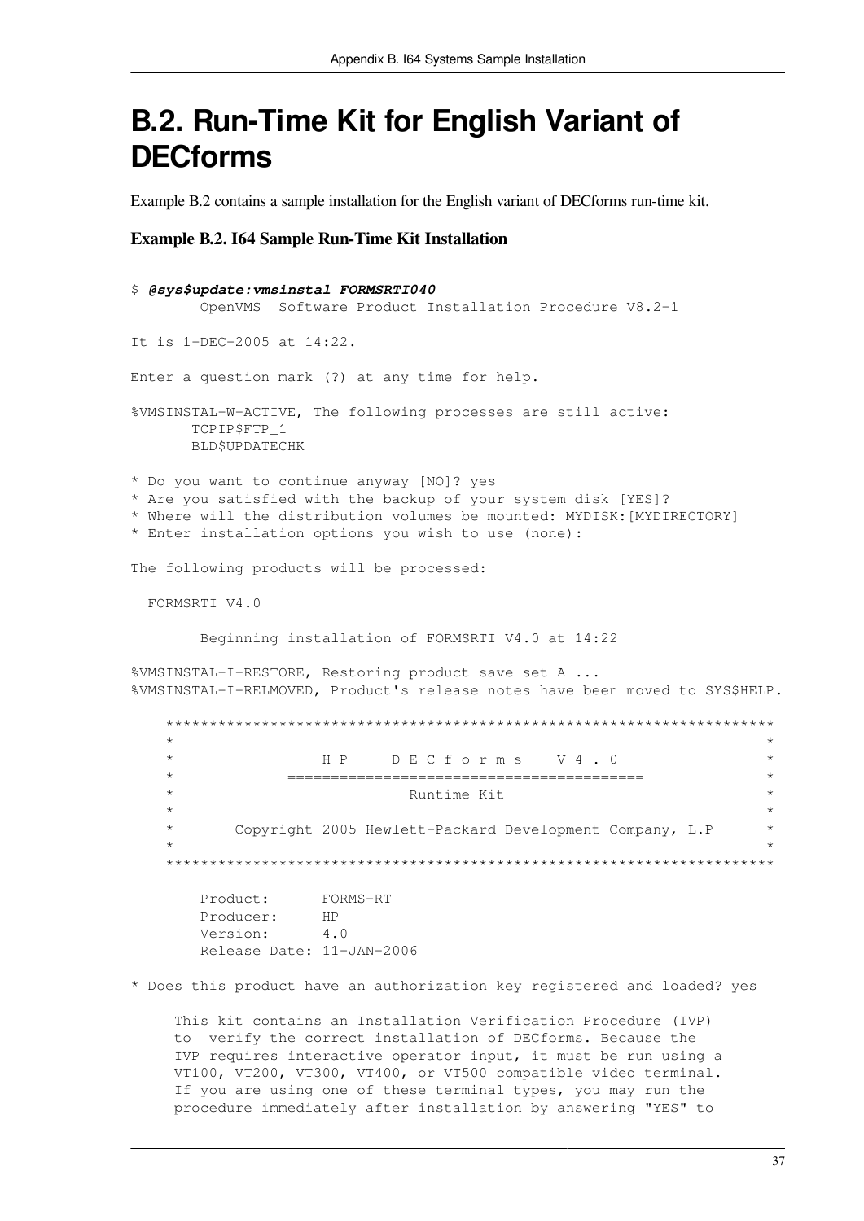## B.2. Run-Time Kit for English Variant of DECforms

Example B.2 contains a sample installation for the English variant of DECforms run-time kit.

**Example B.2. I64 Sample Run-Time Kit Installation**

```
$ @sys$update:vmsinstal FORMSRTI040
        OpenVMS  Software Product Installation Procedure V8.2-1

It is 1-DEC-2005 at 14:22.

Enter a question mark (?) at any time for help.

%VMSINSTAL-W-ACTIVE, The following processes are still active:
       TCPIP$FTP_1
       BLD$UPDATECHK

* Do you want to continue anyway [NO]? yes
* Are you satisfied with the backup of your system disk [YES]?
* Where will the distribution volumes be mounted: MYDISK:[MYDIRECTORY]
* Enter installation options you wish to use (none):

The following products will be processed:

  FORMSRTI V4.0

        Beginning installation of FORMSRTI V4.0 at 14:22

%VMSINSTAL-I-RESTORE, Restoring product save set A ...
%VMSINSTAL-I-RELMOVED, Product's release notes have been moved to SYS$HELP.

    ********************************************************************
    *                                                                  *
    *               H P     D E C f o r m s    V 4 . 0                 *
    *           ========================================               *
    *                           Runtime Kit                            *
    *                                                                  *
    *       Copyright 2005 Hewlett-Packard Development Company, L.P    *
    *                                                                  *
    ********************************************************************

        Product:      FORMS-RT
        Producer:     HP
        Version:      4.0
        Release Date: 11-JAN-2006

* Does this product have an authorization key registered and loaded? yes

     This kit contains an Installation Verification Procedure (IVP)
     to  verify the correct installation of DECforms. Because the
     IVP requires interactive operator input, it must be run using a
     VT100, VT200, VT300, VT400, or VT500 compatible video terminal.
     If you are using one of these terminal types, you may run the
     procedure immediately after installation by answering "YES" to
```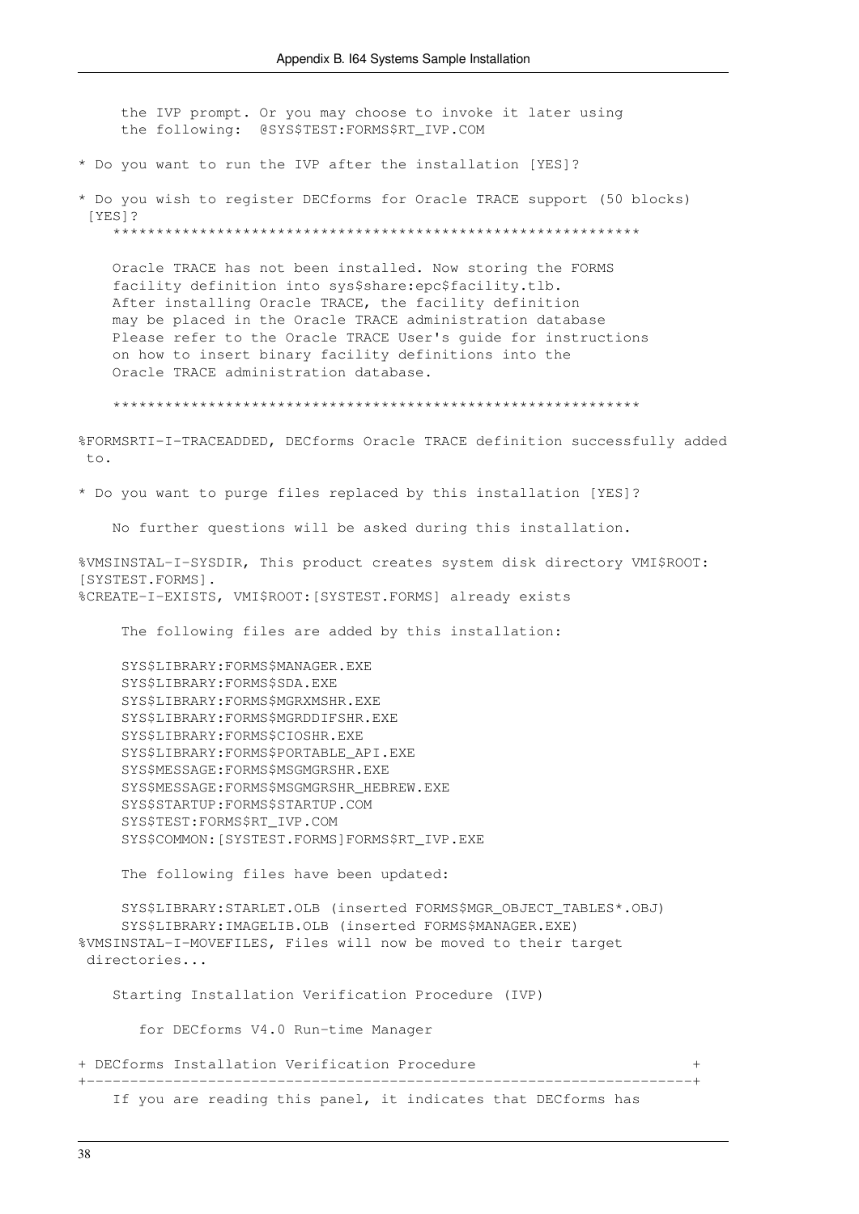```
     the IVP prompt. Or you may choose to invoke it later using
     the following:  @SYS$TEST:FORMS$RT_IVP.COM

* Do you want to run the IVP after the installation [YES]?

* Do you wish to register DECforms for Oracle TRACE support (50 blocks)
 [YES]?
    ************************************************************

    Oracle TRACE has not been installed. Now storing the FORMS
    facility definition into sys$share:epc$facility.tlb.
    After installing Oracle TRACE, the facility definition
    may be placed in the Oracle TRACE administration database
    Please refer to the Oracle TRACE User's guide for instructions
    on how to insert binary facility definitions into the
    Oracle TRACE administration database.

    ************************************************************

%FORMSRTI-I-TRACEADDED, DECforms Oracle TRACE definition successfully added
 to.

* Do you want to purge files replaced by this installation [YES]?

    No further questions will be asked during this installation.

%VMSINSTAL-I-SYSDIR, This product creates system disk directory VMI$ROOT:
[SYSTEST.FORMS].
%CREATE-I-EXISTS, VMI$ROOT:[SYSTEST.FORMS] already exists

     The following files are added by this installation:

     SYS$LIBRARY:FORMS$MANAGER.EXE
     SYS$LIBRARY:FORMS$SDA.EXE
     SYS$LIBRARY:FORMS$MGRXMSHR.EXE
     SYS$LIBRARY:FORMS$MGRDDIFSHR.EXE
     SYS$LIBRARY:FORMS$CIOSHR.EXE
     SYS$LIBRARY:FORMS$PORTABLE_API.EXE
     SYS$MESSAGE:FORMS$MSGMGRSHR.EXE
     SYS$MESSAGE:FORMS$MSGMGRSHR_HEBREW.EXE
     SYS$STARTUP:FORMS$STARTUP.COM
     SYS$TEST:FORMS$RT_IVP.COM
     SYS$COMMON:[SYSTEST.FORMS]FORMS$RT_IVP.EXE

     The following files have been updated:

     SYS$LIBRARY:STARLET.OLB (inserted FORMS$MGR_OBJECT_TABLES*.OBJ)
     SYS$LIBRARY:IMAGELIB.OLB (inserted FORMS$MANAGER.EXE)
%VMSINSTAL-I-MOVEFILES, Files will now be moved to their target
 directories...

    Starting Installation Verification Procedure (IVP)

       for DECforms V4.0 Run-time Manager

+ DECforms Installation Verification Procedure                          +
+-----------------------------------------------------------------------+
    If you are reading this panel, it indicates that DECforms has
```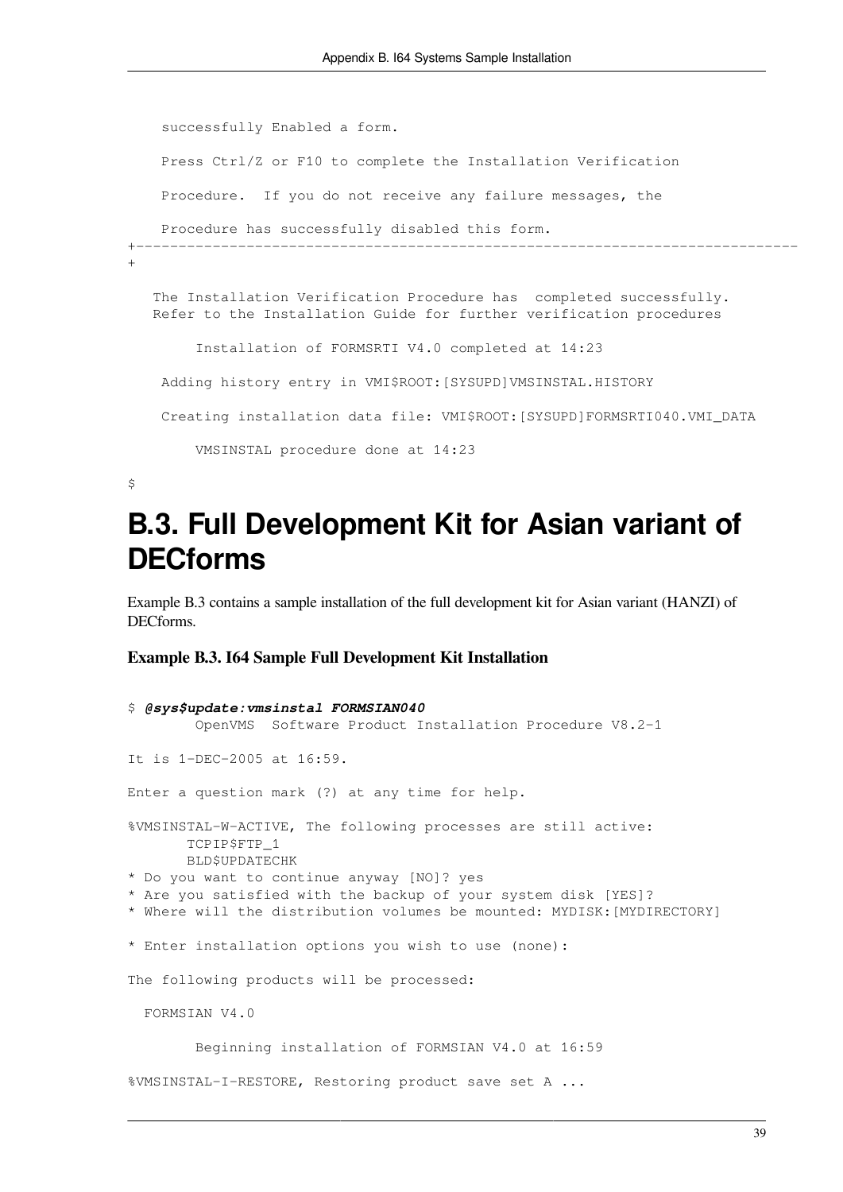```
    successfully Enabled a form.

    Press Ctrl/Z or F10 to complete the Installation Verification

    Procedure.  If you do not receive any failure messages, the

    Procedure has successfully disabled this form.
+------------------------------------------------------------------------------
+

   The Installation Verification Procedure has  completed successfully.
   Refer to the Installation Guide for further verification procedures

        Installation of FORMSRTI V4.0 completed at 14:23

    Adding history entry in VMI$ROOT:[SYSUPD]VMSINSTAL.HISTORY

    Creating installation data file: VMI$ROOT:[SYSUPD]FORMSRTI040.VMI_DATA

        VMSINSTAL procedure done at 14:23

$
```

## B.3. Full Development Kit for Asian variant of DECforms

Example B.3 contains a sample installation of the full development kit for Asian variant (HANZI) of DECforms.

**Example B.3. I64 Sample Full Development Kit Installation**

```
$ @sys$update:vmsinstal FORMSIAN040
        OpenVMS  Software Product Installation Procedure V8.2-1

It is 1-DEC-2005 at 16:59.

Enter a question mark (?) at any time for help.

%VMSINSTAL-W-ACTIVE, The following processes are still active:
       TCPIP$FTP_1
       BLD$UPDATECHK
* Do you want to continue anyway [NO]? yes
* Are you satisfied with the backup of your system disk [YES]?
* Where will the distribution volumes be mounted: MYDISK:[MYDIRECTORY]

* Enter installation options you wish to use (none):

The following products will be processed:

  FORMSIAN V4.0

        Beginning installation of FORMSIAN V4.0 at 16:59

%VMSINSTAL-I-RESTORE, Restoring product save set A ...
```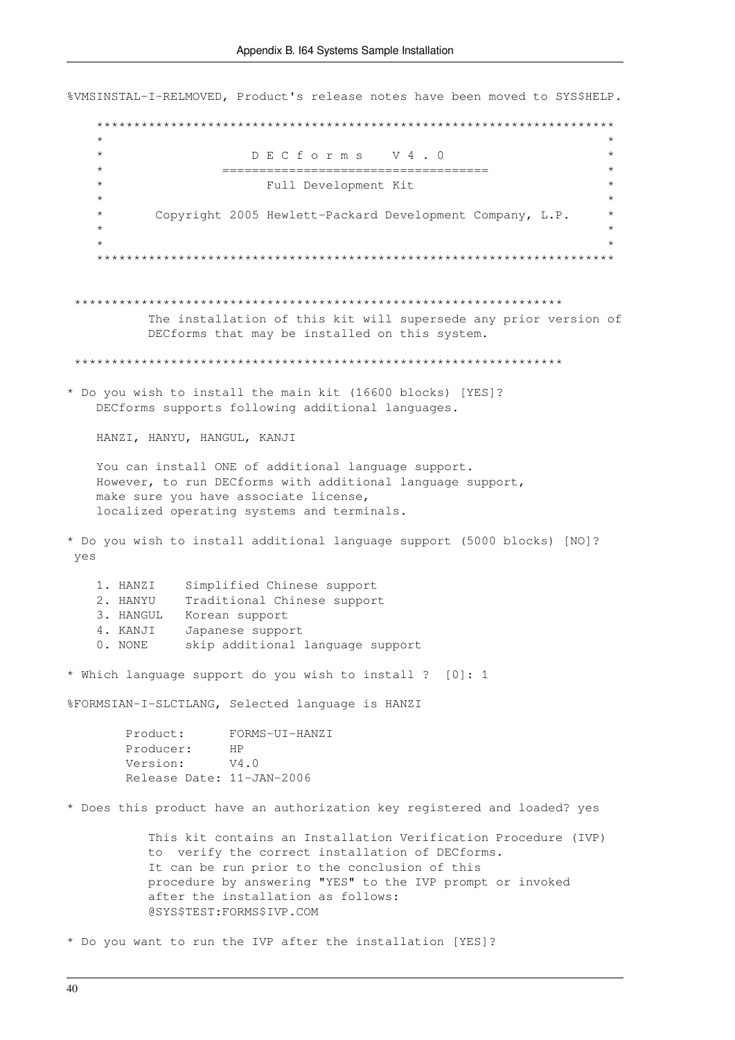```
%VMSINSTAL-I-RELMOVED, Product's release notes have been moved to SYS$HELP.

    *********************************************************************
    *                                                                   *
    *                   D E C f o r m s    V 4 . 0                      *
    *              ====================================                 *
    *                      Full Development Kit                         *
    *                                                                   *
    *        Copyright 2005 Hewlett-Packard Development Company, L.P.   *
    *                                                                   *
    *                                                                   *
    *********************************************************************


  ******************************************************************
           The installation of this kit will supersede any prior version of
           DECforms that may be installed on this system.

  ******************************************************************

* Do you wish to install the main kit (16600 blocks) [YES]?
    DECforms supports following additional languages.

    HANZI, HANYU, HANGUL, KANJI

    You can install ONE of additional language support.
    However, to run DECforms with additional language support,
    make sure you have associate license,
    localized operating systems and terminals.

* Do you wish to install additional language support (5000 blocks) [NO]?
 yes

    1. HANZI    Simplified Chinese support
    2. HANYU    Traditional Chinese support
    3. HANGUL   Korean support
    4. KANJI    Japanese support
    0. NONE     skip additional language support

* Which language support do you wish to install ?  [0]: 1

%FORMSIAN-I-SLCTLANG, Selected language is HANZI

        Product:      FORMS-UI-HANZI
        Producer:     HP
        Version:      V4.0
        Release Date: 11-JAN-2006

* Does this product have an authorization key registered and loaded? yes

           This kit contains an Installation Verification Procedure (IVP)
           to  verify the correct installation of DECforms.
           It can be run prior to the conclusion of this
           procedure by answering "YES" to the IVP prompt or invoked
           after the installation as follows:
           @SYS$TEST:FORMS$IVP.COM

* Do you want to run the IVP after the installation [YES]?
```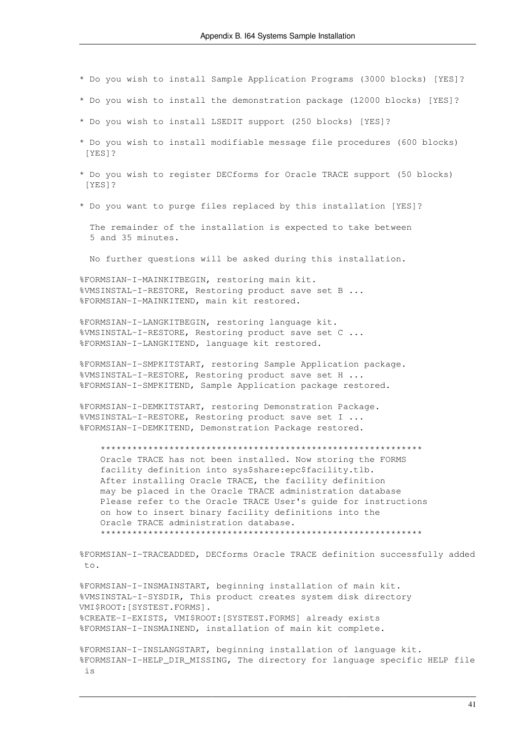```
* Do you wish to install Sample Application Programs (3000 blocks) [YES]?

* Do you wish to install the demonstration package (12000 blocks) [YES]?

* Do you wish to install LSEDIT support (250 blocks) [YES]?

* Do you wish to install modifiable message file procedures (600 blocks)
 [YES]?

* Do you wish to register DECforms for Oracle TRACE support (50 blocks)
 [YES]?

* Do you want to purge files replaced by this installation [YES]?

  The remainder of the installation is expected to take between
  5 and 35 minutes.

  No further questions will be asked during this installation.

%FORMSIAN-I-MAINKITBEGIN, restoring main kit.
%VMSINSTAL-I-RESTORE, Restoring product save set B ...
%FORMSIAN-I-MAINKITEND, main kit restored.

%FORMSIAN-I-LANGKITBEGIN, restoring language kit.
%VMSINSTAL-I-RESTORE, Restoring product save set C ...
%FORMSIAN-I-LANGKITEND, language kit restored.

%FORMSIAN-I-SMPKITSTART, restoring Sample Application package.
%VMSINSTAL-I-RESTORE, Restoring product save set H ...
%FORMSIAN-I-SMPKITEND, Sample Application package restored.

%FORMSIAN-I-DEMKITSTART, restoring Demonstration Package.
%VMSINSTAL-I-RESTORE, Restoring product save set I ...
%FORMSIAN-I-DEMKITEND, Demonstration Package restored.

    ************************************************************
    Oracle TRACE has not been installed. Now storing the FORMS
    facility definition into sys$share:epc$facility.tlb.
    After installing Oracle TRACE, the facility definition
    may be placed in the Oracle TRACE administration database
    Please refer to the Oracle TRACE User's guide for instructions
    on how to insert binary facility definitions into the
    Oracle TRACE administration database.
    ************************************************************

%FORMSIAN-I-TRACEADDED, DECforms Oracle TRACE definition successfully added
 to.

%FORMSIAN-I-INSMAINSTART, beginning installation of main kit.
%VMSINSTAL-I-SYSDIR, This product creates system disk directory
VMI$ROOT:[SYSTEST.FORMS].
%CREATE-I-EXISTS, VMI$ROOT:[SYSTEST.FORMS] already exists
%FORMSIAN-I-INSMAINEND, installation of main kit complete.

%FORMSIAN-I-INSLANGSTART, beginning installation of language kit.
%FORMSIAN-I-HELP_DIR_MISSING, The directory for language specific HELP file
 is
```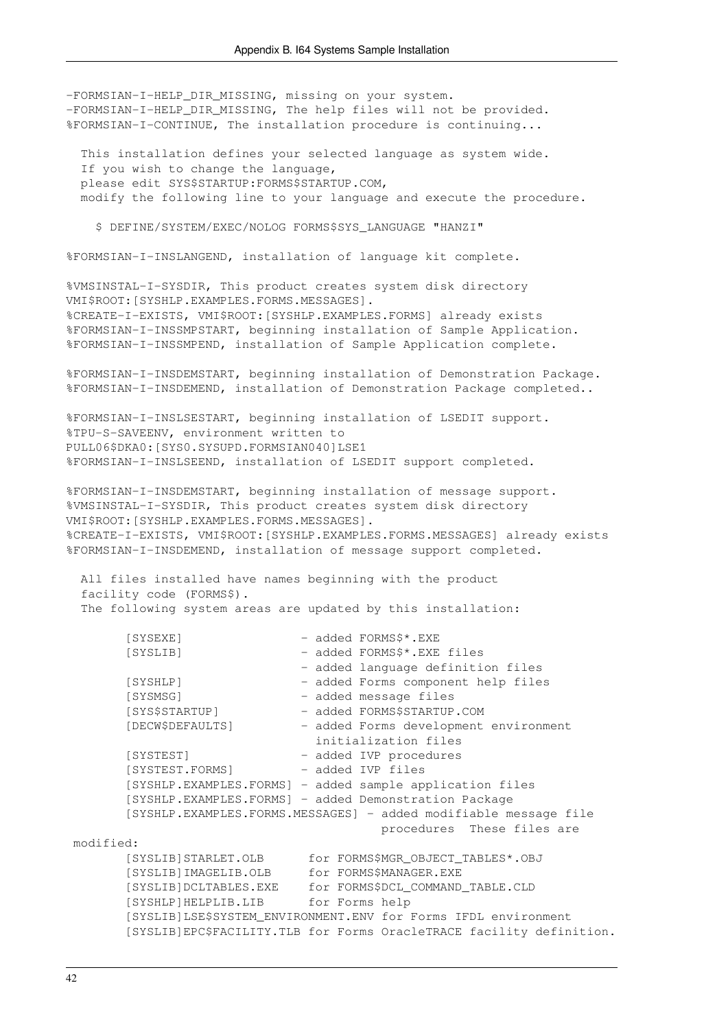```
-FORMSIAN-I-HELP_DIR_MISSING, missing on your system.
-FORMSIAN-I-HELP_DIR_MISSING, The help files will not be provided.
%FORMSIAN-I-CONTINUE, The installation procedure is continuing...

  This installation defines your selected language as system wide.
  If you wish to change the language,
  please edit SYS$STARTUP:FORMS$STARTUP.COM,
  modify the following line to your language and execute the procedure.

    $ DEFINE/SYSTEM/EXEC/NOLOG FORMS$SYS_LANGUAGE "HANZI"

%FORMSIAN-I-INSLANGEND, installation of language kit complete.

%VMSINSTAL-I-SYSDIR, This product creates system disk directory
VMI$ROOT:[SYSHLP.EXAMPLES.FORMS.MESSAGES].
%CREATE-I-EXISTS, VMI$ROOT:[SYSHLP.EXAMPLES.FORMS] already exists
%FORMSIAN-I-INSSMPSTART, beginning installation of Sample Application.
%FORMSIAN-I-INSSMPEND, installation of Sample Application complete.

%FORMSIAN-I-INSDEMSTART, beginning installation of Demonstration Package.
%FORMSIAN-I-INSDEMEND, installation of Demonstration Package completed..

%FORMSIAN-I-INSLSESTART, beginning installation of LSEDIT support.
%TPU-S-SAVEENV, environment written to
PULL06$DKA0:[SYS0.SYSUPD.FORMSIAN040]LSE1
%FORMSIAN-I-INSLSEEND, installation of LSEDIT support completed.

%FORMSIAN-I-INSDEMSTART, beginning installation of message support.
%VMSINSTAL-I-SYSDIR, This product creates system disk directory
VMI$ROOT:[SYSHLP.EXAMPLES.FORMS.MESSAGES].
%CREATE-I-EXISTS, VMI$ROOT:[SYSHLP.EXAMPLES.FORMS.MESSAGES] already exists
%FORMSIAN-I-INSDEMEND, installation of message support completed.

  All files installed have names beginning with the product
  facility code (FORMS$).
  The following system areas are updated by this installation:

        [SYSEXE]                - added FORMS$*.EXE
        [SYSLIB]                - added FORMS$*.EXE files
                                - added language definition files
        [SYSHLP]                - added Forms component help files
        [SYSMSG]                - added message files
        [SYS$STARTUP]           - added FORMS$STARTUP.COM
        [DECW$DEFAULTS]         - added Forms development environment
                                  initialization files
        [SYSTEST]               - added IVP procedures
        [SYSTEST.FORMS]         - added IVP files
        [SYSHLP.EXAMPLES.FORMS] - added sample application files
        [SYSHLP.EXAMPLES.FORMS] - added Demonstration Package
        [SYSHLP.EXAMPLES.FORMS.MESSAGES] - added modifiable message file
                                           procedures  These files are
 modified:
        [SYSLIB]STARLET.OLB      for FORMS$MGR_OBJECT_TABLES*.OBJ
        [SYSLIB]IMAGELIB.OLB     for FORMS$MANAGER.EXE
        [SYSLIB]DCLTABLES.EXE    for FORMS$DCL_COMMAND_TABLE.CLD
        [SYSHLP]HELPLIB.LIB      for Forms help
        [SYSLIB]LSE$SYSTEM_ENVIRONMENT.ENV for Forms IFDL environment
        [SYSLIB]EPC$FACILITY.TLB for Forms OracleTRACE facility definition.
```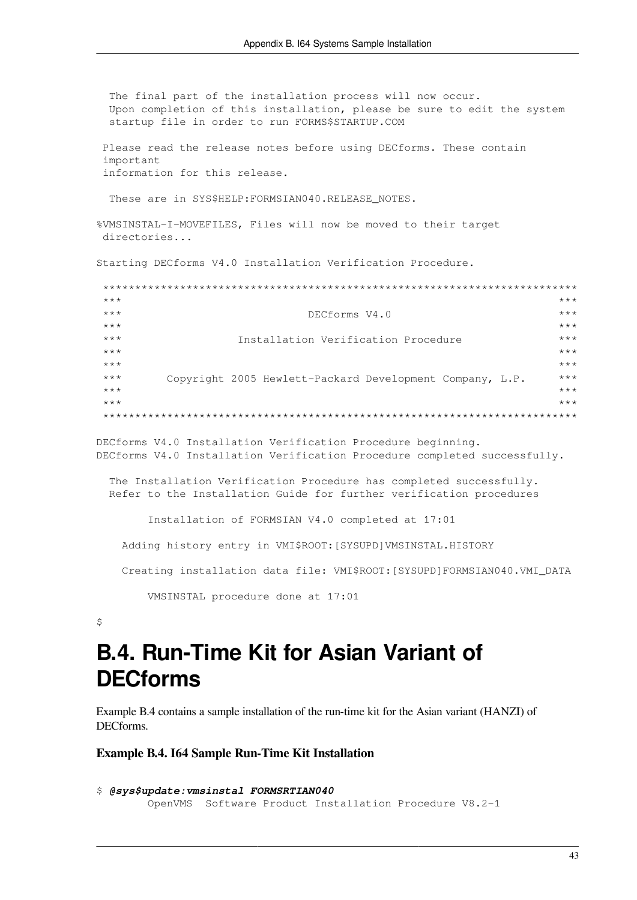```
  The final part of the installation process will now occur.
  Upon completion of this installation, please be sure to edit the system
  startup file in order to run FORMS$STARTUP.COM

 Please read the release notes before using DECforms. These contain
 important
 information for this release.

  These are in SYS$HELP:FORMSIAN040.RELEASE_NOTES.

%VMSINSTAL-I-MOVEFILES, Files will now be moved to their target
 directories...

Starting DECforms V4.0 Installation Verification Procedure.

 **************************************************************************
 ***                                                                    ***
 ***                          DECforms V4.0                             ***
 ***                                                                    ***
 ***                Installation Verification Procedure                 ***
 ***                                                                    ***
 ***                                                                    ***
 ***       Copyright 2005 Hewlett-Packard Development Company, L.P.     ***
 ***                                                                    ***
 ***                                                                    ***
 **************************************************************************

DECforms V4.0 Installation Verification Procedure beginning.
DECforms V4.0 Installation Verification Procedure completed successfully.

  The Installation Verification Procedure has completed successfully.
  Refer to the Installation Guide for further verification procedures

        Installation of FORMSIAN V4.0 completed at 17:01

    Adding history entry in VMI$ROOT:[SYSUPD]VMSINSTAL.HISTORY

    Creating installation data file: VMI$ROOT:[SYSUPD]FORMSIAN040.VMI_DATA

        VMSINSTAL procedure done at 17:01

$
```

# B.4. Run-Time Kit for Asian Variant of DECforms

Example B.4 contains a sample installation of the run-time kit for the Asian variant (HANZI) of DECforms.

**Example B.4. I64 Sample Run-Time Kit Installation**

```
$ @sys$update:vmsinstal FORMSRTIAN040
        OpenVMS  Software Product Installation Procedure V8.2-1
```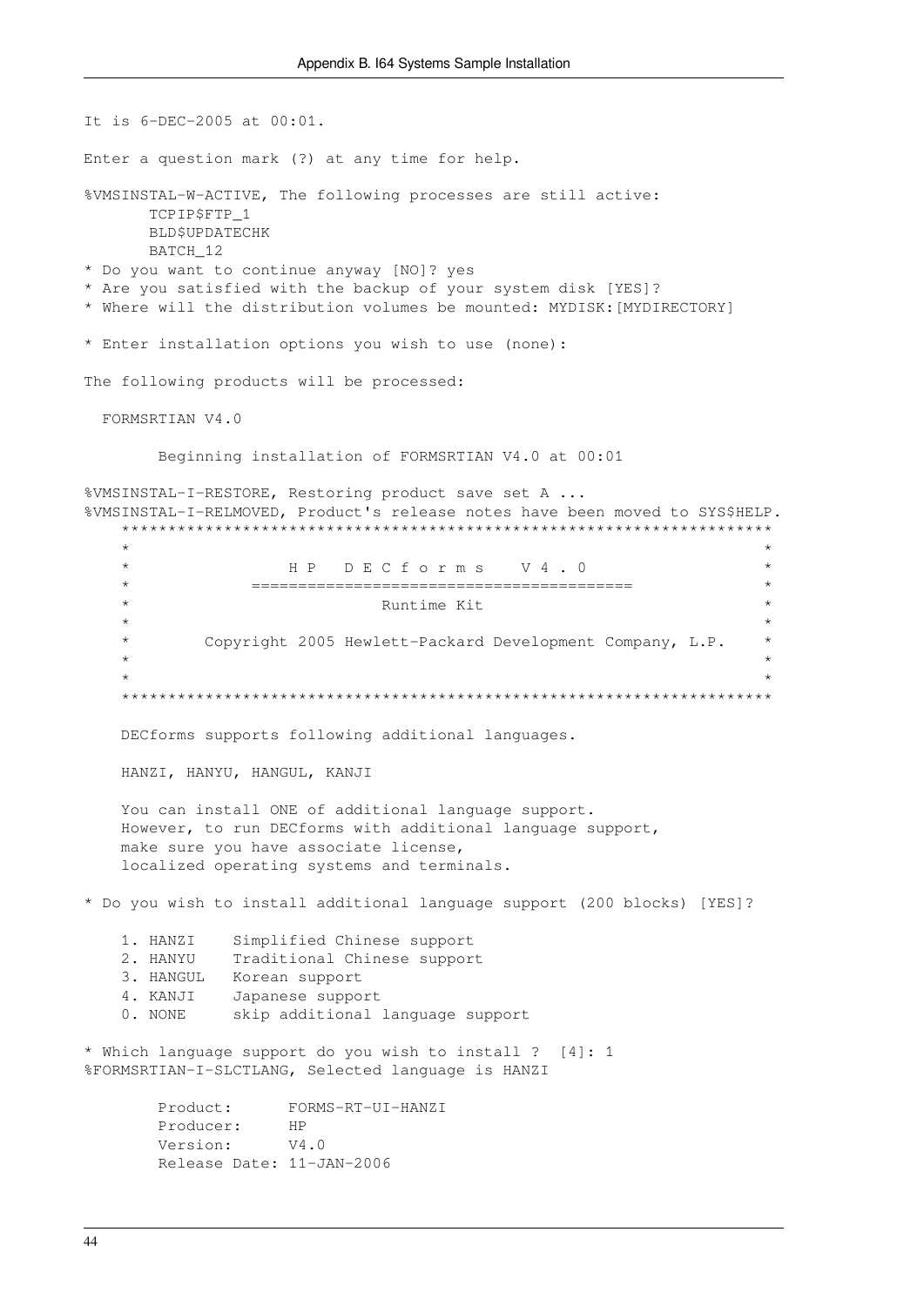```
It is 6-DEC-2005 at 00:01.

Enter a question mark (?) at any time for help.

%VMSINSTAL-W-ACTIVE, The following processes are still active:
       TCPIP$FTP_1
       BLD$UPDATECHK
       BATCH_12
* Do you want to continue anyway [NO]? yes
* Are you satisfied with the backup of your system disk [YES]?
* Where will the distribution volumes be mounted: MYDISK:[MYDIRECTORY]

* Enter installation options you wish to use (none):

The following products will be processed:

  FORMSRTIAN V4.0

        Beginning installation of FORMSRTIAN V4.0 at 00:01

%VMSINSTAL-I-RESTORE, Restoring product save set A ...
%VMSINSTAL-I-RELMOVED, Product's release notes have been moved to SYS$HELP.
    *******************************************************************
    *                                                                 *
    *                H P   D E C f o r m s    V 4 . 0                *
    *            ========================================             *
    *                          Runtime Kit                            *
    *                                                                 *
    *        Copyright 2005 Hewlett-Packard Development Company, L.P.  *
    *                                                                 *
    *                                                                 *
    *******************************************************************

    DECforms supports following additional languages.

    HANZI, HANYU, HANGUL, KANJI

    You can install ONE of additional language support.
    However, to run DECforms with additional language support,
    make sure you have associate license,
    localized operating systems and terminals.

* Do you wish to install additional language support (200 blocks) [YES]?

    1. HANZI    Simplified Chinese support
    2. HANYU    Traditional Chinese support
    3. HANGUL   Korean support
    4. KANJI    Japanese support
    0. NONE     skip additional language support

* Which language support do you wish to install ?  [4]: 1
%FORMSRTIAN-I-SLCTLANG, Selected language is HANZI

        Product:      FORMS-RT-UI-HANZI
        Producer:     HP
        Version:      V4.0
        Release Date: 11-JAN-2006
```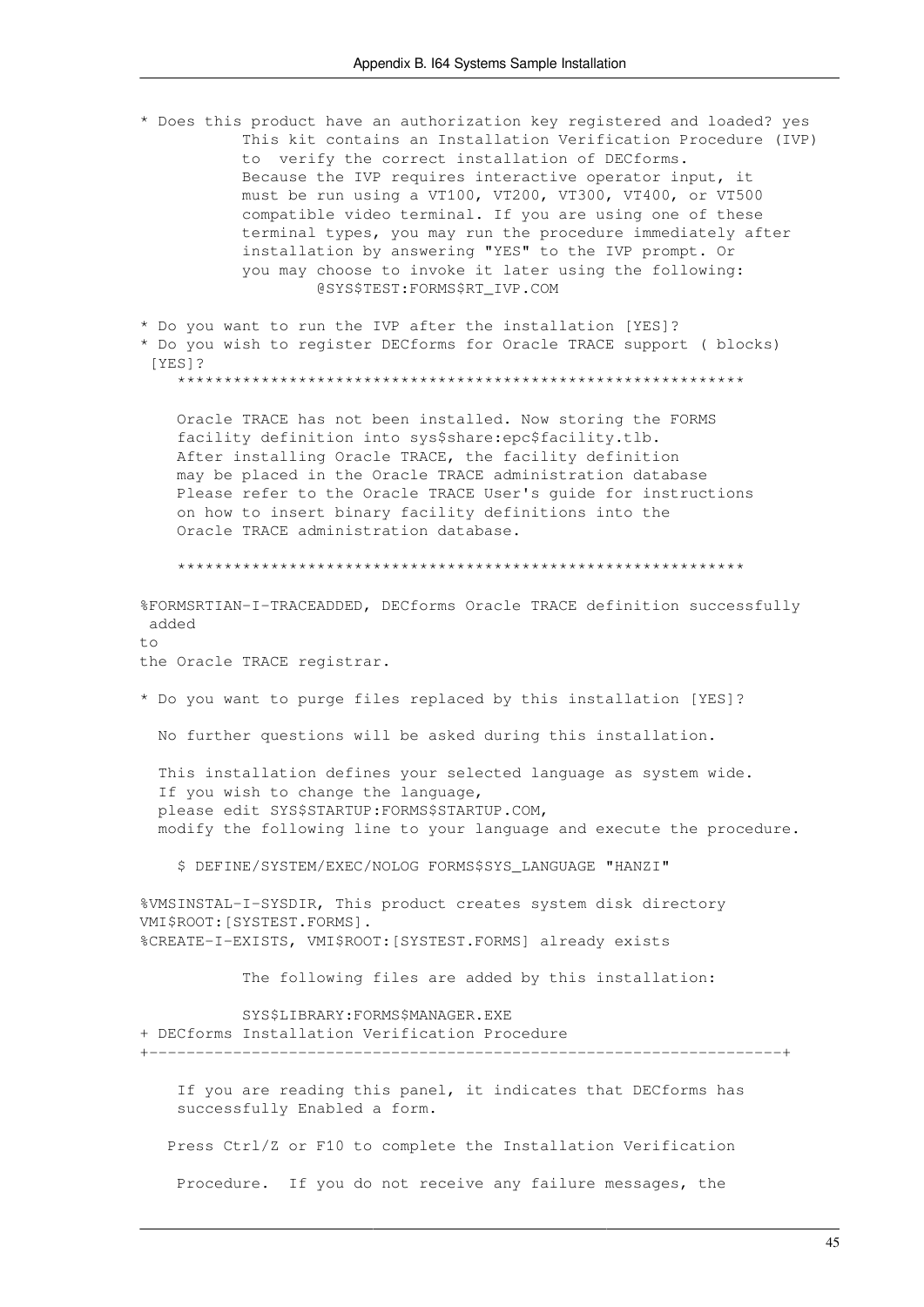```
* Does this product have an authorization key registered and loaded? yes
          This kit contains an Installation Verification Procedure (IVP)
          to  verify the correct installation of DECforms.
          Because the IVP requires interactive operator input, it
          must be run using a VT100, VT200, VT300, VT400, or VT500
          compatible video terminal. If you are using one of these
          terminal types, you may run the procedure immediately after
          installation by answering "YES" to the IVP prompt. Or
          you may choose to invoke it later using the following:
                  @SYS$TEST:FORMS$RT_IVP.COM

* Do you want to run the IVP after the installation [YES]?
* Do you wish to register DECforms for Oracle TRACE support ( blocks)
 [YES]?
    ************************************************************

    Oracle TRACE has not been installed. Now storing the FORMS
    facility definition into sys$share:epc$facility.tlb.
    After installing Oracle TRACE, the facility definition
    may be placed in the Oracle TRACE administration database
    Please refer to the Oracle TRACE User's guide for instructions
    on how to insert binary facility definitions into the
    Oracle TRACE administration database.

    ************************************************************

%FORMSRTIAN-I-TRACEADDED, DECforms Oracle TRACE definition successfully
 added
to
the Oracle TRACE registrar.

* Do you want to purge files replaced by this installation [YES]?

  No further questions will be asked during this installation.

  This installation defines your selected language as system wide.
  If you wish to change the language,
  please edit SYS$STARTUP:FORMS$STARTUP.COM,
  modify the following line to your language and execute the procedure.

    $ DEFINE/SYSTEM/EXEC/NOLOG FORMS$SYS_LANGUAGE "HANZI"

%VMSINSTAL-I-SYSDIR, This product creates system disk directory
VMI$ROOT:[SYSTEST.FORMS].
%CREATE-I-EXISTS, VMI$ROOT:[SYSTEST.FORMS] already exists

          The following files are added by this installation:

          SYS$LIBRARY:FORMS$MANAGER.EXE
+ DECforms Installation Verification Procedure
+--------------------------------------------------------------------+

    If you are reading this panel, it indicates that DECforms has
    successfully Enabled a form.

   Press Ctrl/Z or F10 to complete the Installation Verification

    Procedure.  If you do not receive any failure messages, the
```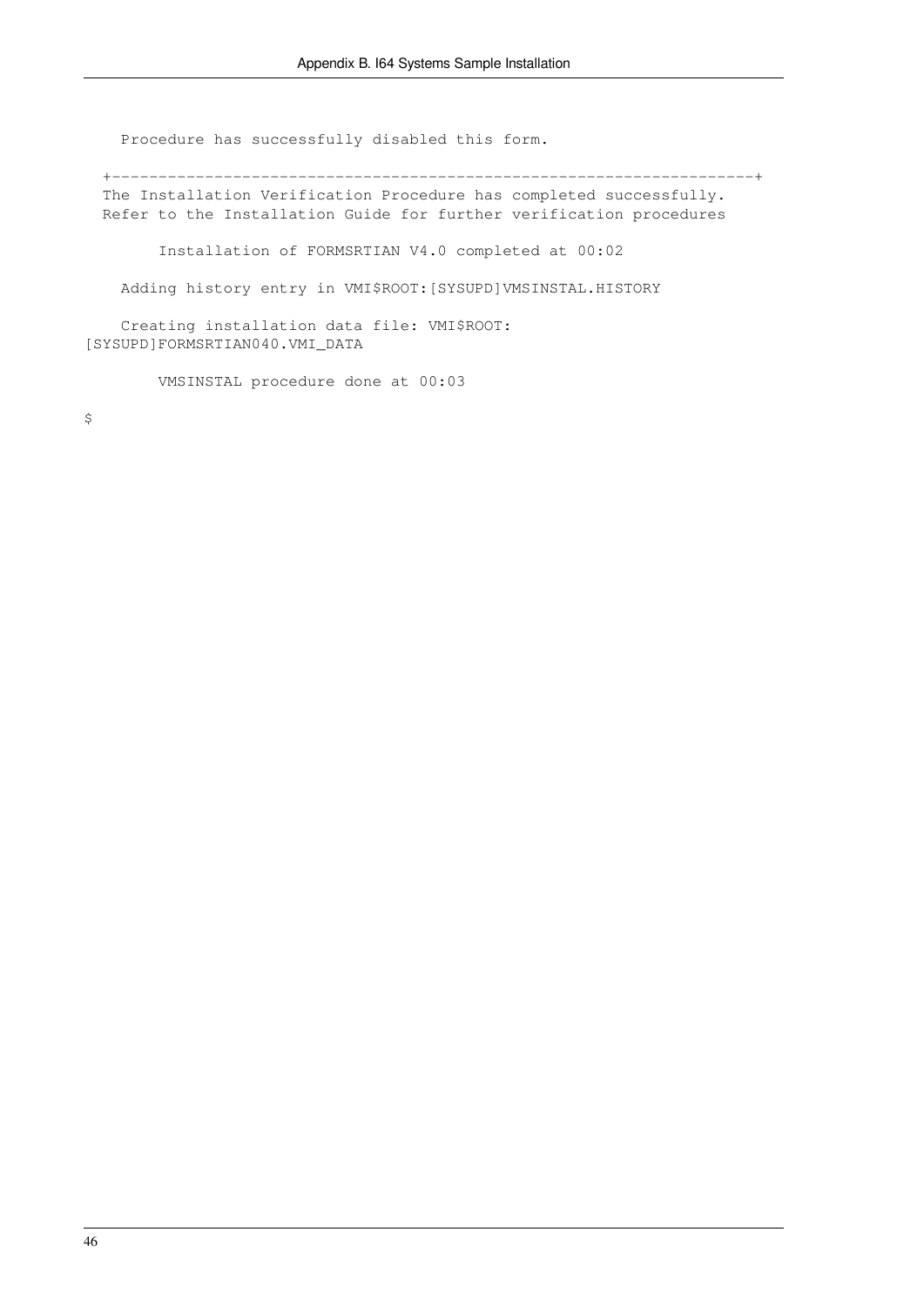```
    Procedure has successfully disabled this form.

  +--------------------------------------------------------------------+
  The Installation Verification Procedure has completed successfully.
  Refer to the Installation Guide for further verification procedures

        Installation of FORMSRTIAN V4.0 completed at 00:02

    Adding history entry in VMI$ROOT:[SYSUPD]VMSINSTAL.HISTORY

    Creating installation data file: VMI$ROOT:
[SYSUPD]FORMSRTIAN040.VMI_DATA

        VMSINSTAL procedure done at 00:03

$
```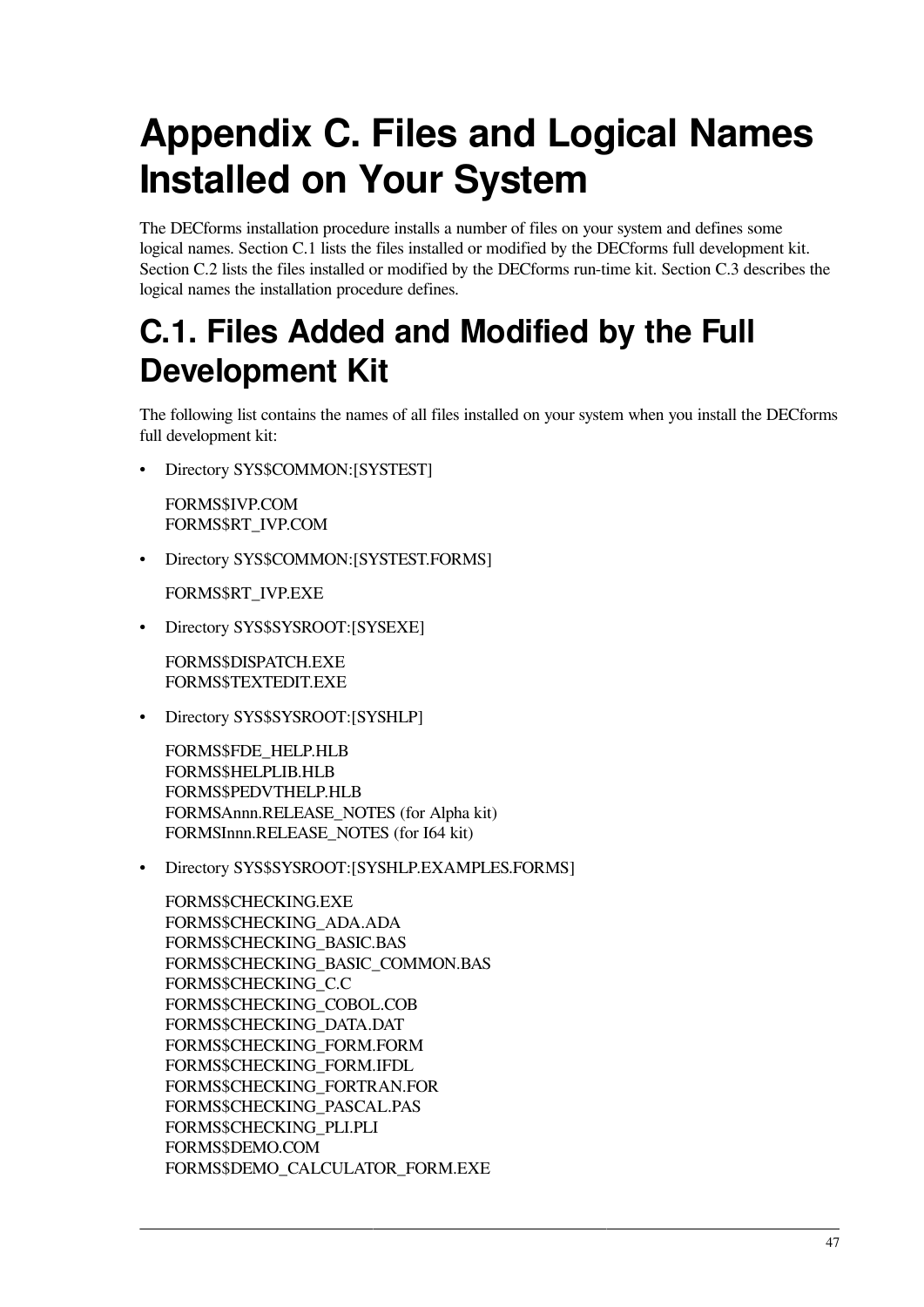# Appendix C. Files and Logical Names Installed on Your System

The DECforms installation procedure installs a number of files on your system and defines some logical names. Section C.1 lists the files installed or modified by the DECforms full development kit. Section C.2 lists the files installed or modified by the DECforms run-time kit. Section C.3 describes the logical names the installation procedure defines.

## C.1. Files Added and Modified by the Full Development Kit

The following list contains the names of all files installed on your system when you install the DECforms full development kit:

- Directory SYS$COMMON:[SYSTEST]

  FORMS$IVP.COM
  FORMS$RT_IVP.COM

- Directory SYS$COMMON:[SYSTEST.FORMS]

  FORMS$RT_IVP.EXE

- Directory SYS$SYSROOT:[SYSEXE]

  FORMS$DISPATCH.EXE
  FORMS$TEXTEDIT.EXE

- Directory SYS$SYSROOT:[SYSHLP]

  FORMS$FDE_HELP.HLB
  FORMS$HELPLIB.HLB
  FORMS$PEDVTHELP.HLB
  FORMSAnnn.RELEASE_NOTES (for Alpha kit)
  FORMSInnn.RELEASE_NOTES (for I64 kit)

- Directory SYS$SYSROOT:[SYSHLP.EXAMPLES.FORMS]

  FORMS$CHECKING.EXE
  FORMS$CHECKING_ADA.ADA
  FORMS$CHECKING_BASIC.BAS
  FORMS$CHECKING_BASIC_COMMON.BAS
  FORMS$CHECKING_C.C
  FORMS$CHECKING_COBOL.COB
  FORMS$CHECKING_DATA.DAT
  FORMS$CHECKING_FORM.FORM
  FORMS$CHECKING_FORM.IFDL
  FORMS$CHECKING_FORTRAN.FOR
  FORMS$CHECKING_PASCAL.PAS
  FORMS$CHECKING_PLI.PLI
  FORMS$DEMO.COM
  FORMS$DEMO_CALCULATOR_FORM.EXE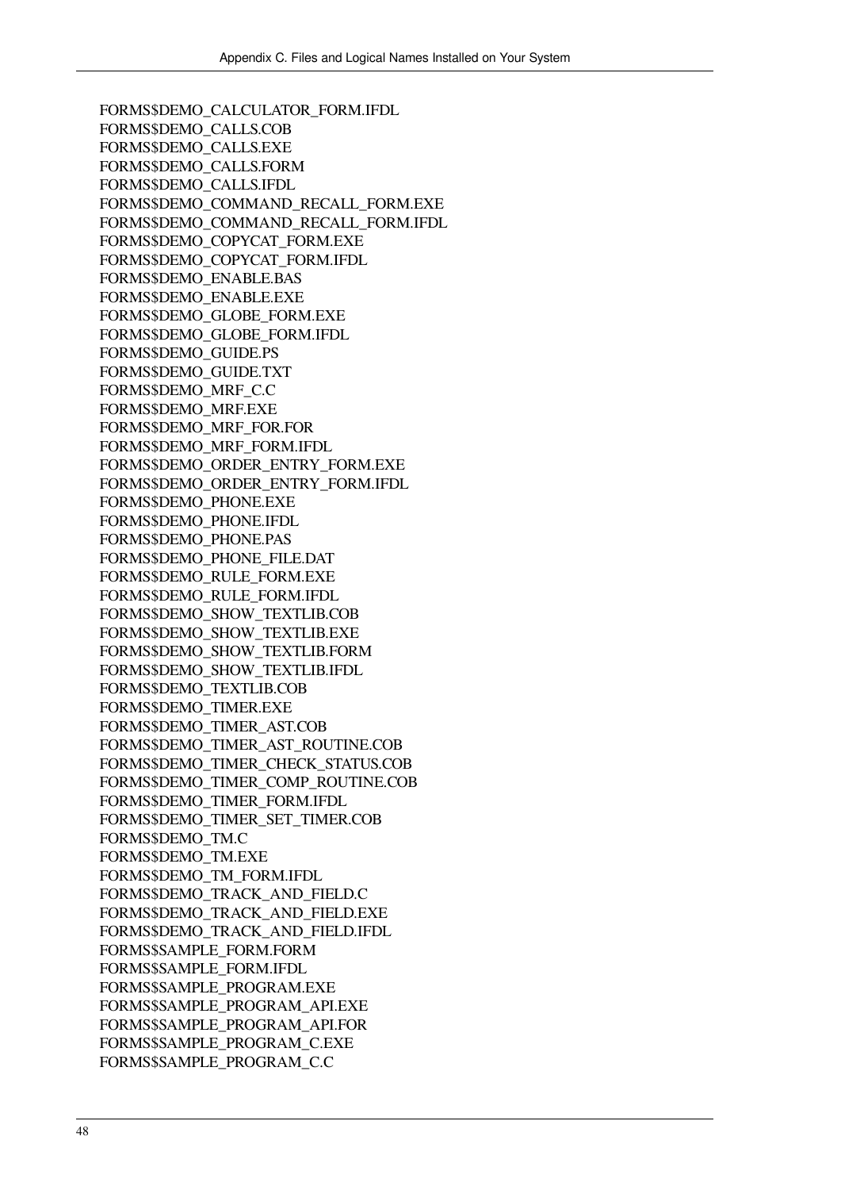FORMS$DEMO_CALCULATOR_FORM.IFDL
FORMS$DEMO_CALLS.COB
FORMS$DEMO_CALLS.EXE
FORMS$DEMO_CALLS.FORM
FORMS$DEMO_CALLS.IFDL
FORMS$DEMO_COMMAND_RECALL_FORM.EXE
FORMS$DEMO_COMMAND_RECALL_FORM.IFDL
FORMS$DEMO_COPYCAT_FORM.EXE
FORMS$DEMO_COPYCAT_FORM.IFDL
FORMS$DEMO_ENABLE.BAS
FORMS$DEMO_ENABLE.EXE
FORMS$DEMO_GLOBE_FORM.EXE
FORMS$DEMO_GLOBE_FORM.IFDL
FORMS$DEMO_GUIDE.PS
FORMS$DEMO_GUIDE.TXT
FORMS$DEMO_MRF_C.C
FORMS$DEMO_MRF.EXE
FORMS$DEMO_MRF_FOR.FOR
FORMS$DEMO_MRF_FORM.IFDL
FORMS$DEMO_ORDER_ENTRY_FORM.EXE
FORMS$DEMO_ORDER_ENTRY_FORM.IFDL
FORMS$DEMO_PHONE.EXE
FORMS$DEMO_PHONE.IFDL
FORMS$DEMO_PHONE.PAS
FORMS$DEMO_PHONE_FILE.DAT
FORMS$DEMO_RULE_FORM.EXE
FORMS$DEMO_RULE_FORM.IFDL
FORMS$DEMO_SHOW_TEXTLIB.COB
FORMS$DEMO_SHOW_TEXTLIB.EXE
FORMS$DEMO_SHOW_TEXTLIB.FORM
FORMS$DEMO_SHOW_TEXTLIB.IFDL
FORMS$DEMO_TEXTLIB.COB
FORMS$DEMO_TIMER.EXE
FORMS$DEMO_TIMER_AST.COB
FORMS$DEMO_TIMER_AST_ROUTINE.COB
FORMS$DEMO_TIMER_CHECK_STATUS.COB
FORMS$DEMO_TIMER_COMP_ROUTINE.COB
FORMS$DEMO_TIMER_FORM.IFDL
FORMS$DEMO_TIMER_SET_TIMER.COB
FORMS$DEMO_TM.C
FORMS$DEMO_TM.EXE
FORMS$DEMO_TM_FORM.IFDL
FORMS$DEMO_TRACK_AND_FIELD.C
FORMS$DEMO_TRACK_AND_FIELD.EXE
FORMS$DEMO_TRACK_AND_FIELD.IFDL
FORMS$SAMPLE_FORM.FORM
FORMS$SAMPLE_FORM.IFDL
FORMS$SAMPLE_PROGRAM.EXE
FORMS$SAMPLE_PROGRAM_API.EXE
FORMS$SAMPLE_PROGRAM_API.FOR
FORMS$SAMPLE_PROGRAM_C.EXE
FORMS$SAMPLE_PROGRAM_C.C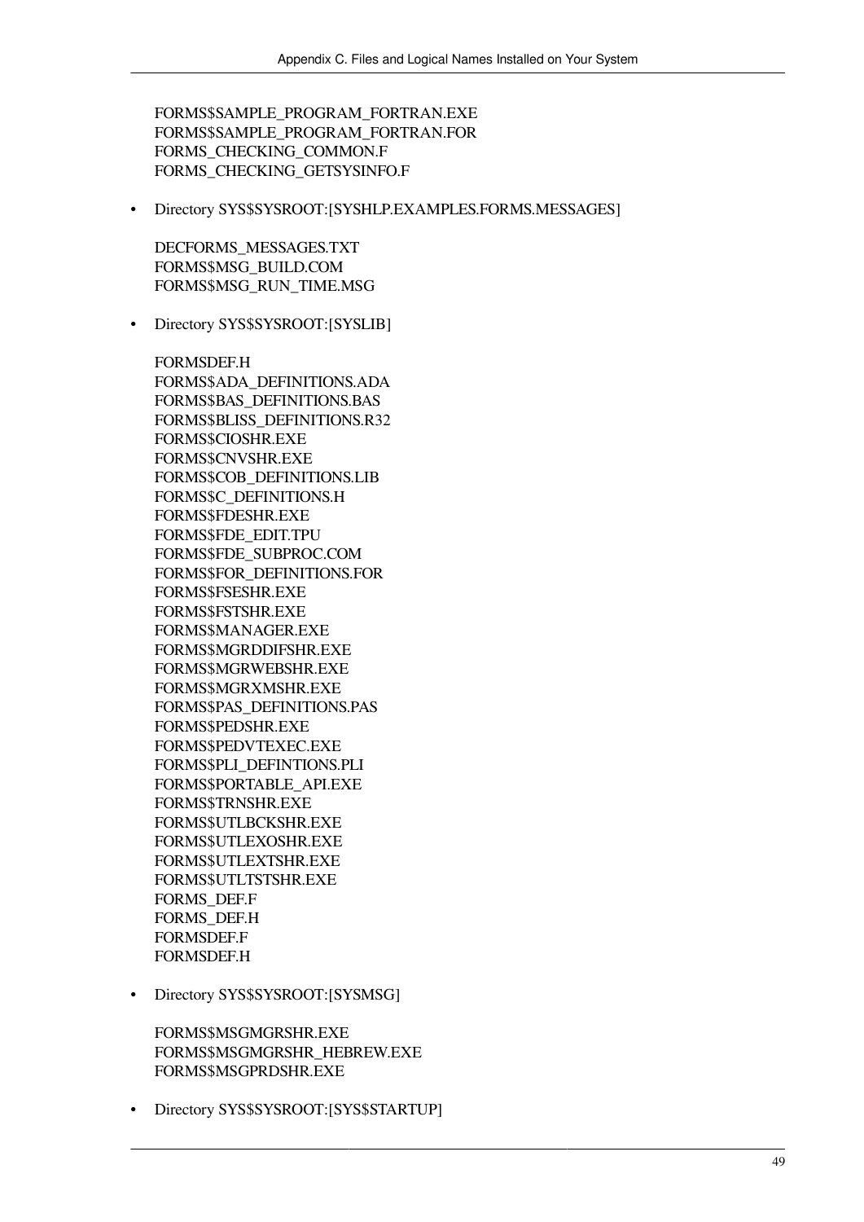FORMS$SAMPLE_PROGRAM_FORTRAN.EXE
FORMS$SAMPLE_PROGRAM_FORTRAN.FOR
FORMS_CHECKING_COMMON.F
FORMS_CHECKING_GETSYSINFO.F

- Directory SYS$SYSROOT:[SYSHLP.EXAMPLES.FORMS.MESSAGES]

  DECFORMS_MESSAGES.TXT
  FORMS$MSG_BUILD.COM
  FORMS$MSG_RUN_TIME.MSG

- Directory SYS$SYSROOT:[SYSLIB]

  FORMSDEF.H
  FORMS$ADA_DEFINITIONS.ADA
  FORMS$BAS_DEFINITIONS.BAS
  FORMS$BLISS_DEFINITIONS.R32
  FORMS$CIOSHR.EXE
  FORMS$CNVSHR.EXE
  FORMS$COB_DEFINITIONS.LIB
  FORMS$C_DEFINITIONS.H
  FORMS$FDESHR.EXE
  FORMS$FDE_EDIT.TPU
  FORMS$FDE_SUBPROC.COM
  FORMS$FOR_DEFINITIONS.FOR
  FORMS$FSESHR.EXE
  FORMS$FSTSHR.EXE
  FORMS$MANAGER.EXE
  FORMS$MGRDDIFSHR.EXE
  FORMS$MGRWEBSHR.EXE
  FORMS$MGRXMSHR.EXE
  FORMS$PAS_DEFINITIONS.PAS
  FORMS$PEDSHR.EXE
  FORMS$PEDVTEXEC.EXE
  FORMS$PLI_DEFINTIONS.PLI
  FORMS$PORTABLE_API.EXE
  FORMS$TRNSHR.EXE
  FORMS$UTLBCKSHR.EXE
  FORMS$UTLEXOSHR.EXE
  FORMS$UTLEXTSHR.EXE
  FORMS$UTLTSTSHR.EXE
  FORMS_DEF.F
  FORMS_DEF.H
  FORMSDEF.F
  FORMSDEF.H

- Directory SYS$SYSROOT:[SYSMSG]

  FORMS$MSGMGRSHR.EXE
  FORMS$MSGMGRSHR_HEBREW.EXE
  FORMS$MSGPRDSHR.EXE

- Directory SYS$SYSROOT:[SYS$STARTUP]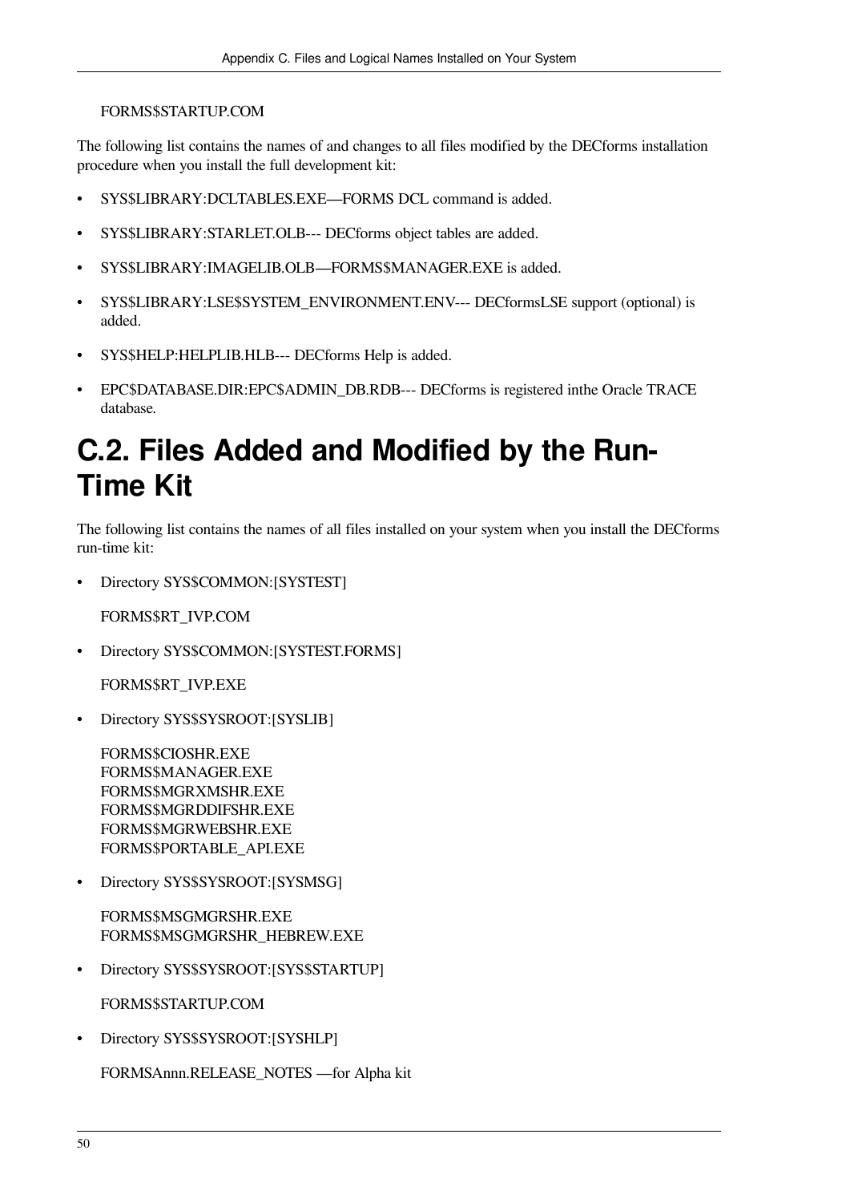FORMS$STARTUP.COM

The following list contains the names of and changes to all files modified by the DECforms installation procedure when you install the full development kit:

- SYS$LIBRARY:DCLTABLES.EXE—FORMS DCL command is added.
- SYS$LIBRARY:STARLET.OLB--- DECforms object tables are added.
- SYS$LIBRARY:IMAGELIB.OLB—FORMS$MANAGER.EXE is added.
- SYS$LIBRARY:LSE$SYSTEM_ENVIRONMENT.ENV--- DECformsLSE support (optional) is added.
- SYS$HELP:HELPLIB.HLB--- DECforms Help is added.
- EPC$DATABASE.DIR:EPC$ADMIN_DB.RDB--- DECforms is registered inthe Oracle TRACE database.

# C.2. Files Added and Modified by the Run-Time Kit

The following list contains the names of all files installed on your system when you install the DECforms run-time kit:

- Directory SYS$COMMON:[SYSTEST]

  FORMS$RT_IVP.COM

- Directory SYS$COMMON:[SYSTEST.FORMS]

  FORMS$RT_IVP.EXE

- Directory SYS$SYSROOT:[SYSLIB]

  FORMS$CIOSHR.EXE
  FORMS$MANAGER.EXE
  FORMS$MGRXMSHR.EXE
  FORMS$MGRDDIFSHR.EXE
  FORMS$MGRWEBSHR.EXE
  FORMS$PORTABLE_API.EXE

- Directory SYS$SYSROOT:[SYSMSG]

  FORMS$MSGMGRSHR.EXE
  FORMS$MSGMGRSHR_HEBREW.EXE

- Directory SYS$SYSROOT:[SYS$STARTUP]

  FORMS$STARTUP.COM

- Directory SYS$SYSROOT:[SYSHLP]

  FORMSAnnn.RELEASE_NOTES —for Alpha kit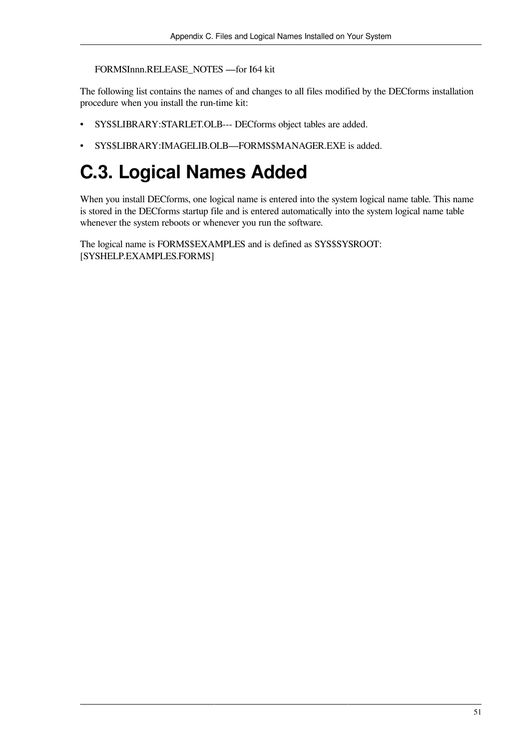FORMSInnn.RELEASE_NOTES —for I64 kit

The following list contains the names of and changes to all files modified by the DECforms installation procedure when you install the run-time kit:

- SYS$LIBRARY:STARLET.OLB--- DECforms object tables are added.
- SYS$LIBRARY:IMAGELIB.OLB—FORMS$MANAGER.EXE is added.

# C.3. Logical Names Added

When you install DECforms, one logical name is entered into the system logical name table. This name is stored in the DECforms startup file and is entered automatically into the system logical name table whenever the system reboots or whenever you run the software.

The logical name is FORMS$EXAMPLES and is defined as SYS$SYSROOT:[SYSHELP.EXAMPLES.FORMS]